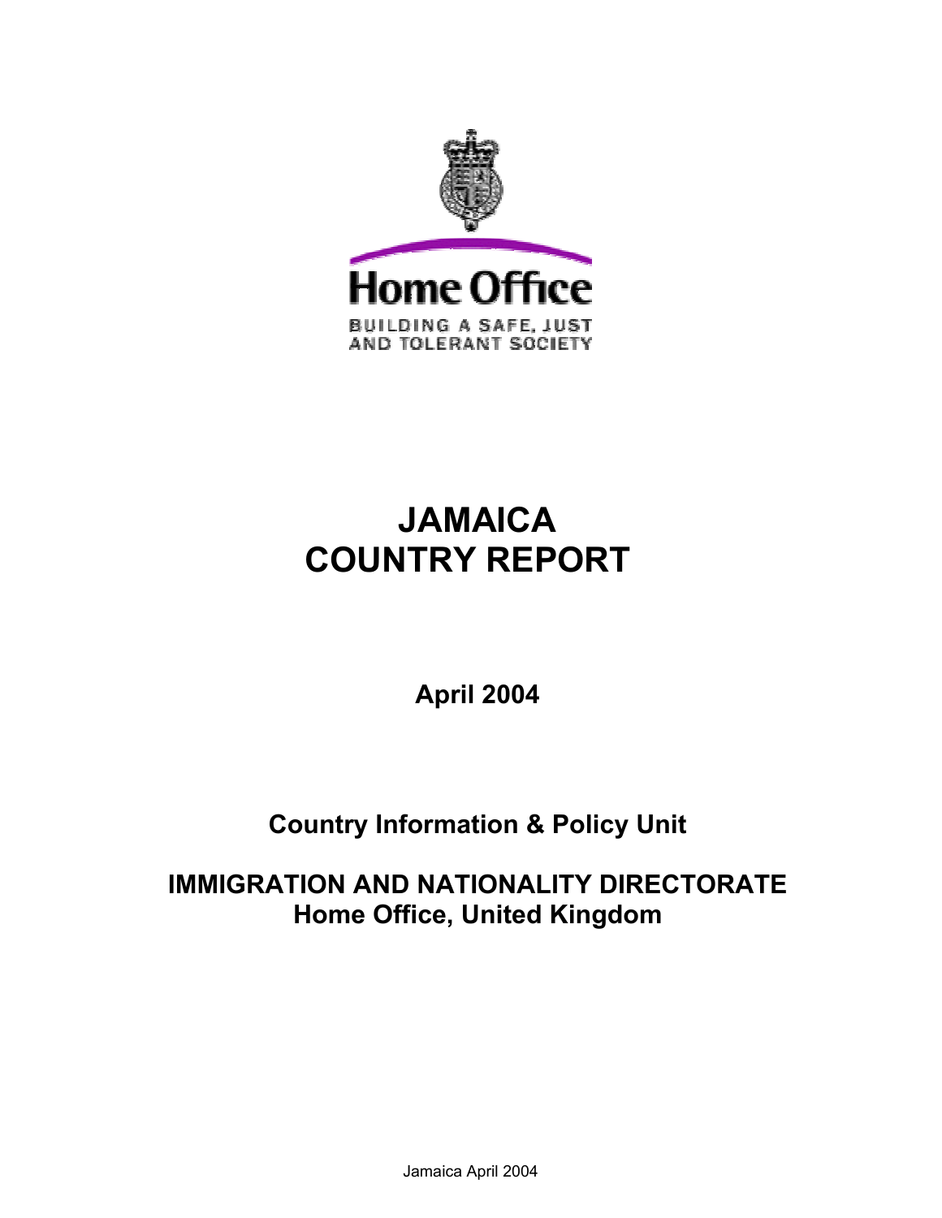Home Office

BUILDING A SAFE, JUST AND TOLERANT SOCIETY

# JAMAICA COUNTRY REPORT

**April 2004**

**Country Information & Policy Unit**

**IMMIGRATION AND NATIONALITY DIRECTORATE**
**Home Office, United Kingdom**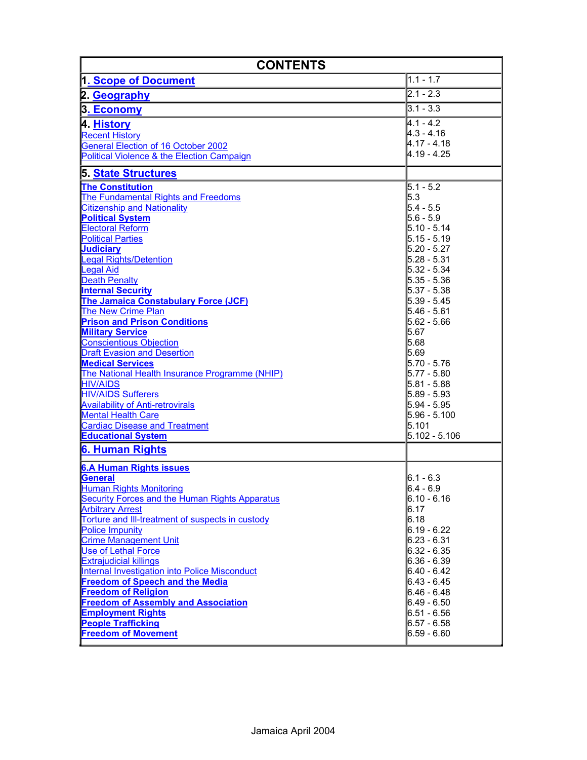| CONTENTS | |
|---|---|
| **1. Scope of Document** | 1.1 - 1.7 |
| **2. Geography** | 2.1 - 2.3 |
| **3. Economy** | 3.1 - 3.3 |
| **4. History** | 4.1 - 4.2 |
| Recent History | 4.3 - 4.16 |
| General Election of 16 October 2002 | 4.17 - 4.18 |
| Political Violence & the Election Campaign | 4.19 - 4.25 |
| **5. State Structures** | |
| **The Constitution** | 5.1 - 5.2 |
| The Fundamental Rights and Freedoms | 5.3 |
| Citizenship and Nationality | 5.4 - 5.5 |
| **Political System** | 5.6 - 5.9 |
| Electoral Reform | 5.10 - 5.14 |
| Political Parties | 5.15 - 5.19 |
| **Judiciary** | 5.20 - 5.27 |
| Legal Rights/Detention | 5.28 - 5.31 |
| Legal Aid | 5.32 - 5.34 |
| Death Penalty | 5.35 - 5.36 |
| **Internal Security** | 5.37 - 5.38 |
| **The Jamaica Constabulary Force (JCF)** | 5.39 - 5.45 |
| The New Crime Plan | 5.46 - 5.61 |
| **Prison and Prison Conditions** | 5.62 - 5.66 |
| **Military Service** | 5.67 |
| Conscientious Objection | 5.68 |
| Draft Evasion and Desertion | 5.69 |
| **Medical Services** | 5.70 - 5.76 |
| The National Health Insurance Programme (NHIP) | 5.77 - 5.80 |
| HIV/AIDS | 5.81 - 5.88 |
| HIV/AIDS Sufferers | 5.89 - 5.93 |
| Availability of Anti-retrovirals | 5.94 - 5.95 |
| Mental Health Care | 5.96 - 5.100 |
| Cardiac Disease and Treatment | 5.101 |
| **Educational System** | 5.102 - 5.106 |
| **6. Human Rights** | |
| **6.A Human Rights issues** | |
| **General** | 6.1 - 6.3 |
| Human Rights Monitoring | 6.4 - 6.9 |
| Security Forces and the Human Rights Apparatus | 6.10 - 6.16 |
| Arbitrary Arrest | 6.17 |
| Torture and Ill-treatment of suspects in custody | 6.18 |
| Police Impunity | 6.19 - 6.22 |
| Crime Management Unit | 6.23 - 6.31 |
| Use of Lethal Force | 6.32 - 6.35 |
| Extrajudicial killings | 6.36 - 6.39 |
| Internal Investigation into Police Misconduct | 6.40 - 6.42 |
| **Freedom of Speech and the Media** | 6.43 - 6.45 |
| **Freedom of Religion** | 6.46 - 6.48 |
| **Freedom of Assembly and Association** | 6.49 - 6.50 |
| **Employment Rights** | 6.51 - 6.56 |
| **People Trafficking** | 6.57 - 6.58 |
| **Freedom of Movement** | 6.59 - 6.60 |

Jamaica April 2004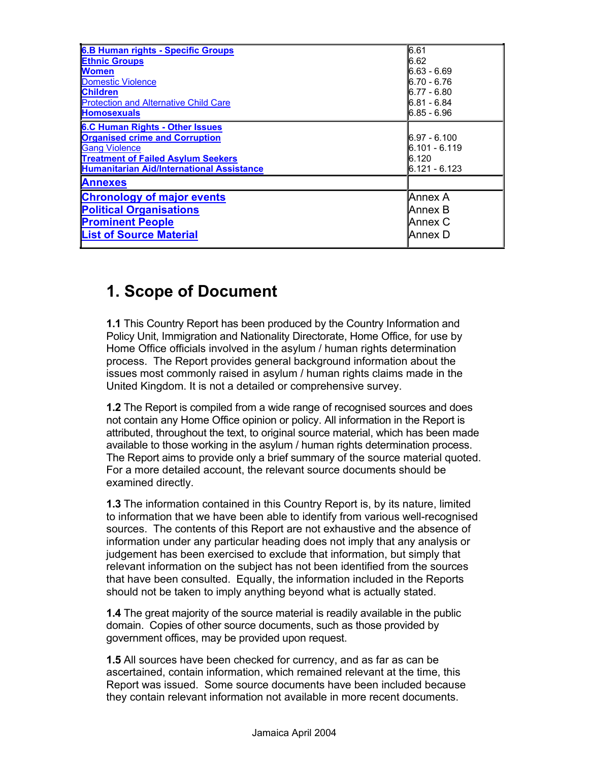| | |
|---|---|
| **6.B Human rights - Specific Groups** | 6.61 |
| **Ethnic Groups** | 6.62 |
| **Women** | 6.63 - 6.69 |
| Domestic Violence | 6.70 - 6.76 |
| **Children** | 6.77 - 6.80 |
| Protection and Alternative Child Care | 6.81 - 6.84 |
| **Homosexuals** | 6.85 - 6.96 |
| **6.C Human Rights - Other Issues** | |
| **Organised crime and Corruption** | 6.97 - 6.100 |
| Gang Violence | 6.101 - 6.119 |
| **Treatment of Failed Asylum Seekers** | 6.120 |
| **Humanitarian Aid/International Assistance** | 6.121 - 6.123 |
| **Annexes** | |
| **Chronology of major events** | Annex A |
| **Political Organisations** | Annex B |
| **Prominent People** | Annex C |
| **List of Source Material** | Annex D |

# 1. Scope of Document

**1.1** This Country Report has been produced by the Country Information and Policy Unit, Immigration and Nationality Directorate, Home Office, for use by Home Office officials involved in the asylum / human rights determination process. The Report provides general background information about the issues most commonly raised in asylum / human rights claims made in the United Kingdom. It is not a detailed or comprehensive survey.

**1.2** The Report is compiled from a wide range of recognised sources and does not contain any Home Office opinion or policy. All information in the Report is attributed, throughout the text, to original source material, which has been made available to those working in the asylum / human rights determination process. The Report aims to provide only a brief summary of the source material quoted. For a more detailed account, the relevant source documents should be examined directly.

**1.3** The information contained in this Country Report is, by its nature, limited to information that we have been able to identify from various well-recognised sources. The contents of this Report are not exhaustive and the absence of information under any particular heading does not imply that any analysis or judgement has been exercised to exclude that information, but simply that relevant information on the subject has not been identified from the sources that have been consulted. Equally, the information included in the Reports should not be taken to imply anything beyond what is actually stated.

**1.4** The great majority of the source material is readily available in the public domain. Copies of other source documents, such as those provided by government offices, may be provided upon request.

**1.5** All sources have been checked for currency, and as far as can be ascertained, contain information, which remained relevant at the time, this Report was issued. Some source documents have been included because they contain relevant information not available in more recent documents.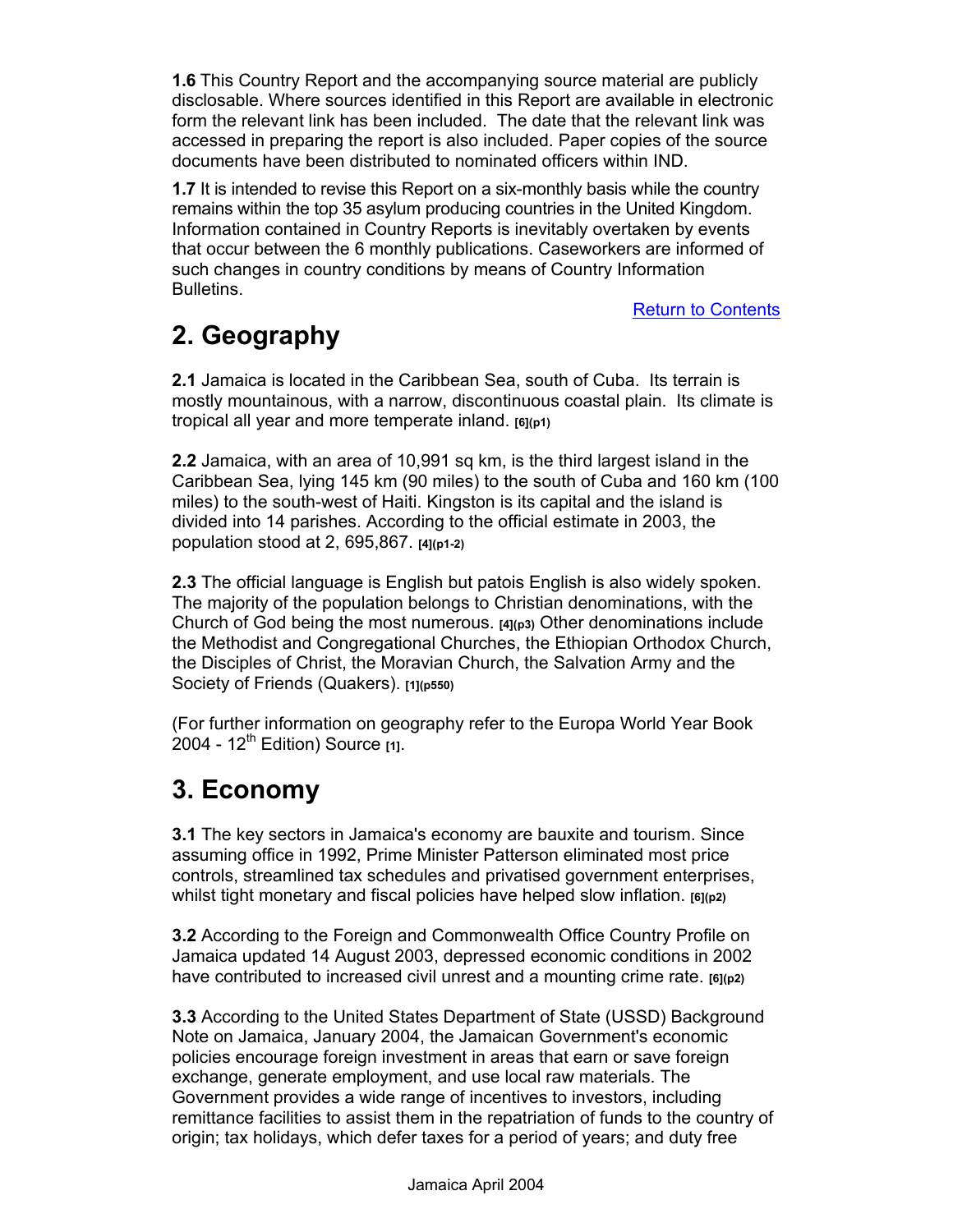**1.6** This Country Report and the accompanying source material are publicly disclosable. Where sources identified in this Report are available in electronic form the relevant link has been included. The date that the relevant link was accessed in preparing the report is also included. Paper copies of the source documents have been distributed to nominated officers within IND.

**1.7** It is intended to revise this Report on a six-monthly basis while the country remains within the top 35 asylum producing countries in the United Kingdom. Information contained in Country Reports is inevitably overtaken by events that occur between the 6 monthly publications. Caseworkers are informed of such changes in country conditions by means of Country Information Bulletins.

Return to Contents

# 2. Geography

**2.1** Jamaica is located in the Caribbean Sea, south of Cuba. Its terrain is mostly mountainous, with a narrow, discontinuous coastal plain. Its climate is tropical all year and more temperate inland. [6](p1)

**2.2** Jamaica, with an area of 10,991 sq km, is the third largest island in the Caribbean Sea, lying 145 km (90 miles) to the south of Cuba and 160 km (100 miles) to the south-west of Haiti. Kingston is its capital and the island is divided into 14 parishes. According to the official estimate in 2003, the population stood at 2, 695,867. [4](p1-2)

**2.3** The official language is English but patois English is also widely spoken. The majority of the population belongs to Christian denominations, with the Church of God being the most numerous. [4](p3) Other denominations include the Methodist and Congregational Churches, the Ethiopian Orthodox Church, the Disciples of Christ, the Moravian Church, the Salvation Army and the Society of Friends (Quakers). [1](p550)

(For further information on geography refer to the Europa World Year Book 2004 - 12th Edition) Source [1].

# 3. Economy

**3.1** The key sectors in Jamaica's economy are bauxite and tourism. Since assuming office in 1992, Prime Minister Patterson eliminated most price controls, streamlined tax schedules and privatised government enterprises, whilst tight monetary and fiscal policies have helped slow inflation. [6](p2)

**3.2** According to the Foreign and Commonwealth Office Country Profile on Jamaica updated 14 August 2003, depressed economic conditions in 2002 have contributed to increased civil unrest and a mounting crime rate. [6](p2)

**3.3** According to the United States Department of State (USSD) Background Note on Jamaica, January 2004, the Jamaican Government's economic policies encourage foreign investment in areas that earn or save foreign exchange, generate employment, and use local raw materials. The Government provides a wide range of incentives to investors, including remittance facilities to assist them in the repatriation of funds to the country of origin; tax holidays, which defer taxes for a period of years; and duty free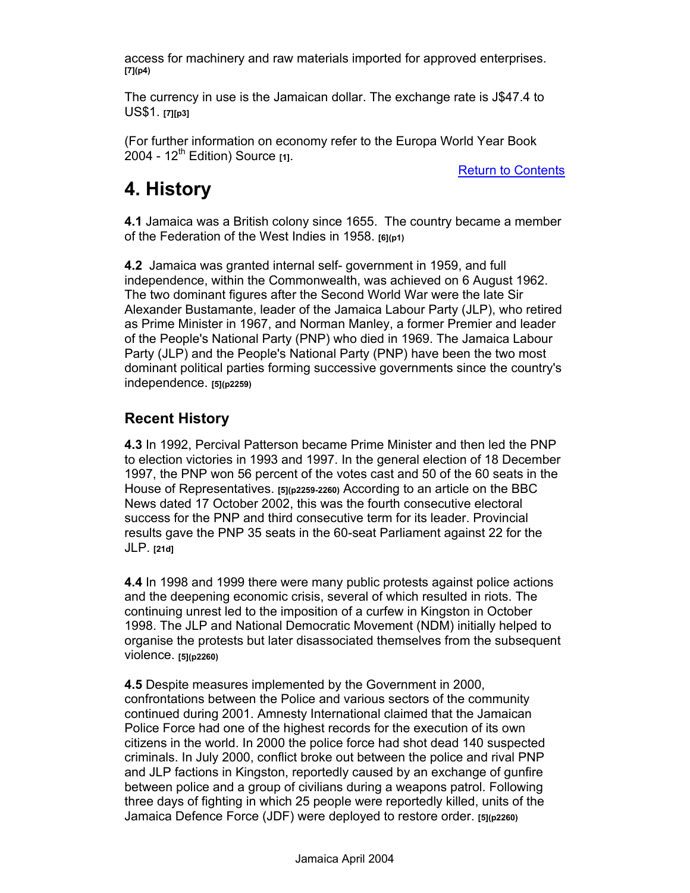access for machinery and raw materials imported for approved enterprises. [7](p4)

The currency in use is the Jamaican dollar. The exchange rate is J$47.4 to US$1. [7][p3]

(For further information on economy refer to the Europa World Year Book 2004 - 12th Edition) Source [1].

Return to Contents

# 4. History

**4.1** Jamaica was a British colony since 1655. The country became a member of the Federation of the West Indies in 1958. [6](p1)

**4.2** Jamaica was granted internal self- government in 1959, and full independence, within the Commonwealth, was achieved on 6 August 1962. The two dominant figures after the Second World War were the late Sir Alexander Bustamante, leader of the Jamaica Labour Party (JLP), who retired as Prime Minister in 1967, and Norman Manley, a former Premier and leader of the People's National Party (PNP) who died in 1969. The Jamaica Labour Party (JLP) and the People's National Party (PNP) have been the two most dominant political parties forming successive governments since the country's independence. [5](p2259)

## Recent History

**4.3** In 1992, Percival Patterson became Prime Minister and then led the PNP to election victories in 1993 and 1997. In the general election of 18 December 1997, the PNP won 56 percent of the votes cast and 50 of the 60 seats in the House of Representatives. [5](p2259-2260) According to an article on the BBC News dated 17 October 2002, this was the fourth consecutive electoral success for the PNP and third consecutive term for its leader. Provincial results gave the PNP 35 seats in the 60-seat Parliament against 22 for the JLP. [21d]

**4.4** In 1998 and 1999 there were many public protests against police actions and the deepening economic crisis, several of which resulted in riots. The continuing unrest led to the imposition of a curfew in Kingston in October 1998. The JLP and National Democratic Movement (NDM) initially helped to organise the protests but later disassociated themselves from the subsequent violence. [5](p2260)

**4.5** Despite measures implemented by the Government in 2000, confrontations between the Police and various sectors of the community continued during 2001. Amnesty International claimed that the Jamaican Police Force had one of the highest records for the execution of its own citizens in the world. In 2000 the police force had shot dead 140 suspected criminals. In July 2000, conflict broke out between the police and rival PNP and JLP factions in Kingston, reportedly caused by an exchange of gunfire between police and a group of civilians during a weapons patrol. Following three days of fighting in which 25 people were reportedly killed, units of the Jamaica Defence Force (JDF) were deployed to restore order. [5](p2260)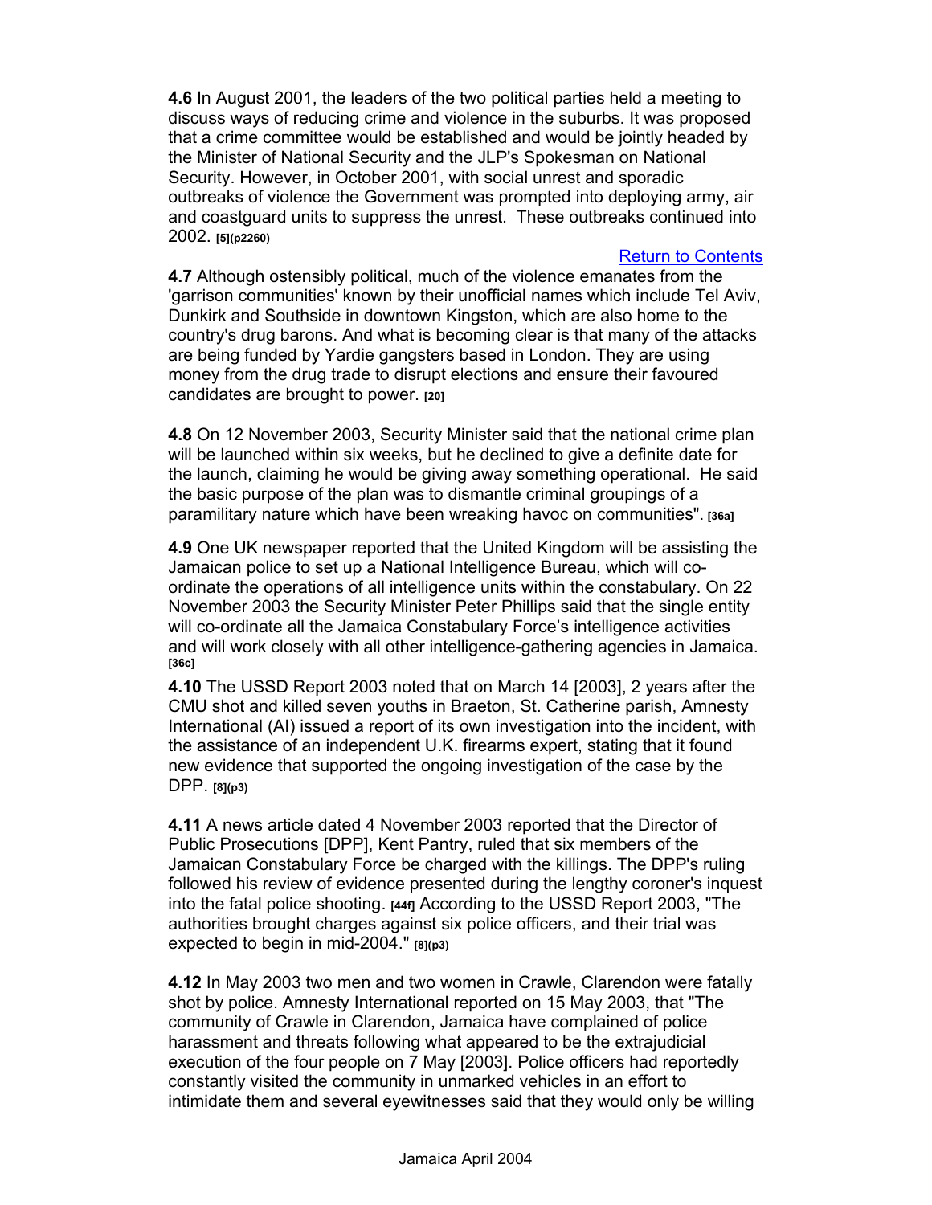**4.6** In August 2001, the leaders of the two political parties held a meeting to discuss ways of reducing crime and violence in the suburbs. It was proposed that a crime committee would be established and would be jointly headed by the Minister of National Security and the JLP's Spokesman on National Security. However, in October 2001, with social unrest and sporadic outbreaks of violence the Government was prompted into deploying army, air and coastguard units to suppress the unrest. These outbreaks continued into 2002. **[5](p2260)**

Return to Contents

**4.7** Although ostensibly political, much of the violence emanates from the 'garrison communities' known by their unofficial names which include Tel Aviv, Dunkirk and Southside in downtown Kingston, which are also home to the country's drug barons. And what is becoming clear is that many of the attacks are being funded by Yardie gangsters based in London. They are using money from the drug trade to disrupt elections and ensure their favoured candidates are brought to power. **[20]**

**4.8** On 12 November 2003, Security Minister said that the national crime plan will be launched within six weeks, but he declined to give a definite date for the launch, claiming he would be giving away something operational. He said the basic purpose of the plan was to dismantle criminal groupings of a paramilitary nature which have been wreaking havoc on communities". **[36a]**

**4.9** One UK newspaper reported that the United Kingdom will be assisting the Jamaican police to set up a National Intelligence Bureau, which will co-ordinate the operations of all intelligence units within the constabulary. On 22 November 2003 the Security Minister Peter Phillips said that the single entity will co-ordinate all the Jamaica Constabulary Force's intelligence activities and will work closely with all other intelligence-gathering agencies in Jamaica. **[36c]**

**4.10** The USSD Report 2003 noted that on March 14 [2003], 2 years after the CMU shot and killed seven youths in Braeton, St. Catherine parish, Amnesty International (AI) issued a report of its own investigation into the incident, with the assistance of an independent U.K. firearms expert, stating that it found new evidence that supported the ongoing investigation of the case by the DPP. **[8](p3)**

**4.11** A news article dated 4 November 2003 reported that the Director of Public Prosecutions [DPP], Kent Pantry, ruled that six members of the Jamaican Constabulary Force be charged with the killings. The DPP's ruling followed his review of evidence presented during the lengthy coroner's inquest into the fatal police shooting. **[44f]** According to the USSD Report 2003, "The authorities brought charges against six police officers, and their trial was expected to begin in mid-2004." **[8](p3)**

**4.12** In May 2003 two men and two women in Crawle, Clarendon were fatally shot by police. Amnesty International reported on 15 May 2003, that "The community of Crawle in Clarendon, Jamaica have complained of police harassment and threats following what appeared to be the extrajudicial execution of the four people on 7 May [2003]. Police officers had reportedly constantly visited the community in unmarked vehicles in an effort to intimidate them and several eyewitnesses said that they would only be willing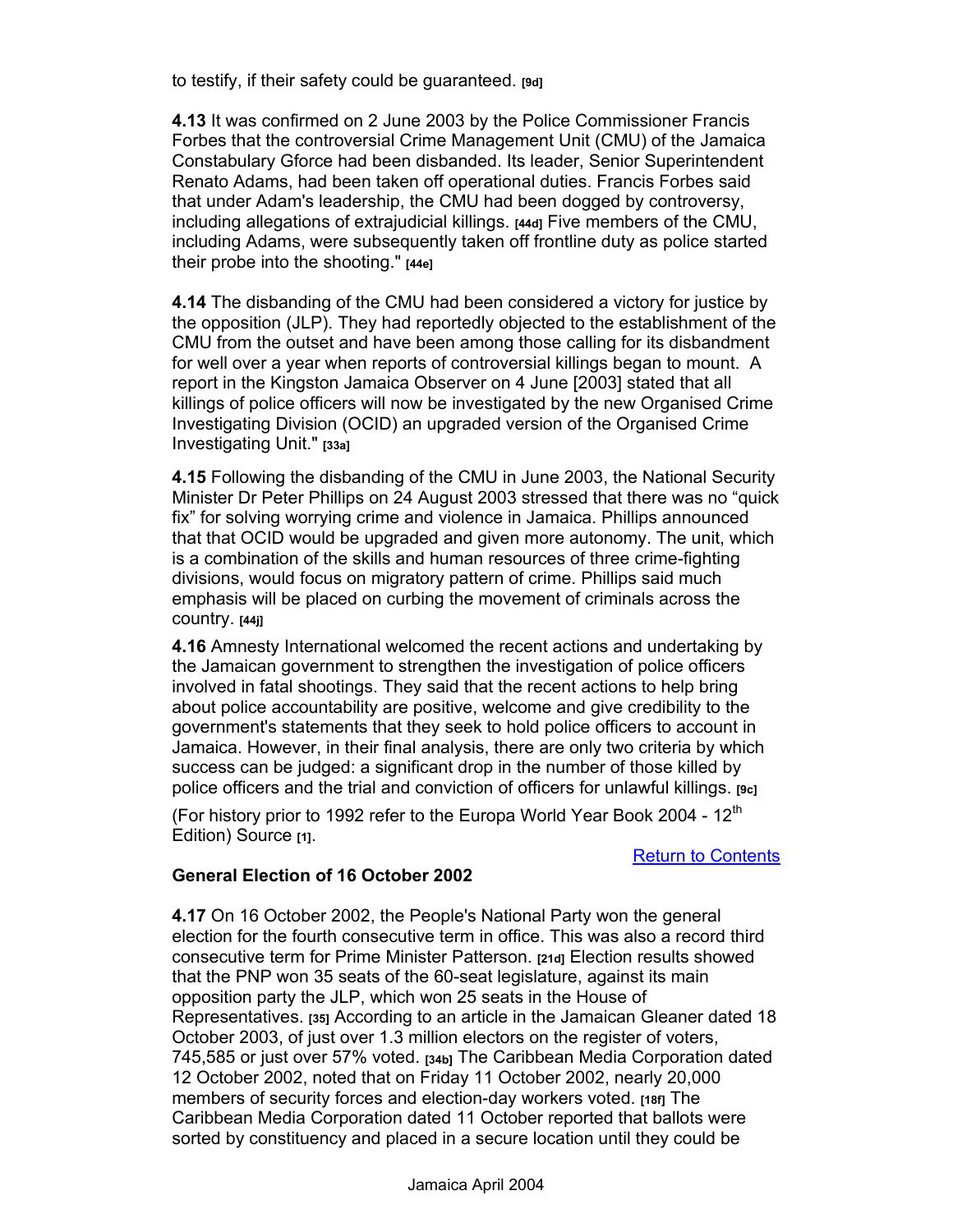to testify, if their safety could be guaranteed. **[9d]**

**4.13** It was confirmed on 2 June 2003 by the Police Commissioner Francis Forbes that the controversial Crime Management Unit (CMU) of the Jamaica Constabulary Gforce had been disbanded. Its leader, Senior Superintendent Renato Adams, had been taken off operational duties. Francis Forbes said that under Adam's leadership, the CMU had been dogged by controversy, including allegations of extrajudicial killings. **[44d]** Five members of the CMU, including Adams, were subsequently taken off frontline duty as police started their probe into the shooting." **[44e]**

**4.14** The disbanding of the CMU had been considered a victory for justice by the opposition (JLP). They had reportedly objected to the establishment of the CMU from the outset and have been among those calling for its disbandment for well over a year when reports of controversial killings began to mount. A report in the Kingston Jamaica Observer on 4 June [2003] stated that all killings of police officers will now be investigated by the new Organised Crime Investigating Division (OCID) an upgraded version of the Organised Crime Investigating Unit." **[33a]**

**4.15** Following the disbanding of the CMU in June 2003, the National Security Minister Dr Peter Phillips on 24 August 2003 stressed that there was no "quick fix" for solving worrying crime and violence in Jamaica. Phillips announced that that OCID would be upgraded and given more autonomy. The unit, which is a combination of the skills and human resources of three crime-fighting divisions, would focus on migratory pattern of crime. Phillips said much emphasis will be placed on curbing the movement of criminals across the country. **[44j]**

**4.16** Amnesty International welcomed the recent actions and undertaking by the Jamaican government to strengthen the investigation of police officers involved in fatal shootings. They said that the recent actions to help bring about police accountability are positive, welcome and give credibility to the government's statements that they seek to hold police officers to account in Jamaica. However, in their final analysis, there are only two criteria by which success can be judged: a significant drop in the number of those killed by police officers and the trial and conviction of officers for unlawful killings. **[9c]**

(For history prior to 1992 refer to the Europa World Year Book 2004 - 12th Edition) Source **[1]**.

Return to Contents

### General Election of 16 October 2002

**4.17** On 16 October 2002, the People's National Party won the general election for the fourth consecutive term in office. This was also a record third consecutive term for Prime Minister Patterson. **[21d]** Election results showed that the PNP won 35 seats of the 60-seat legislature, against its main opposition party the JLP, which won 25 seats in the House of Representatives. **[35]** According to an article in the Jamaican Gleaner dated 18 October 2003, of just over 1.3 million electors on the register of voters, 745,585 or just over 57% voted. **[34b]** The Caribbean Media Corporation dated 12 October 2002, noted that on Friday 11 October 2002, nearly 20,000 members of security forces and election-day workers voted. **[18f]** The Caribbean Media Corporation dated 11 October reported that ballots were sorted by constituency and placed in a secure location until they could be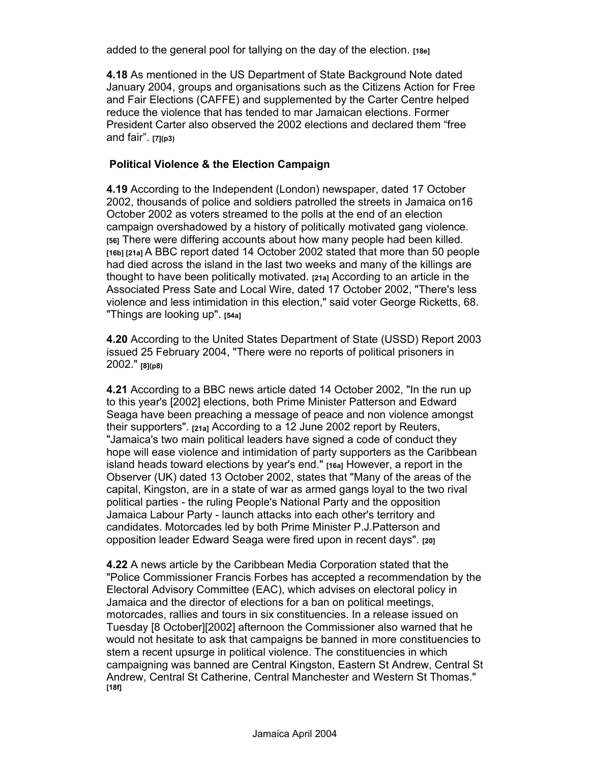added to the general pool for tallying on the day of the election. [18e]

**4.18** As mentioned in the US Department of State Background Note dated January 2004, groups and organisations such as the Citizens Action for Free and Fair Elections (CAFFE) and supplemented by the Carter Centre helped reduce the violence that has tended to mar Jamaican elections. Former President Carter also observed the 2002 elections and declared them "free and fair". [7](p3)

**Political Violence & the Election Campaign**

**4.19** According to the Independent (London) newspaper, dated 17 October 2002, thousands of police and soldiers patrolled the streets in Jamaica on16 October 2002 as voters streamed to the polls at the end of an election campaign overshadowed by a history of politically motivated gang violence. [56] There were differing accounts about how many people had been killed. [16b] [21a] A BBC report dated 14 October 2002 stated that more than 50 people had died across the island in the last two weeks and many of the killings are thought to have been politically motivated. [21a] According to an article in the Associated Press Sate and Local Wire, dated 17 October 2002, "There's less violence and less intimidation in this election," said voter George Ricketts, 68. "Things are looking up". [54a]

**4.20** According to the United States Department of State (USSD) Report 2003 issued 25 February 2004, "There were no reports of political prisoners in 2002." [8](p8)

**4.21** According to a BBC news article dated 14 October 2002, "In the run up to this year's [2002] elections, both Prime Minister Patterson and Edward Seaga have been preaching a message of peace and non violence amongst their supporters". [21a] According to a 12 June 2002 report by Reuters, "Jamaica's two main political leaders have signed a code of conduct they hope will ease violence and intimidation of party supporters as the Caribbean island heads toward elections by year's end." [16a] However, a report in the Observer (UK) dated 13 October 2002, states that "Many of the areas of the capital, Kingston, are in a state of war as armed gangs loyal to the two rival political parties - the ruling People's National Party and the opposition Jamaica Labour Party - launch attacks into each other's territory and candidates. Motorcades led by both Prime Minister P.J.Patterson and opposition leader Edward Seaga were fired upon in recent days". [20]

**4.22** A news article by the Caribbean Media Corporation stated that the "Police Commissioner Francis Forbes has accepted a recommendation by the Electoral Advisory Committee (EAC), which advises on electoral policy in Jamaica and the director of elections for a ban on political meetings, motorcades, rallies and tours in six constituencies. In a release issued on Tuesday [8 October][2002] afternoon the Commissioner also warned that he would not hesitate to ask that campaigns be banned in more constituencies to stem a recent upsurge in political violence. The constituencies in which campaigning was banned are Central Kingston, Eastern St Andrew, Central St Andrew, Central St Catherine, Central Manchester and Western St Thomas." [18f]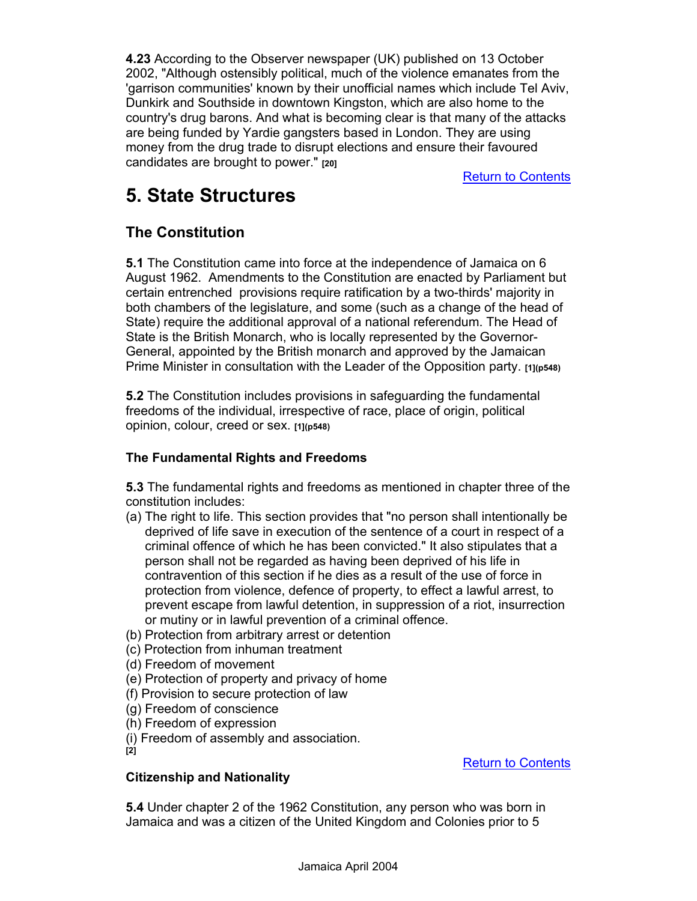**4.23** According to the Observer newspaper (UK) published on 13 October 2002, "Although ostensibly political, much of the violence emanates from the 'garrison communities' known by their unofficial names which include Tel Aviv, Dunkirk and Southside in downtown Kingston, which are also home to the country's drug barons. And what is becoming clear is that many of the attacks are being funded by Yardie gangsters based in London. They are using money from the drug trade to disrupt elections and ensure their favoured candidates are brought to power." [20]

Return to Contents

# 5. State Structures

## The Constitution

**5.1** The Constitution came into force at the independence of Jamaica on 6 August 1962. Amendments to the Constitution are enacted by Parliament but certain entrenched provisions require ratification by a two-thirds' majority in both chambers of the legislature, and some (such as a change of the head of State) require the additional approval of a national referendum. The Head of State is the British Monarch, who is locally represented by the Governor-General, appointed by the British monarch and approved by the Jamaican Prime Minister in consultation with the Leader of the Opposition party. [1](p548)

**5.2** The Constitution includes provisions in safeguarding the fundamental freedoms of the individual, irrespective of race, place of origin, political opinion, colour, creed or sex. [1](p548)

### The Fundamental Rights and Freedoms

**5.3** The fundamental rights and freedoms as mentioned in chapter three of the constitution includes:

(a) The right to life. This section provides that "no person shall intentionally be deprived of life save in execution of the sentence of a court in respect of a criminal offence of which he has been convicted." It also stipulates that a person shall not be regarded as having been deprived of his life in contravention of this section if he dies as a result of the use of force in protection from violence, defence of property, to effect a lawful arrest, to prevent escape from lawful detention, in suppression of a riot, insurrection or mutiny or in lawful prevention of a criminal offence.
(b) Protection from arbitrary arrest or detention
(c) Protection from inhuman treatment
(d) Freedom of movement
(e) Protection of property and privacy of home
(f) Provision to secure protection of law
(g) Freedom of conscience
(h) Freedom of expression
(i) Freedom of assembly and association.
[2]

Return to Contents

### Citizenship and Nationality

**5.4** Under chapter 2 of the 1962 Constitution, any person who was born in Jamaica and was a citizen of the United Kingdom and Colonies prior to 5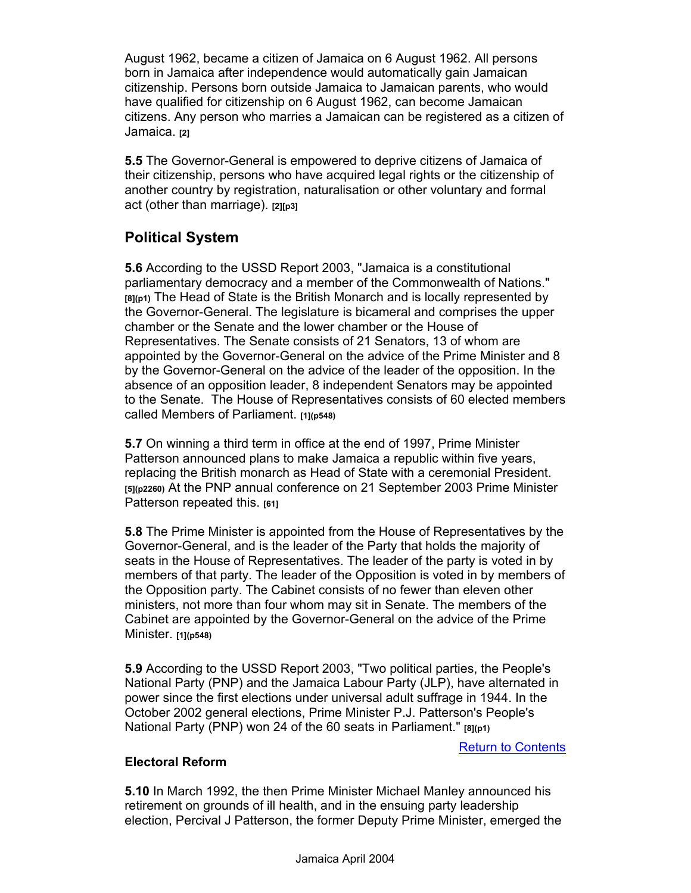August 1962, became a citizen of Jamaica on 6 August 1962. All persons born in Jamaica after independence would automatically gain Jamaican citizenship. Persons born outside Jamaica to Jamaican parents, who would have qualified for citizenship on 6 August 1962, can become Jamaican citizens. Any person who marries a Jamaican can be registered as a citizen of Jamaica. [2]

**5.5** The Governor-General is empowered to deprive citizens of Jamaica of their citizenship, persons who have acquired legal rights or the citizenship of another country by registration, naturalisation or other voluntary and formal act (other than marriage). [2][p3]

## Political System

**5.6** According to the USSD Report 2003, "Jamaica is a constitutional parliamentary democracy and a member of the Commonwealth of Nations." [8](p1) The Head of State is the British Monarch and is locally represented by the Governor-General. The legislature is bicameral and comprises the upper chamber or the Senate and the lower chamber or the House of Representatives. The Senate consists of 21 Senators, 13 of whom are appointed by the Governor-General on the advice of the Prime Minister and 8 by the Governor-General on the advice of the leader of the opposition. In the absence of an opposition leader, 8 independent Senators may be appointed to the Senate. The House of Representatives consists of 60 elected members called Members of Parliament. [1](p548)

**5.7** On winning a third term in office at the end of 1997, Prime Minister Patterson announced plans to make Jamaica a republic within five years, replacing the British monarch as Head of State with a ceremonial President. [5](p2260) At the PNP annual conference on 21 September 2003 Prime Minister Patterson repeated this. [61]

**5.8** The Prime Minister is appointed from the House of Representatives by the Governor-General, and is the leader of the Party that holds the majority of seats in the House of Representatives. The leader of the party is voted in by members of that party. The leader of the Opposition is voted in by members of the Opposition party. The Cabinet consists of no fewer than eleven other ministers, not more than four whom may sit in Senate. The members of the Cabinet are appointed by the Governor-General on the advice of the Prime Minister. [1](p548)

**5.9** According to the USSD Report 2003, "Two political parties, the People's National Party (PNP) and the Jamaica Labour Party (JLP), have alternated in power since the first elections under universal adult suffrage in 1944. In the October 2002 general elections, Prime Minister P.J. Patterson's People's National Party (PNP) won 24 of the 60 seats in Parliament." [8](p1)

Return to Contents

### Electoral Reform

**5.10** In March 1992, the then Prime Minister Michael Manley announced his retirement on grounds of ill health, and in the ensuing party leadership election, Percival J Patterson, the former Deputy Prime Minister, emerged the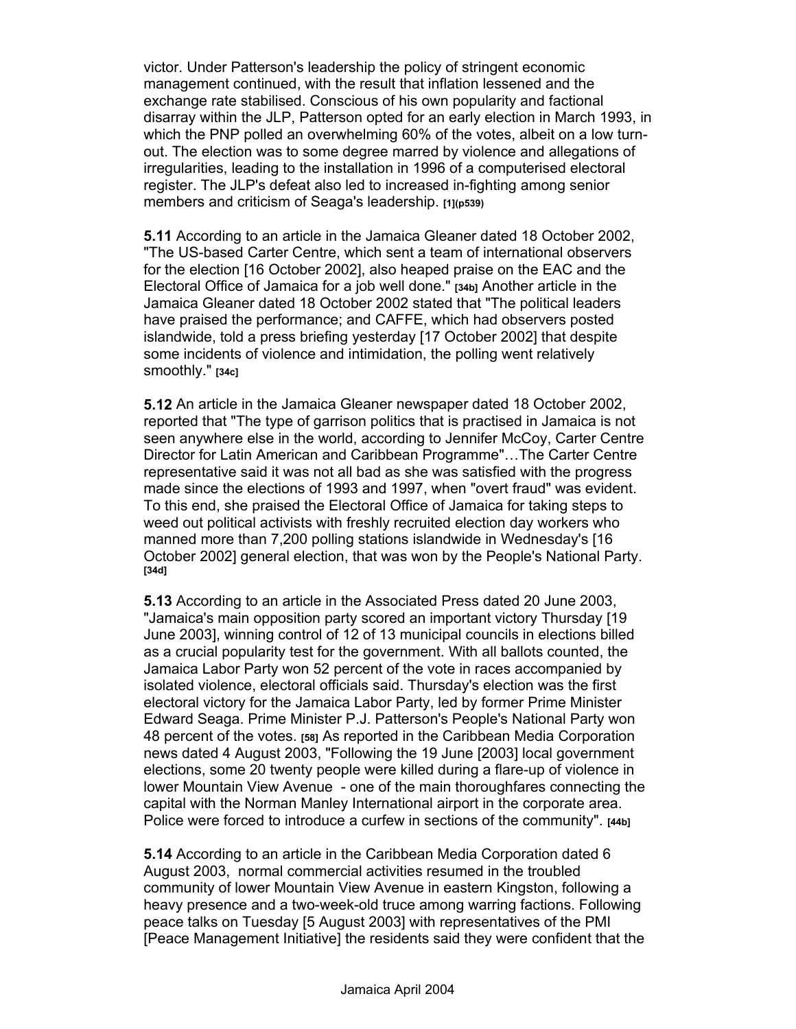victor. Under Patterson's leadership the policy of stringent economic management continued, with the result that inflation lessened and the exchange rate stabilised. Conscious of his own popularity and factional disarray within the JLP, Patterson opted for an early election in March 1993, in which the PNP polled an overwhelming 60% of the votes, albeit on a low turn-out. The election was to some degree marred by violence and allegations of irregularities, leading to the installation in 1996 of a computerised electoral register. The JLP's defeat also led to increased in-fighting among senior members and criticism of Seaga's leadership. **[1](p539)**

**5.11** According to an article in the Jamaica Gleaner dated 18 October 2002, "The US-based Carter Centre, which sent a team of international observers for the election [16 October 2002], also heaped praise on the EAC and the Electoral Office of Jamaica for a job well done." **[34b]** Another article in the Jamaica Gleaner dated 18 October 2002 stated that "The political leaders have praised the performance; and CAFFE, which had observers posted islandwide, told a press briefing yesterday [17 October 2002] that despite some incidents of violence and intimidation, the polling went relatively smoothly." **[34c]**

**5.12** An article in the Jamaica Gleaner newspaper dated 18 October 2002, reported that "The type of garrison politics that is practised in Jamaica is not seen anywhere else in the world, according to Jennifer McCoy, Carter Centre Director for Latin American and Caribbean Programme"…The Carter Centre representative said it was not all bad as she was satisfied with the progress made since the elections of 1993 and 1997, when "overt fraud" was evident. To this end, she praised the Electoral Office of Jamaica for taking steps to weed out political activists with freshly recruited election day workers who manned more than 7,200 polling stations islandwide in Wednesday's [16 October 2002] general election, that was won by the People's National Party. **[34d]**

**5.13** According to an article in the Associated Press dated 20 June 2003, "Jamaica's main opposition party scored an important victory Thursday [19 June 2003], winning control of 12 of 13 municipal councils in elections billed as a crucial popularity test for the government. With all ballots counted, the Jamaica Labor Party won 52 percent of the vote in races accompanied by isolated violence, electoral officials said. Thursday's election was the first electoral victory for the Jamaica Labor Party, led by former Prime Minister Edward Seaga. Prime Minister P.J. Patterson's People's National Party won 48 percent of the votes. **[58]** As reported in the Caribbean Media Corporation news dated 4 August 2003, "Following the 19 June [2003] local government elections, some 20 twenty people were killed during a flare-up of violence in lower Mountain View Avenue - one of the main thoroughfares connecting the capital with the Norman Manley International airport in the corporate area. Police were forced to introduce a curfew in sections of the community". **[44b]**

**5.14** According to an article in the Caribbean Media Corporation dated 6 August 2003, normal commercial activities resumed in the troubled community of lower Mountain View Avenue in eastern Kingston, following a heavy presence and a two-week-old truce among warring factions. Following peace talks on Tuesday [5 August 2003] with representatives of the PMI [Peace Management Initiative] the residents said they were confident that the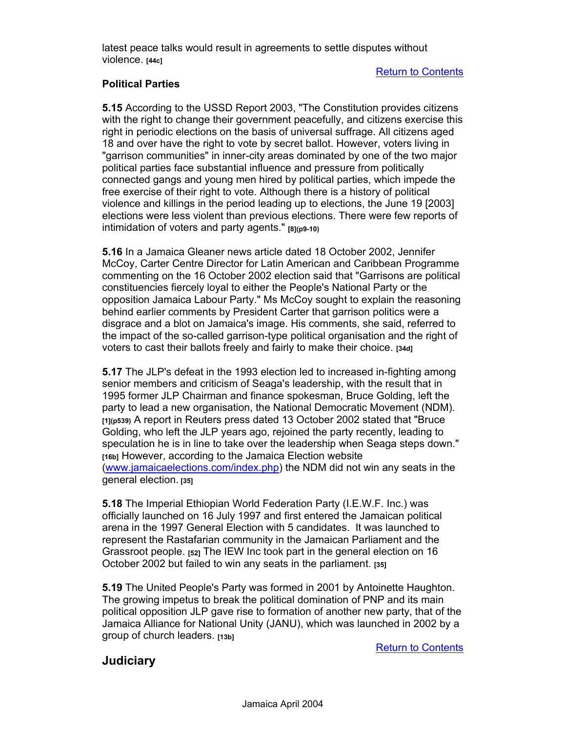latest peace talks would result in agreements to settle disputes without violence. [44c]

Return to Contents

**Political Parties**

**5.15** According to the USSD Report 2003, "The Constitution provides citizens with the right to change their government peacefully, and citizens exercise this right in periodic elections on the basis of universal suffrage. All citizens aged 18 and over have the right to vote by secret ballot. However, voters living in "garrison communities" in inner-city areas dominated by one of the two major political parties face substantial influence and pressure from politically connected gangs and young men hired by political parties, which impede the free exercise of their right to vote. Although there is a history of political violence and killings in the period leading up to elections, the June 19 [2003] elections were less violent than previous elections. There were few reports of intimidation of voters and party agents." [8](p9-10)

**5.16** In a Jamaica Gleaner news article dated 18 October 2002, Jennifer McCoy, Carter Centre Director for Latin American and Caribbean Programme commenting on the 16 October 2002 election said that "Garrisons are political constituencies fiercely loyal to either the People's National Party or the opposition Jamaica Labour Party." Ms McCoy sought to explain the reasoning behind earlier comments by President Carter that garrison politics were a disgrace and a blot on Jamaica's image. His comments, she said, referred to the impact of the so-called garrison-type political organisation and the right of voters to cast their ballots freely and fairly to make their choice. [34d]

**5.17** The JLP's defeat in the 1993 election led to increased in-fighting among senior members and criticism of Seaga's leadership, with the result that in 1995 former JLP Chairman and finance spokesman, Bruce Golding, left the party to lead a new organisation, the National Democratic Movement (NDM). [1](p539) A report in Reuters press dated 13 October 2002 stated that "Bruce Golding, who left the JLP years ago, rejoined the party recently, leading to speculation he is in line to take over the leadership when Seaga steps down." [16b] However, according to the Jamaica Election website (www.jamaicaelections.com/index.php) the NDM did not win any seats in the general election. [35]

**5.18** The Imperial Ethiopian World Federation Party (I.E.W.F. Inc.) was officially launched on 16 July 1997 and first entered the Jamaican political arena in the 1997 General Election with 5 candidates. It was launched to represent the Rastafarian community in the Jamaican Parliament and the Grassroot people. [52] The IEW Inc took part in the general election on 16 October 2002 but failed to win any seats in the parliament. [35]

**5.19** The United People's Party was formed in 2001 by Antoinette Haughton. The growing impetus to break the political domination of PNP and its main political opposition JLP gave rise to formation of another new party, that of the Jamaica Alliance for National Unity (JANU), which was launched in 2002 by a group of church leaders. [13b]

Return to Contents

## Judiciary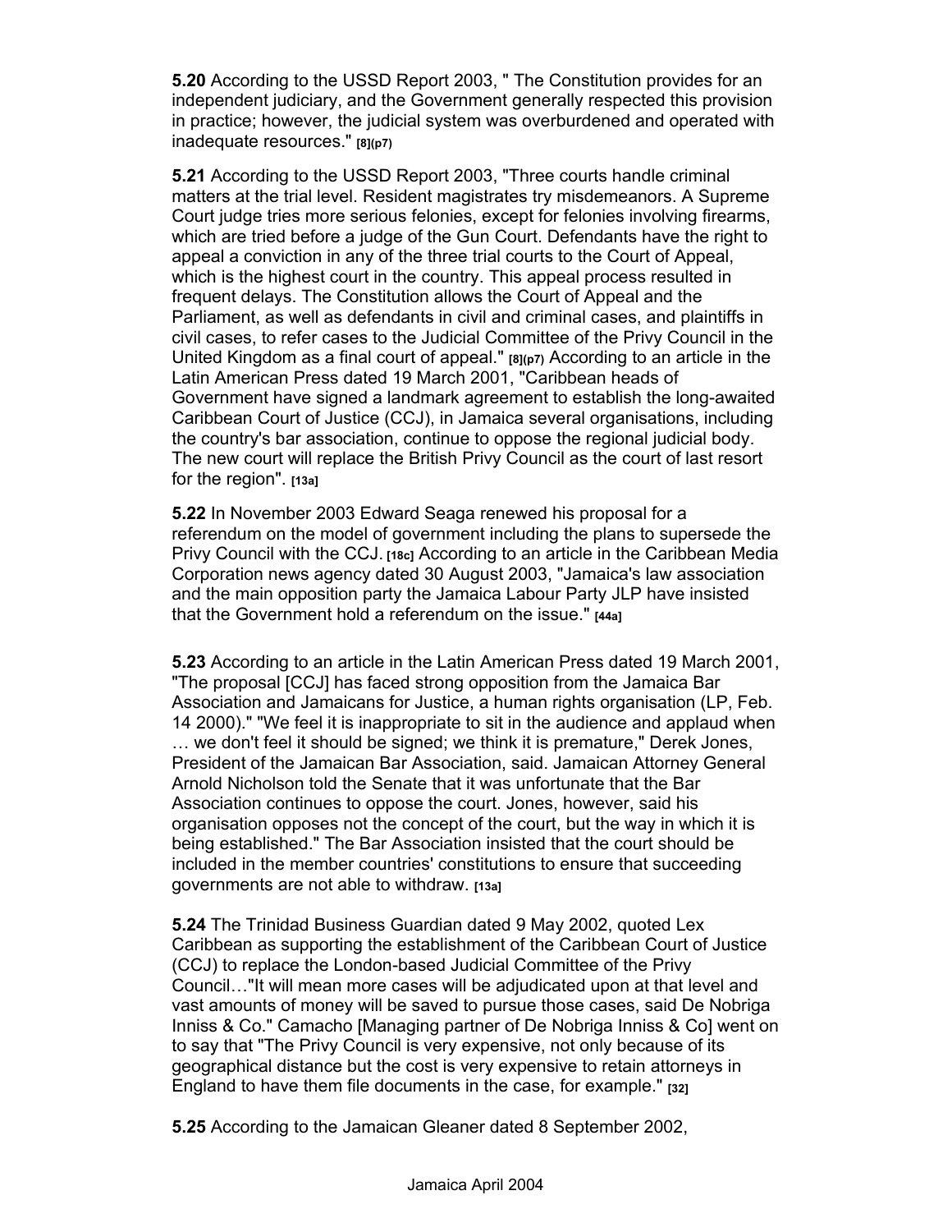**5.20** According to the USSD Report 2003, " The Constitution provides for an independent judiciary, and the Government generally respected this provision in practice; however, the judicial system was overburdened and operated with inadequate resources." [8](p7)

**5.21** According to the USSD Report 2003, "Three courts handle criminal matters at the trial level. Resident magistrates try misdemeanors. A Supreme Court judge tries more serious felonies, except for felonies involving firearms, which are tried before a judge of the Gun Court. Defendants have the right to appeal a conviction in any of the three trial courts to the Court of Appeal, which is the highest court in the country. This appeal process resulted in frequent delays. The Constitution allows the Court of Appeal and the Parliament, as well as defendants in civil and criminal cases, and plaintiffs in civil cases, to refer cases to the Judicial Committee of the Privy Council in the United Kingdom as a final court of appeal." [8](p7) According to an article in the Latin American Press dated 19 March 2001, "Caribbean heads of Government have signed a landmark agreement to establish the long-awaited Caribbean Court of Justice (CCJ), in Jamaica several organisations, including the country's bar association, continue to oppose the regional judicial body. The new court will replace the British Privy Council as the court of last resort for the region". [13a]

**5.22** In November 2003 Edward Seaga renewed his proposal for a referendum on the model of government including the plans to supersede the Privy Council with the CCJ. [18c] According to an article in the Caribbean Media Corporation news agency dated 30 August 2003, "Jamaica's law association and the main opposition party the Jamaica Labour Party JLP have insisted that the Government hold a referendum on the issue." [44a]

**5.23** According to an article in the Latin American Press dated 19 March 2001, "The proposal [CCJ] has faced strong opposition from the Jamaica Bar Association and Jamaicans for Justice, a human rights organisation (LP, Feb. 14 2000)." "We feel it is inappropriate to sit in the audience and applaud when … we don't feel it should be signed; we think it is premature," Derek Jones, President of the Jamaican Bar Association, said. Jamaican Attorney General Arnold Nicholson told the Senate that it was unfortunate that the Bar Association continues to oppose the court. Jones, however, said his organisation opposes not the concept of the court, but the way in which it is being established." The Bar Association insisted that the court should be included in the member countries' constitutions to ensure that succeeding governments are not able to withdraw. [13a]

**5.24** The Trinidad Business Guardian dated 9 May 2002, quoted Lex Caribbean as supporting the establishment of the Caribbean Court of Justice (CCJ) to replace the London-based Judicial Committee of the Privy Council…"It will mean more cases will be adjudicated upon at that level and vast amounts of money will be saved to pursue those cases, said De Nobriga Inniss & Co." Camacho [Managing partner of De Nobriga Inniss & Co] went on to say that "The Privy Council is very expensive, not only because of its geographical distance but the cost is very expensive to retain attorneys in England to have them file documents in the case, for example." [32]

**5.25** According to the Jamaican Gleaner dated 8 September 2002,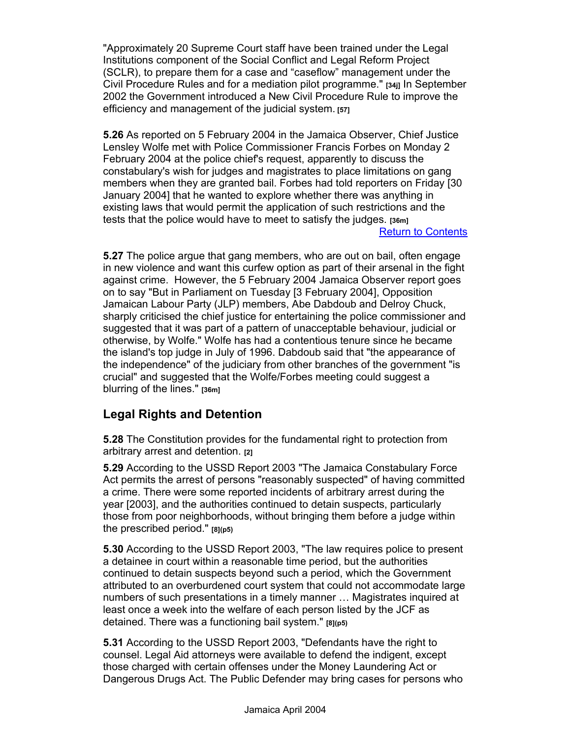"Approximately 20 Supreme Court staff have been trained under the Legal Institutions component of the Social Conflict and Legal Reform Project (SCLR), to prepare them for a case and "caseflow" management under the Civil Procedure Rules and for a mediation pilot programme." [34j] In September 2002 the Government introduced a New Civil Procedure Rule to improve the efficiency and management of the judicial system. [57]

**5.26** As reported on 5 February 2004 in the Jamaica Observer, Chief Justice Lensley Wolfe met with Police Commissioner Francis Forbes on Monday 2 February 2004 at the police chief's request, apparently to discuss the constabulary's wish for judges and magistrates to place limitations on gang members when they are granted bail. Forbes had told reporters on Friday [30 January 2004] that he wanted to explore whether there was anything in existing laws that would permit the application of such restrictions and the tests that the police would have to meet to satisfy the judges. [36m]

Return to Contents

**5.27** The police argue that gang members, who are out on bail, often engage in new violence and want this curfew option as part of their arsenal in the fight against crime. However, the 5 February 2004 Jamaica Observer report goes on to say "But in Parliament on Tuesday [3 February 2004], Opposition Jamaican Labour Party (JLP) members, Abe Dabdoub and Delroy Chuck, sharply criticised the chief justice for entertaining the police commissioner and suggested that it was part of a pattern of unacceptable behaviour, judicial or otherwise, by Wolfe." Wolfe has had a contentious tenure since he became the island's top judge in July of 1996. Dabdoub said that "the appearance of the independence" of the judiciary from other branches of the government "is crucial" and suggested that the Wolfe/Forbes meeting could suggest a blurring of the lines." [36m]

## Legal Rights and Detention

**5.28** The Constitution provides for the fundamental right to protection from arbitrary arrest and detention. [2]

**5.29** According to the USSD Report 2003 "The Jamaica Constabulary Force Act permits the arrest of persons "reasonably suspected" of having committed a crime. There were some reported incidents of arbitrary arrest during the year [2003], and the authorities continued to detain suspects, particularly those from poor neighborhoods, without bringing them before a judge within the prescribed period." [8](p5)

**5.30** According to the USSD Report 2003, "The law requires police to present a detainee in court within a reasonable time period, but the authorities continued to detain suspects beyond such a period, which the Government attributed to an overburdened court system that could not accommodate large numbers of such presentations in a timely manner … Magistrates inquired at least once a week into the welfare of each person listed by the JCF as detained. There was a functioning bail system." [8](p5)

**5.31** According to the USSD Report 2003, "Defendants have the right to counsel. Legal Aid attorneys were available to defend the indigent, except those charged with certain offenses under the Money Laundering Act or Dangerous Drugs Act. The Public Defender may bring cases for persons who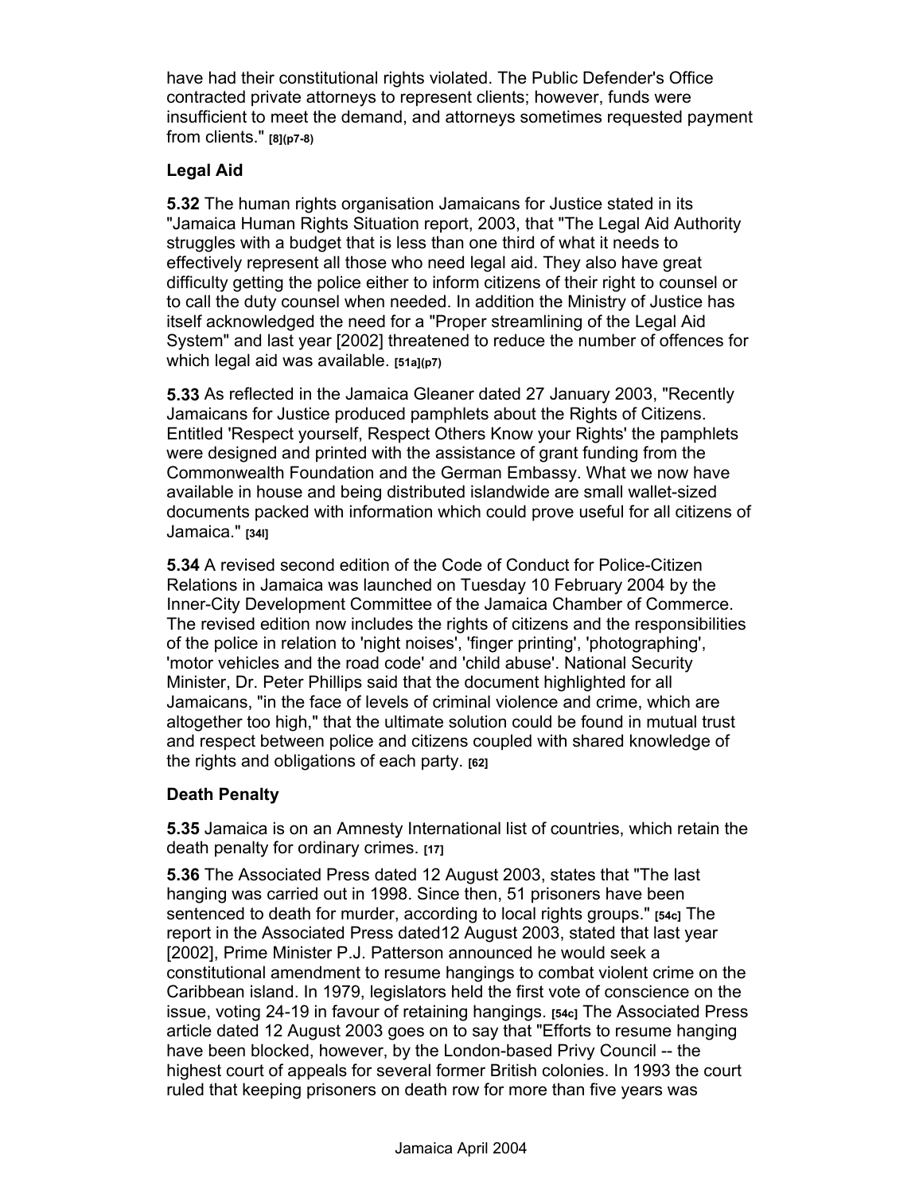have had their constitutional rights violated. The Public Defender's Office contracted private attorneys to represent clients; however, funds were insufficient to meet the demand, and attorneys sometimes requested payment from clients." [8](p7-8)

### Legal Aid

**5.32** The human rights organisation Jamaicans for Justice stated in its "Jamaica Human Rights Situation report, 2003, that "The Legal Aid Authority struggles with a budget that is less than one third of what it needs to effectively represent all those who need legal aid. They also have great difficulty getting the police either to inform citizens of their right to counsel or to call the duty counsel when needed. In addition the Ministry of Justice has itself acknowledged the need for a "Proper streamlining of the Legal Aid System" and last year [2002] threatened to reduce the number of offences for which legal aid was available. [51a](p7)

**5.33** As reflected in the Jamaica Gleaner dated 27 January 2003, "Recently Jamaicans for Justice produced pamphlets about the Rights of Citizens. Entitled 'Respect yourself, Respect Others Know your Rights' the pamphlets were designed and printed with the assistance of grant funding from the Commonwealth Foundation and the German Embassy. What we now have available in house and being distributed islandwide are small wallet-sized documents packed with information which could prove useful for all citizens of Jamaica." [34l]

**5.34** A revised second edition of the Code of Conduct for Police-Citizen Relations in Jamaica was launched on Tuesday 10 February 2004 by the Inner-City Development Committee of the Jamaica Chamber of Commerce. The revised edition now includes the rights of citizens and the responsibilities of the police in relation to 'night noises', 'finger printing', 'photographing', 'motor vehicles and the road code' and 'child abuse'. National Security Minister, Dr. Peter Phillips said that the document highlighted for all Jamaicans, "in the face of levels of criminal violence and crime, which are altogether too high," that the ultimate solution could be found in mutual trust and respect between police and citizens coupled with shared knowledge of the rights and obligations of each party. [62]

### Death Penalty

**5.35** Jamaica is on an Amnesty International list of countries, which retain the death penalty for ordinary crimes. [17]

**5.36** The Associated Press dated 12 August 2003, states that "The last hanging was carried out in 1998. Since then, 51 prisoners have been sentenced to death for murder, according to local rights groups." [54c] The report in the Associated Press dated12 August 2003, stated that last year [2002], Prime Minister P.J. Patterson announced he would seek a constitutional amendment to resume hangings to combat violent crime on the Caribbean island. In 1979, legislators held the first vote of conscience on the issue, voting 24-19 in favour of retaining hangings. [54c] The Associated Press article dated 12 August 2003 goes on to say that "Efforts to resume hanging have been blocked, however, by the London-based Privy Council -- the highest court of appeals for several former British colonies. In 1993 the court ruled that keeping prisoners on death row for more than five years was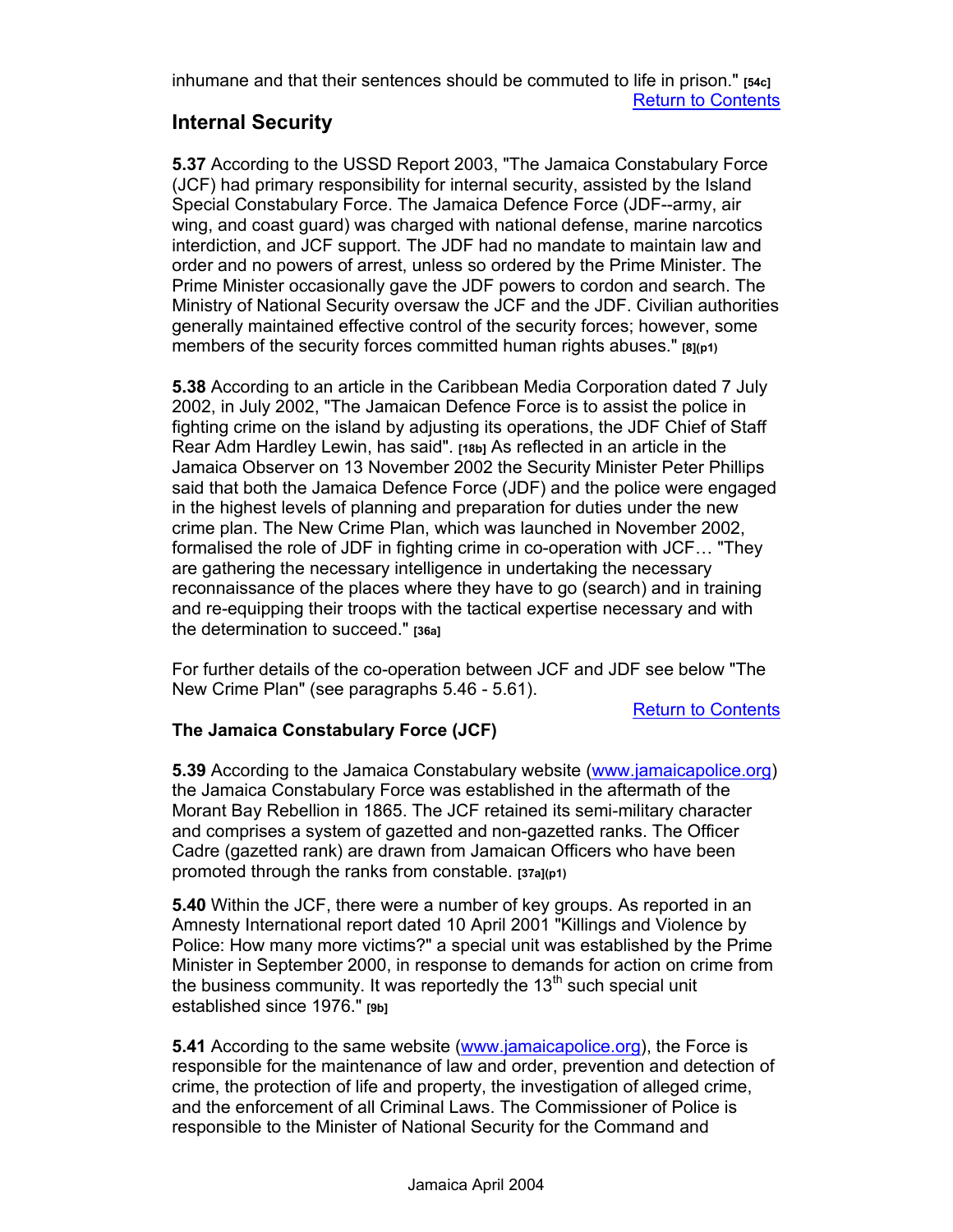inhumane and that their sentences should be commuted to life in prison." **[54c]**

Return to Contents

## Internal Security

**5.37** According to the USSD Report 2003, "The Jamaica Constabulary Force (JCF) had primary responsibility for internal security, assisted by the Island Special Constabulary Force. The Jamaica Defence Force (JDF--army, air wing, and coast guard) was charged with national defense, marine narcotics interdiction, and JCF support. The JDF had no mandate to maintain law and order and no powers of arrest, unless so ordered by the Prime Minister. The Prime Minister occasionally gave the JDF powers to cordon and search. The Ministry of National Security oversaw the JCF and the JDF. Civilian authorities generally maintained effective control of the security forces; however, some members of the security forces committed human rights abuses." **[8](p1)**

**5.38** According to an article in the Caribbean Media Corporation dated 7 July 2002, in July 2002, "The Jamaican Defence Force is to assist the police in fighting crime on the island by adjusting its operations, the JDF Chief of Staff Rear Adm Hardley Lewin, has said". **[18b]** As reflected in an article in the Jamaica Observer on 13 November 2002 the Security Minister Peter Phillips said that both the Jamaica Defence Force (JDF) and the police were engaged in the highest levels of planning and preparation for duties under the new crime plan. The New Crime Plan, which was launched in November 2002, formalised the role of JDF in fighting crime in co-operation with JCF… "They are gathering the necessary intelligence in undertaking the necessary reconnaissance of the places where they have to go (search) and in training and re-equipping their troops with the tactical expertise necessary and with the determination to succeed." **[36a]**

For further details of the co-operation between JCF and JDF see below "The New Crime Plan" (see paragraphs 5.46 - 5.61).

Return to Contents

### The Jamaica Constabulary Force (JCF)

**5.39** According to the Jamaica Constabulary website (www.jamaicapolice.org) the Jamaica Constabulary Force was established in the aftermath of the Morant Bay Rebellion in 1865. The JCF retained its semi-military character and comprises a system of gazetted and non-gazetted ranks. The Officer Cadre (gazetted rank) are drawn from Jamaican Officers who have been promoted through the ranks from constable. **[37a](p1)**

**5.40** Within the JCF, there were a number of key groups. As reported in an Amnesty International report dated 10 April 2001 "Killings and Violence by Police: How many more victims?" a special unit was established by the Prime Minister in September 2000, in response to demands for action on crime from the business community. It was reportedly the 13th such special unit established since 1976." **[9b]**

**5.41** According to the same website (www.jamaicapolice.org), the Force is responsible for the maintenance of law and order, prevention and detection of crime, the protection of life and property, the investigation of alleged crime, and the enforcement of all Criminal Laws. The Commissioner of Police is responsible to the Minister of National Security for the Command and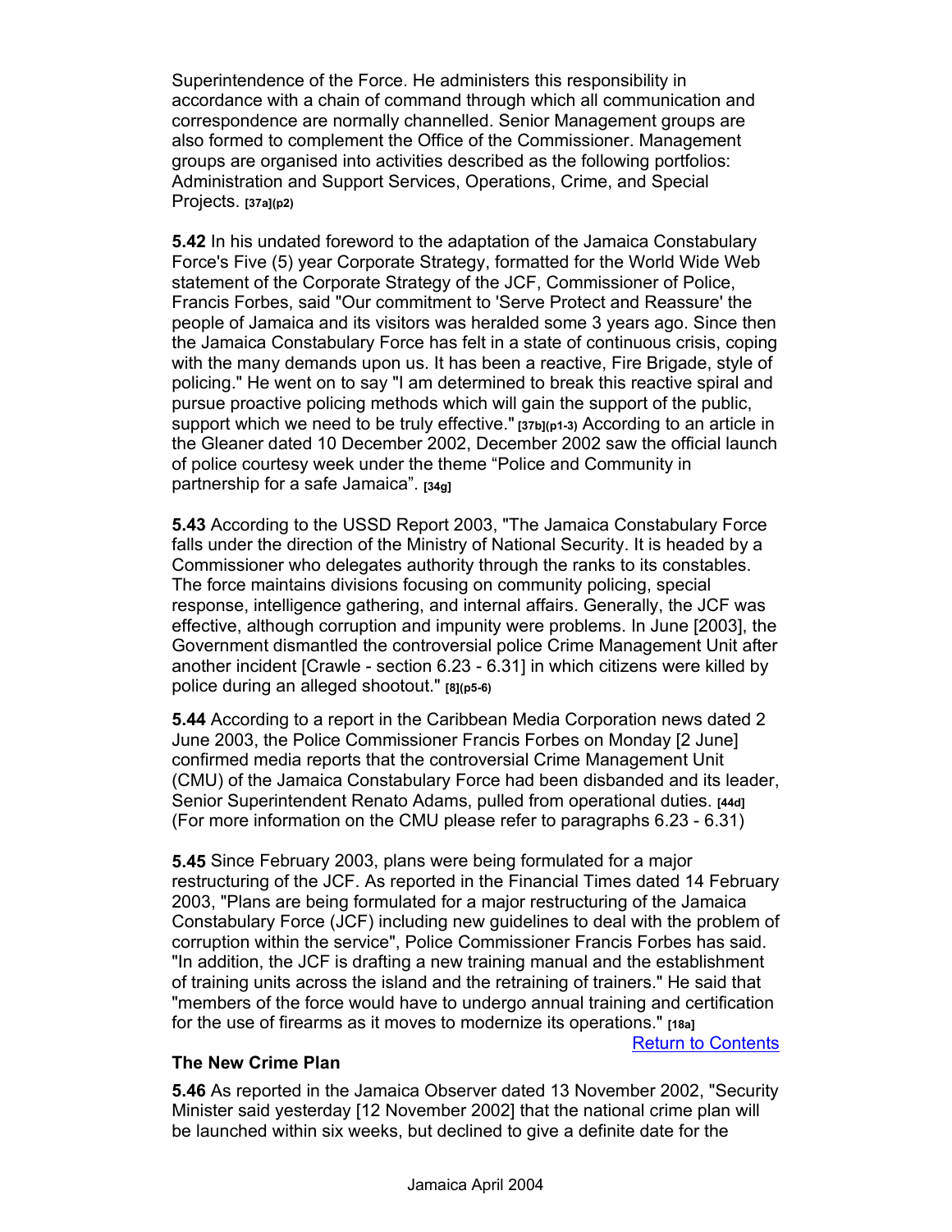Superintendence of the Force. He administers this responsibility in accordance with a chain of command through which all communication and correspondence are normally channelled. Senior Management groups are also formed to complement the Office of the Commissioner. Management groups are organised into activities described as the following portfolios: Administration and Support Services, Operations, Crime, and Special Projects. **[37a](p2)**

**5.42** In his undated foreword to the adaptation of the Jamaica Constabulary Force's Five (5) year Corporate Strategy, formatted for the World Wide Web statement of the Corporate Strategy of the JCF, Commissioner of Police, Francis Forbes, said "Our commitment to 'Serve Protect and Reassure' the people of Jamaica and its visitors was heralded some 3 years ago. Since then the Jamaica Constabulary Force has felt in a state of continuous crisis, coping with the many demands upon us. It has been a reactive, Fire Brigade, style of policing." He went on to say "I am determined to break this reactive spiral and pursue proactive policing methods which will gain the support of the public, support which we need to be truly effective." **[37b](p1-3)** According to an article in the Gleaner dated 10 December 2002, December 2002 saw the official launch of police courtesy week under the theme "Police and Community in partnership for a safe Jamaica". **[34g]**

**5.43** According to the USSD Report 2003, "The Jamaica Constabulary Force falls under the direction of the Ministry of National Security. It is headed by a Commissioner who delegates authority through the ranks to its constables. The force maintains divisions focusing on community policing, special response, intelligence gathering, and internal affairs. Generally, the JCF was effective, although corruption and impunity were problems. In June [2003], the Government dismantled the controversial police Crime Management Unit after another incident [Crawle - section 6.23 - 6.31] in which citizens were killed by police during an alleged shootout." **[8](p5-6)**

**5.44** According to a report in the Caribbean Media Corporation news dated 2 June 2003, the Police Commissioner Francis Forbes on Monday [2 June] confirmed media reports that the controversial Crime Management Unit (CMU) of the Jamaica Constabulary Force had been disbanded and its leader, Senior Superintendent Renato Adams, pulled from operational duties. **[44d]** (For more information on the CMU please refer to paragraphs 6.23 - 6.31)

**5.45** Since February 2003, plans were being formulated for a major restructuring of the JCF. As reported in the Financial Times dated 14 February 2003, "Plans are being formulated for a major restructuring of the Jamaica Constabulary Force (JCF) including new guidelines to deal with the problem of corruption within the service", Police Commissioner Francis Forbes has said. "In addition, the JCF is drafting a new training manual and the establishment of training units across the island and the retraining of trainers." He said that "members of the force would have to undergo annual training and certification for the use of firearms as it moves to modernize its operations." **[18a]**

Return to Contents

### The New Crime Plan

**5.46** As reported in the Jamaica Observer dated 13 November 2002, "Security Minister said yesterday [12 November 2002] that the national crime plan will be launched within six weeks, but declined to give a definite date for the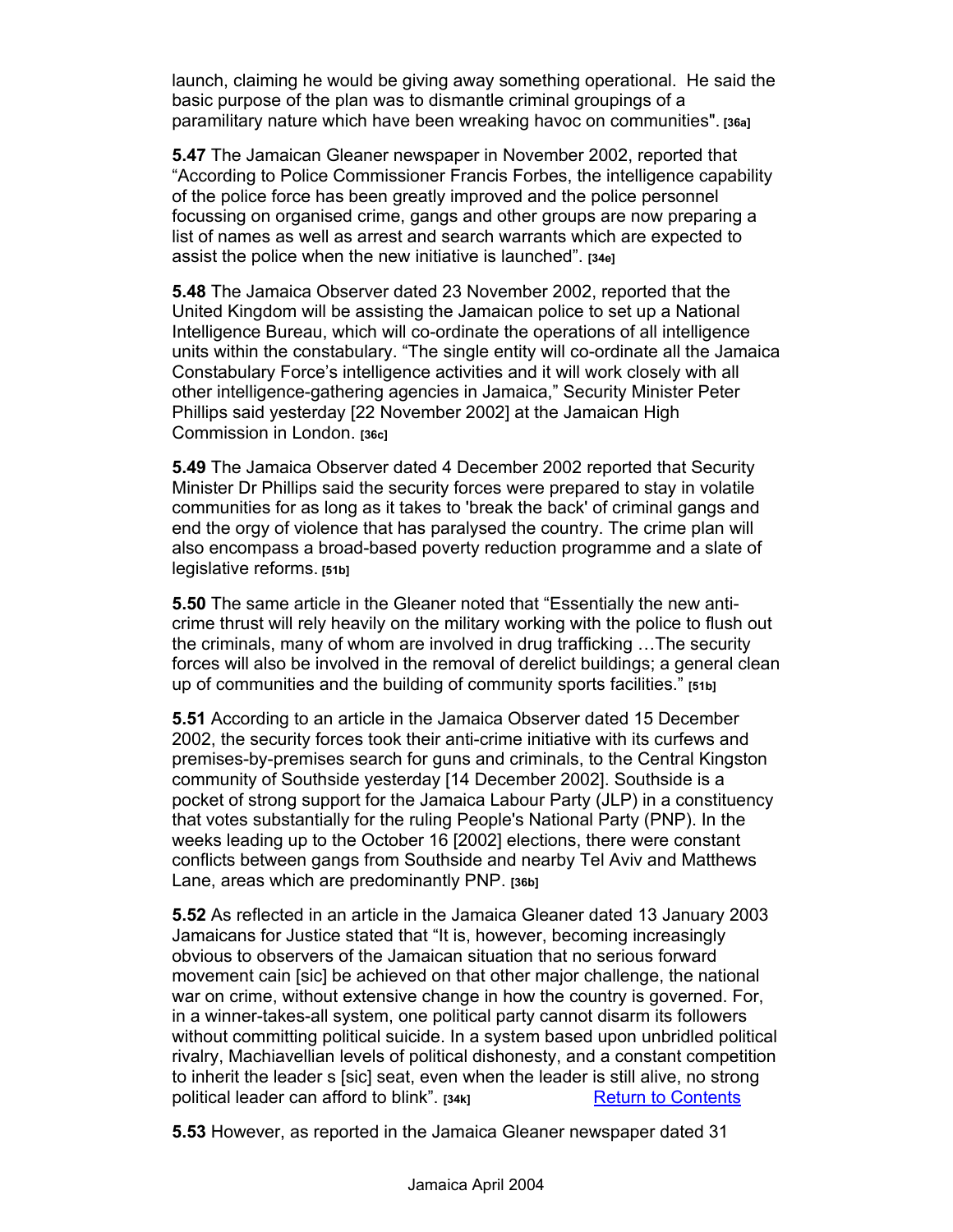launch, claiming he would be giving away something operational. He said the basic purpose of the plan was to dismantle criminal groupings of a paramilitary nature which have been wreaking havoc on communities". [36a]

**5.47** The Jamaican Gleaner newspaper in November 2002, reported that "According to Police Commissioner Francis Forbes, the intelligence capability of the police force has been greatly improved and the police personnel focussing on organised crime, gangs and other groups are now preparing a list of names as well as arrest and search warrants which are expected to assist the police when the new initiative is launched". [34e]

**5.48** The Jamaica Observer dated 23 November 2002, reported that the United Kingdom will be assisting the Jamaican police to set up a National Intelligence Bureau, which will co-ordinate the operations of all intelligence units within the constabulary. "The single entity will co-ordinate all the Jamaica Constabulary Force's intelligence activities and it will work closely with all other intelligence-gathering agencies in Jamaica," Security Minister Peter Phillips said yesterday [22 November 2002] at the Jamaican High Commission in London. [36c]

**5.49** The Jamaica Observer dated 4 December 2002 reported that Security Minister Dr Phillips said the security forces were prepared to stay in volatile communities for as long as it takes to 'break the back' of criminal gangs and end the orgy of violence that has paralysed the country. The crime plan will also encompass a broad-based poverty reduction programme and a slate of legislative reforms. [51b]

**5.50** The same article in the Gleaner noted that "Essentially the new anti-crime thrust will rely heavily on the military working with the police to flush out the criminals, many of whom are involved in drug trafficking …The security forces will also be involved in the removal of derelict buildings; a general clean up of communities and the building of community sports facilities." [51b]

**5.51** According to an article in the Jamaica Observer dated 15 December 2002, the security forces took their anti-crime initiative with its curfews and premises-by-premises search for guns and criminals, to the Central Kingston community of Southside yesterday [14 December 2002]. Southside is a pocket of strong support for the Jamaica Labour Party (JLP) in a constituency that votes substantially for the ruling People's National Party (PNP). In the weeks leading up to the October 16 [2002] elections, there were constant conflicts between gangs from Southside and nearby Tel Aviv and Matthews Lane, areas which are predominantly PNP. [36b]

**5.52** As reflected in an article in the Jamaica Gleaner dated 13 January 2003 Jamaicans for Justice stated that "It is, however, becoming increasingly obvious to observers of the Jamaican situation that no serious forward movement cain [sic] be achieved on that other major challenge, the national war on crime, without extensive change in how the country is governed. For, in a winner-takes-all system, one political party cannot disarm its followers without committing political suicide. In a system based upon unbridled political rivalry, Machiavellian levels of political dishonesty, and a constant competition to inherit the leader s [sic] seat, even when the leader is still alive, no strong political leader can afford to blink". [34k] Return to Contents

**5.53** However, as reported in the Jamaica Gleaner newspaper dated 31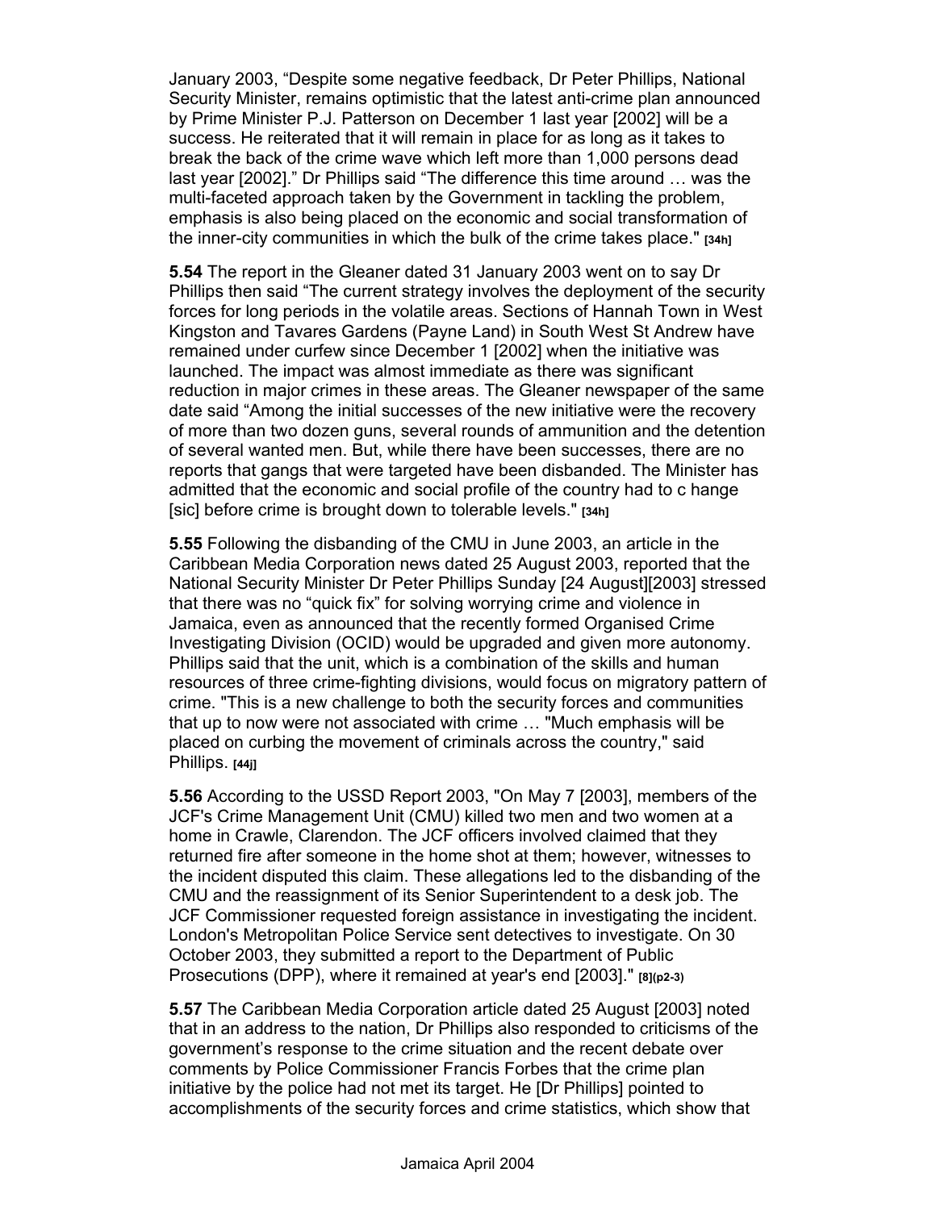January 2003, “Despite some negative feedback, Dr Peter Phillips, National Security Minister, remains optimistic that the latest anti-crime plan announced by Prime Minister P.J. Patterson on December 1 last year [2002] will be a success. He reiterated that it will remain in place for as long as it takes to break the back of the crime wave which left more than 1,000 persons dead last year [2002].” Dr Phillips said “The difference this time around … was the multi-faceted approach taken by the Government in tackling the problem, emphasis is also being placed on the economic and social transformation of the inner-city communities in which the bulk of the crime takes place." **[34h]**

**5.54** The report in the Gleaner dated 31 January 2003 went on to say Dr Phillips then said “The current strategy involves the deployment of the security forces for long periods in the volatile areas. Sections of Hannah Town in West Kingston and Tavares Gardens (Payne Land) in South West St Andrew have remained under curfew since December 1 [2002] when the initiative was launched. The impact was almost immediate as there was significant reduction in major crimes in these areas. The Gleaner newspaper of the same date said “Among the initial successes of the new initiative were the recovery of more than two dozen guns, several rounds of ammunition and the detention of several wanted men. But, while there have been successes, there are no reports that gangs that were targeted have been disbanded. The Minister has admitted that the economic and social profile of the country had to c hange [sic] before crime is brought down to tolerable levels." **[34h]**

**5.55** Following the disbanding of the CMU in June 2003, an article in the Caribbean Media Corporation news dated 25 August 2003, reported that the National Security Minister Dr Peter Phillips Sunday [24 August][2003] stressed that there was no “quick fix” for solving worrying crime and violence in Jamaica, even as announced that the recently formed Organised Crime Investigating Division (OCID) would be upgraded and given more autonomy. Phillips said that the unit, which is a combination of the skills and human resources of three crime-fighting divisions, would focus on migratory pattern of crime. "This is a new challenge to both the security forces and communities that up to now were not associated with crime … "Much emphasis will be placed on curbing the movement of criminals across the country," said Phillips. **[44j]**

**5.56** According to the USSD Report 2003, "On May 7 [2003], members of the JCF's Crime Management Unit (CMU) killed two men and two women at a home in Crawle, Clarendon. The JCF officers involved claimed that they returned fire after someone in the home shot at them; however, witnesses to the incident disputed this claim. These allegations led to the disbanding of the CMU and the reassignment of its Senior Superintendent to a desk job. The JCF Commissioner requested foreign assistance in investigating the incident. London's Metropolitan Police Service sent detectives to investigate. On 30 October 2003, they submitted a report to the Department of Public Prosecutions (DPP), where it remained at year's end [2003]." **[8](p2-3)**

**5.57** The Caribbean Media Corporation article dated 25 August [2003] noted that in an address to the nation, Dr Phillips also responded to criticisms of the government’s response to the crime situation and the recent debate over comments by Police Commissioner Francis Forbes that the crime plan initiative by the police had not met its target. He [Dr Phillips] pointed to accomplishments of the security forces and crime statistics, which show that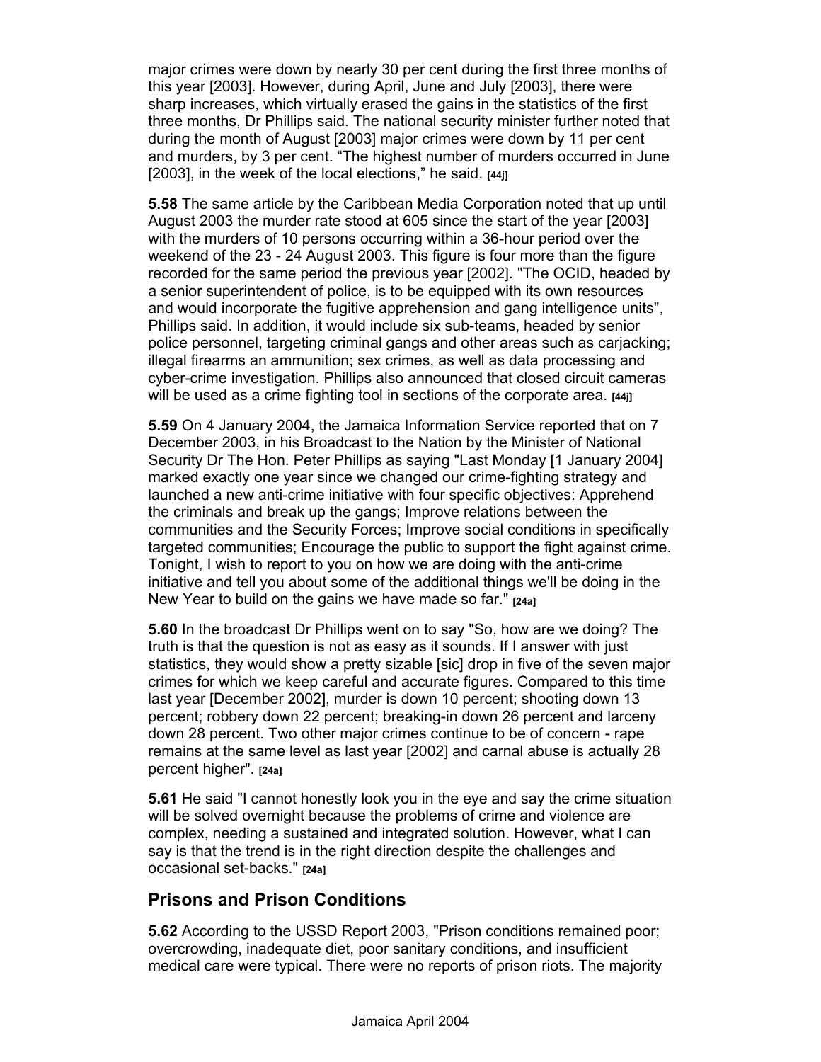major crimes were down by nearly 30 per cent during the first three months of this year [2003]. However, during April, June and July [2003], there were sharp increases, which virtually erased the gains in the statistics of the first three months, Dr Phillips said. The national security minister further noted that during the month of August [2003] major crimes were down by 11 per cent and murders, by 3 per cent. “The highest number of murders occurred in June [2003], in the week of the local elections,” he said. **[44j]**

**5.58** The same article by the Caribbean Media Corporation noted that up until August 2003 the murder rate stood at 605 since the start of the year [2003] with the murders of 10 persons occurring within a 36-hour period over the weekend of the 23 - 24 August 2003. This figure is four more than the figure recorded for the same period the previous year [2002]. "The OCID, headed by a senior superintendent of police, is to be equipped with its own resources and would incorporate the fugitive apprehension and gang intelligence units", Phillips said. In addition, it would include six sub-teams, headed by senior police personnel, targeting criminal gangs and other areas such as carjacking; illegal firearms an ammunition; sex crimes, as well as data processing and cyber-crime investigation. Phillips also announced that closed circuit cameras will be used as a crime fighting tool in sections of the corporate area. **[44j]**

**5.59** On 4 January 2004, the Jamaica Information Service reported that on 7 December 2003, in his Broadcast to the Nation by the Minister of National Security Dr The Hon. Peter Phillips as saying "Last Monday [1 January 2004] marked exactly one year since we changed our crime-fighting strategy and launched a new anti-crime initiative with four specific objectives: Apprehend the criminals and break up the gangs; Improve relations between the communities and the Security Forces; Improve social conditions in specifically targeted communities; Encourage the public to support the fight against crime. Tonight, I wish to report to you on how we are doing with the anti-crime initiative and tell you about some of the additional things we'll be doing in the New Year to build on the gains we have made so far." **[24a]**

**5.60** In the broadcast Dr Phillips went on to say "So, how are we doing? The truth is that the question is not as easy as it sounds. If I answer with just statistics, they would show a pretty sizable [sic] drop in five of the seven major crimes for which we keep careful and accurate figures. Compared to this time last year [December 2002], murder is down 10 percent; shooting down 13 percent; robbery down 22 percent; breaking-in down 26 percent and larceny down 28 percent. Two other major crimes continue to be of concern - rape remains at the same level as last year [2002] and carnal abuse is actually 28 percent higher". **[24a]**

**5.61** He said "I cannot honestly look you in the eye and say the crime situation will be solved overnight because the problems of crime and violence are complex, needing a sustained and integrated solution. However, what I can say is that the trend is in the right direction despite the challenges and occasional set-backs." **[24a]**

## Prisons and Prison Conditions

**5.62** According to the USSD Report 2003, "Prison conditions remained poor; overcrowding, inadequate diet, poor sanitary conditions, and insufficient medical care were typical. There were no reports of prison riots. The majority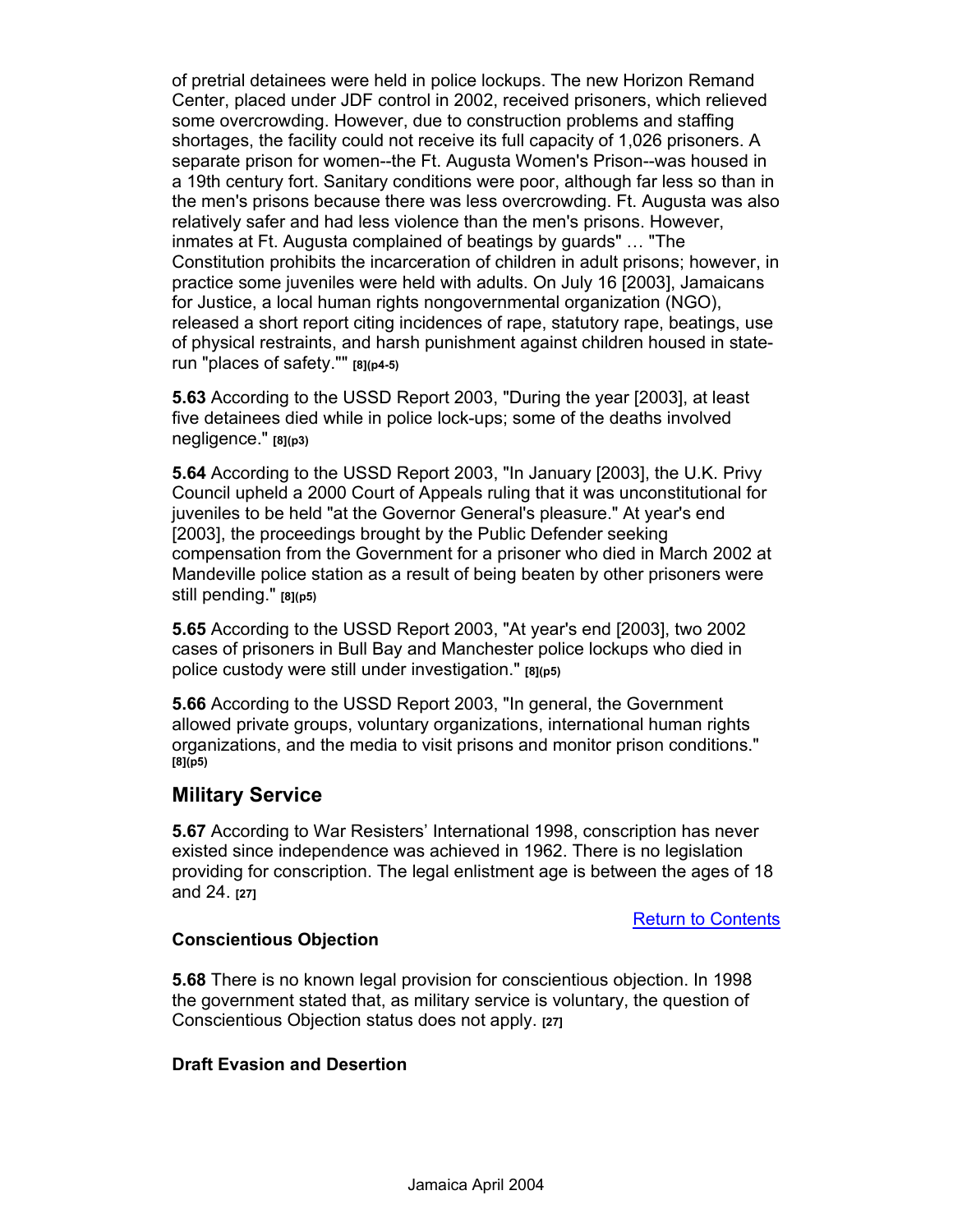of pretrial detainees were held in police lockups. The new Horizon Remand Center, placed under JDF control in 2002, received prisoners, which relieved some overcrowding. However, due to construction problems and staffing shortages, the facility could not receive its full capacity of 1,026 prisoners. A separate prison for women--the Ft. Augusta Women's Prison--was housed in a 19th century fort. Sanitary conditions were poor, although far less so than in the men's prisons because there was less overcrowding. Ft. Augusta was also relatively safer and had less violence than the men's prisons. However, inmates at Ft. Augusta complained of beatings by guards" … "The Constitution prohibits the incarceration of children in adult prisons; however, in practice some juveniles were held with adults. On July 16 [2003], Jamaicans for Justice, a local human rights nongovernmental organization (NGO), released a short report citing incidences of rape, statutory rape, beatings, use of physical restraints, and harsh punishment against children housed in state-run "places of safety."" **[8](p4-5)**

**5.63** According to the USSD Report 2003, "During the year [2003], at least five detainees died while in police lock-ups; some of the deaths involved negligence." **[8](p3)**

**5.64** According to the USSD Report 2003, "In January [2003], the U.K. Privy Council upheld a 2000 Court of Appeals ruling that it was unconstitutional for juveniles to be held "at the Governor General's pleasure." At year's end [2003], the proceedings brought by the Public Defender seeking compensation from the Government for a prisoner who died in March 2002 at Mandeville police station as a result of being beaten by other prisoners were still pending." **[8](p5)**

**5.65** According to the USSD Report 2003, "At year's end [2003], two 2002 cases of prisoners in Bull Bay and Manchester police lockups who died in police custody were still under investigation." **[8](p5)**

**5.66** According to the USSD Report 2003, "In general, the Government allowed private groups, voluntary organizations, international human rights organizations, and the media to visit prisons and monitor prison conditions." **[8](p5)**

## Military Service

**5.67** According to War Resisters' International 1998, conscription has never existed since independence was achieved in 1962. There is no legislation providing for conscription. The legal enlistment age is between the ages of 18 and 24. **[27]**

Return to Contents

### Conscientious Objection

**5.68** There is no known legal provision for conscientious objection. In 1998 the government stated that, as military service is voluntary, the question of Conscientious Objection status does not apply. **[27]**

### Draft Evasion and Desertion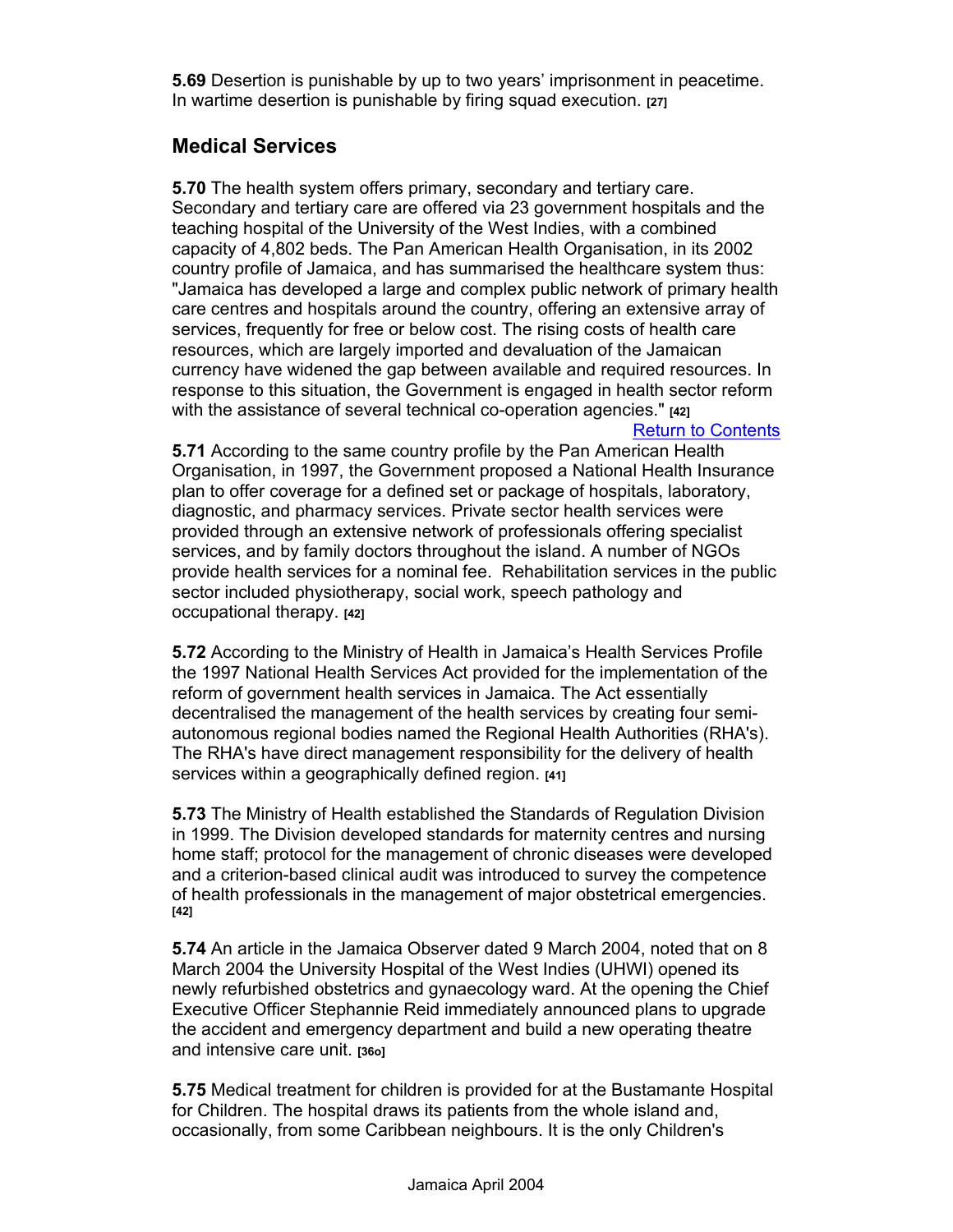**5.69** Desertion is punishable by up to two years' imprisonment in peacetime. In wartime desertion is punishable by firing squad execution. [27]

## Medical Services

**5.70** The health system offers primary, secondary and tertiary care. Secondary and tertiary care are offered via 23 government hospitals and the teaching hospital of the University of the West Indies, with a combined capacity of 4,802 beds. The Pan American Health Organisation, in its 2002 country profile of Jamaica, and has summarised the healthcare system thus: "Jamaica has developed a large and complex public network of primary health care centres and hospitals around the country, offering an extensive array of services, frequently for free or below cost. The rising costs of health care resources, which are largely imported and devaluation of the Jamaican currency have widened the gap between available and required resources. In response to this situation, the Government is engaged in health sector reform with the assistance of several technical co-operation agencies." [42]

Return to Contents

**5.71** According to the same country profile by the Pan American Health Organisation, in 1997, the Government proposed a National Health Insurance plan to offer coverage for a defined set or package of hospitals, laboratory, diagnostic, and pharmacy services. Private sector health services were provided through an extensive network of professionals offering specialist services, and by family doctors throughout the island. A number of NGOs provide health services for a nominal fee. Rehabilitation services in the public sector included physiotherapy, social work, speech pathology and occupational therapy. [42]

**5.72** According to the Ministry of Health in Jamaica's Health Services Profile the 1997 National Health Services Act provided for the implementation of the reform of government health services in Jamaica. The Act essentially decentralised the management of the health services by creating four semi-autonomous regional bodies named the Regional Health Authorities (RHA's). The RHA's have direct management responsibility for the delivery of health services within a geographically defined region. [41]

**5.73** The Ministry of Health established the Standards of Regulation Division in 1999. The Division developed standards for maternity centres and nursing home staff; protocol for the management of chronic diseases were developed and a criterion-based clinical audit was introduced to survey the competence of health professionals in the management of major obstetrical emergencies. [42]

**5.74** An article in the Jamaica Observer dated 9 March 2004, noted that on 8 March 2004 the University Hospital of the West Indies (UHWI) opened its newly refurbished obstetrics and gynaecology ward. At the opening the Chief Executive Officer Stephannie Reid immediately announced plans to upgrade the accident and emergency department and build a new operating theatre and intensive care unit. [36o]

**5.75** Medical treatment for children is provided for at the Bustamante Hospital for Children. The hospital draws its patients from the whole island and, occasionally, from some Caribbean neighbours. It is the only Children's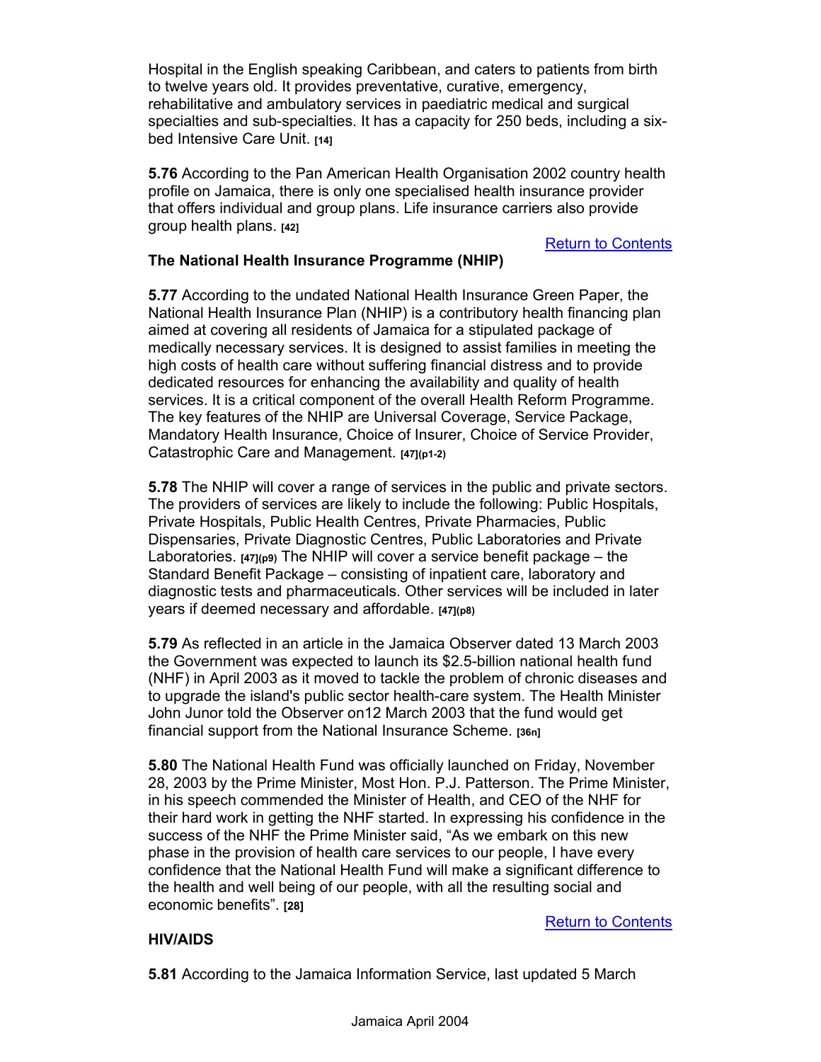Hospital in the English speaking Caribbean, and caters to patients from birth to twelve years old. It provides preventative, curative, emergency, rehabilitative and ambulatory services in paediatric medical and surgical specialties and sub-specialties. It has a capacity for 250 beds, including a six-bed Intensive Care Unit. [14]

**5.76** According to the Pan American Health Organisation 2002 country health profile on Jamaica, there is only one specialised health insurance provider that offers individual and group plans. Life insurance carriers also provide group health plans. [42]

Return to Contents

**The National Health Insurance Programme (NHIP)**

**5.77** According to the undated National Health Insurance Green Paper, the National Health Insurance Plan (NHIP) is a contributory health financing plan aimed at covering all residents of Jamaica for a stipulated package of medically necessary services. It is designed to assist families in meeting the high costs of health care without suffering financial distress and to provide dedicated resources for enhancing the availability and quality of health services. It is a critical component of the overall Health Reform Programme. The key features of the NHIP are Universal Coverage, Service Package, Mandatory Health Insurance, Choice of Insurer, Choice of Service Provider, Catastrophic Care and Management. [47](p1-2)

**5.78** The NHIP will cover a range of services in the public and private sectors. The providers of services are likely to include the following: Public Hospitals, Private Hospitals, Public Health Centres, Private Pharmacies, Public Dispensaries, Private Diagnostic Centres, Public Laboratories and Private Laboratories. [47](p9) The NHIP will cover a service benefit package – the Standard Benefit Package – consisting of inpatient care, laboratory and diagnostic tests and pharmaceuticals. Other services will be included in later years if deemed necessary and affordable. [47](p8)

**5.79** As reflected in an article in the Jamaica Observer dated 13 March 2003 the Government was expected to launch its $2.5-billion national health fund (NHF) in April 2003 as it moved to tackle the problem of chronic diseases and to upgrade the island's public sector health-care system. The Health Minister John Junor told the Observer on12 March 2003 that the fund would get financial support from the National Insurance Scheme. [36n]

**5.80** The National Health Fund was officially launched on Friday, November 28, 2003 by the Prime Minister, Most Hon. P.J. Patterson. The Prime Minister, in his speech commended the Minister of Health, and CEO of the NHF for their hard work in getting the NHF started. In expressing his confidence in the success of the NHF the Prime Minister said, "As we embark on this new phase in the provision of health care services to our people, I have every confidence that the National Health Fund will make a significant difference to the health and well being of our people, with all the resulting social and economic benefits". [28]

Return to Contents

**HIV/AIDS**

**5.81** According to the Jamaica Information Service, last updated 5 March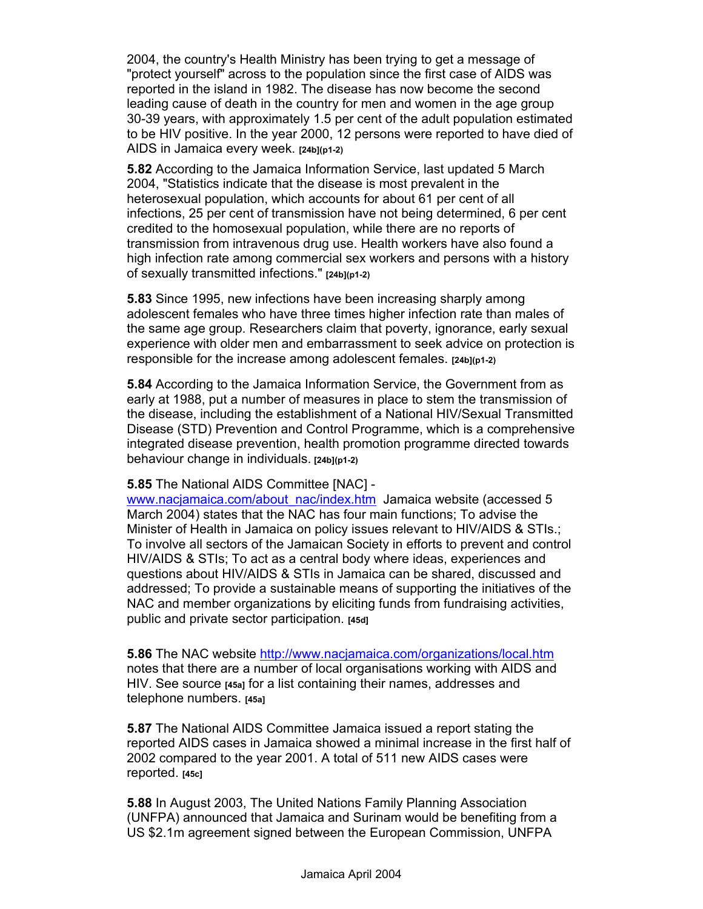2004, the country's Health Ministry has been trying to get a message of "protect yourself" across to the population since the first case of AIDS was reported in the island in 1982. The disease has now become the second leading cause of death in the country for men and women in the age group 30-39 years, with approximately 1.5 per cent of the adult population estimated to be HIV positive. In the year 2000, 12 persons were reported to have died of AIDS in Jamaica every week. **[24b](p1-2)**

**5.82** According to the Jamaica Information Service, last updated 5 March 2004, "Statistics indicate that the disease is most prevalent in the heterosexual population, which accounts for about 61 per cent of all infections, 25 per cent of transmission have not being determined, 6 per cent credited to the homosexual population, while there are no reports of transmission from intravenous drug use. Health workers have also found a high infection rate among commercial sex workers and persons with a history of sexually transmitted infections." **[24b](p1-2)**

**5.83** Since 1995, new infections have been increasing sharply among adolescent females who have three times higher infection rate than males of the same age group. Researchers claim that poverty, ignorance, early sexual experience with older men and embarrassment to seek advice on protection is responsible for the increase among adolescent females. **[24b](p1-2)**

**5.84** According to the Jamaica Information Service, the Government from as early at 1988, put a number of measures in place to stem the transmission of the disease, including the establishment of a National HIV/Sexual Transmitted Disease (STD) Prevention and Control Programme, which is a comprehensive integrated disease prevention, health promotion programme directed towards behaviour change in individuals. **[24b](p1-2)**

**5.85** The National AIDS Committee [NAC] - www.nacjamaica.com/about_nac/index.htm Jamaica website (accessed 5 March 2004) states that the NAC has four main functions; To advise the Minister of Health in Jamaica on policy issues relevant to HIV/AIDS & STIs.; To involve all sectors of the Jamaican Society in efforts to prevent and control HIV/AIDS & STIs; To act as a central body where ideas, experiences and questions about HIV/AIDS & STIs in Jamaica can be shared, discussed and addressed; To provide a sustainable means of supporting the initiatives of the NAC and member organizations by eliciting funds from fundraising activities, public and private sector participation. **[45d]**

**5.86** The NAC website http://www.nacjamaica.com/organizations/local.htm notes that there are a number of local organisations working with AIDS and HIV. See source **[45a]** for a list containing their names, addresses and telephone numbers. **[45a]**

**5.87** The National AIDS Committee Jamaica issued a report stating the reported AIDS cases in Jamaica showed a minimal increase in the first half of 2002 compared to the year 2001. A total of 511 new AIDS cases were reported. **[45c]**

**5.88** In August 2003, The United Nations Family Planning Association (UNFPA) announced that Jamaica and Surinam would be benefiting from a US $2.1m agreement signed between the European Commission, UNFPA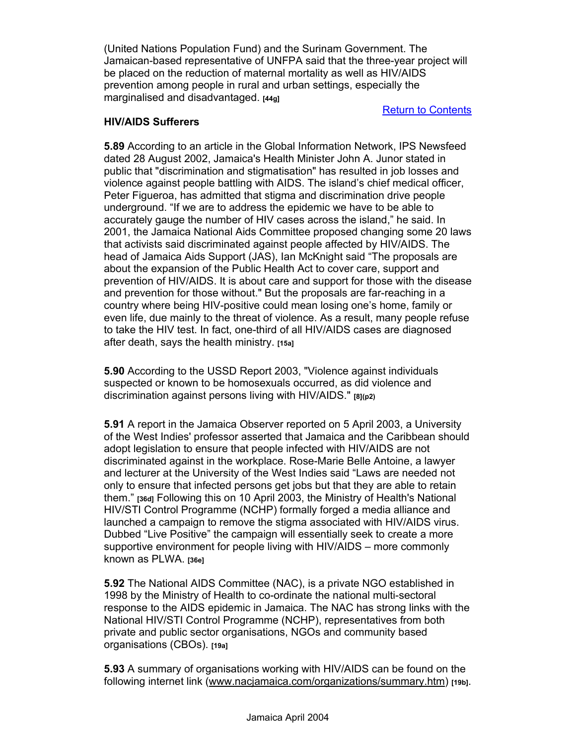(United Nations Population Fund) and the Surinam Government. The Jamaican-based representative of UNFPA said that the three-year project will be placed on the reduction of maternal mortality as well as HIV/AIDS prevention among people in rural and urban settings, especially the marginalised and disadvantaged. [44g]

Return to Contents

**HIV/AIDS Sufferers**

**5.89** According to an article in the Global Information Network, IPS Newsfeed dated 28 August 2002, Jamaica's Health Minister John A. Junor stated in public that "discrimination and stigmatisation" has resulted in job losses and violence against people battling with AIDS. The island's chief medical officer, Peter Figueroa, has admitted that stigma and discrimination drive people underground. "If we are to address the epidemic we have to be able to accurately gauge the number of HIV cases across the island," he said. In 2001, the Jamaica National Aids Committee proposed changing some 20 laws that activists said discriminated against people affected by HIV/AIDS. The head of Jamaica Aids Support (JAS), Ian McKnight said "The proposals are about the expansion of the Public Health Act to cover care, support and prevention of HIV/AIDS. It is about care and support for those with the disease and prevention for those without." But the proposals are far-reaching in a country where being HIV-positive could mean losing one's home, family or even life, due mainly to the threat of violence. As a result, many people refuse to take the HIV test. In fact, one-third of all HIV/AIDS cases are diagnosed after death, says the health ministry. [15a]

**5.90** According to the USSD Report 2003, "Violence against individuals suspected or known to be homosexuals occurred, as did violence and discrimination against persons living with HIV/AIDS." [8](p2)

**5.91** A report in the Jamaica Observer reported on 5 April 2003, a University of the West Indies' professor asserted that Jamaica and the Caribbean should adopt legislation to ensure that people infected with HIV/AIDS are not discriminated against in the workplace. Rose-Marie Belle Antoine, a lawyer and lecturer at the University of the West Indies said "Laws are needed not only to ensure that infected persons get jobs but that they are able to retain them." [36d] Following this on 10 April 2003, the Ministry of Health's National HIV/STI Control Programme (NCHP) formally forged a media alliance and launched a campaign to remove the stigma associated with HIV/AIDS virus. Dubbed "Live Positive" the campaign will essentially seek to create a more supportive environment for people living with HIV/AIDS – more commonly known as PLWA. [36e]

**5.92** The National AIDS Committee (NAC), is a private NGO established in 1998 by the Ministry of Health to co-ordinate the national multi-sectoral response to the AIDS epidemic in Jamaica. The NAC has strong links with the National HIV/STI Control Programme (NCHP), representatives from both private and public sector organisations, NGOs and community based organisations (CBOs). [19a]

**5.93** A summary of organisations working with HIV/AIDS can be found on the following internet link (www.nacjamaica.com/organizations/summary.htm) [19b].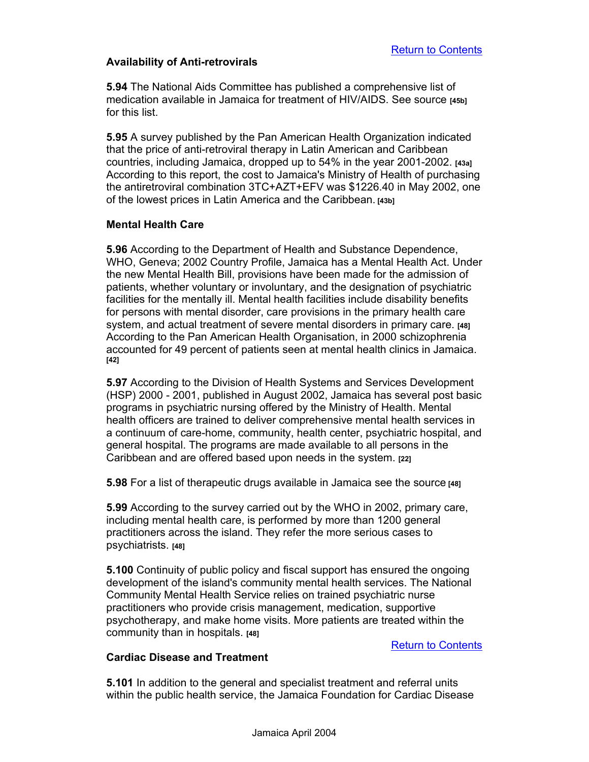Return to Contents

### Availability of Anti-retrovirals

**5.94** The National Aids Committee has published a comprehensive list of medication available in Jamaica for treatment of HIV/AIDS. See source [45b] for this list.

**5.95** A survey published by the Pan American Health Organization indicated that the price of anti-retroviral therapy in Latin American and Caribbean countries, including Jamaica, dropped up to 54% in the year 2001-2002. [43a] According to this report, the cost to Jamaica's Ministry of Health of purchasing the antiretroviral combination 3TC+AZT+EFV was $1226.40 in May 2002, one of the lowest prices in Latin America and the Caribbean. [43b]

### Mental Health Care

**5.96** According to the Department of Health and Substance Dependence, WHO, Geneva; 2002 Country Profile, Jamaica has a Mental Health Act. Under the new Mental Health Bill, provisions have been made for the admission of patients, whether voluntary or involuntary, and the designation of psychiatric facilities for the mentally ill. Mental health facilities include disability benefits for persons with mental disorder, care provisions in the primary health care system, and actual treatment of severe mental disorders in primary care. [48] According to the Pan American Health Organisation, in 2000 schizophrenia accounted for 49 percent of patients seen at mental health clinics in Jamaica. [42]

**5.97** According to the Division of Health Systems and Services Development (HSP) 2000 - 2001, published in August 2002, Jamaica has several post basic programs in psychiatric nursing offered by the Ministry of Health. Mental health officers are trained to deliver comprehensive mental health services in a continuum of care-home, community, health center, psychiatric hospital, and general hospital. The programs are made available to all persons in the Caribbean and are offered based upon needs in the system. [22]

**5.98** For a list of therapeutic drugs available in Jamaica see the source [48]

**5.99** According to the survey carried out by the WHO in 2002, primary care, including mental health care, is performed by more than 1200 general practitioners across the island. They refer the more serious cases to psychiatrists. [48]

**5.100** Continuity of public policy and fiscal support has ensured the ongoing development of the island's community mental health services. The National Community Mental Health Service relies on trained psychiatric nurse practitioners who provide crisis management, medication, supportive psychotherapy, and make home visits. More patients are treated within the community than in hospitals. [48]

Return to Contents

### Cardiac Disease and Treatment

**5.101** In addition to the general and specialist treatment and referral units within the public health service, the Jamaica Foundation for Cardiac Disease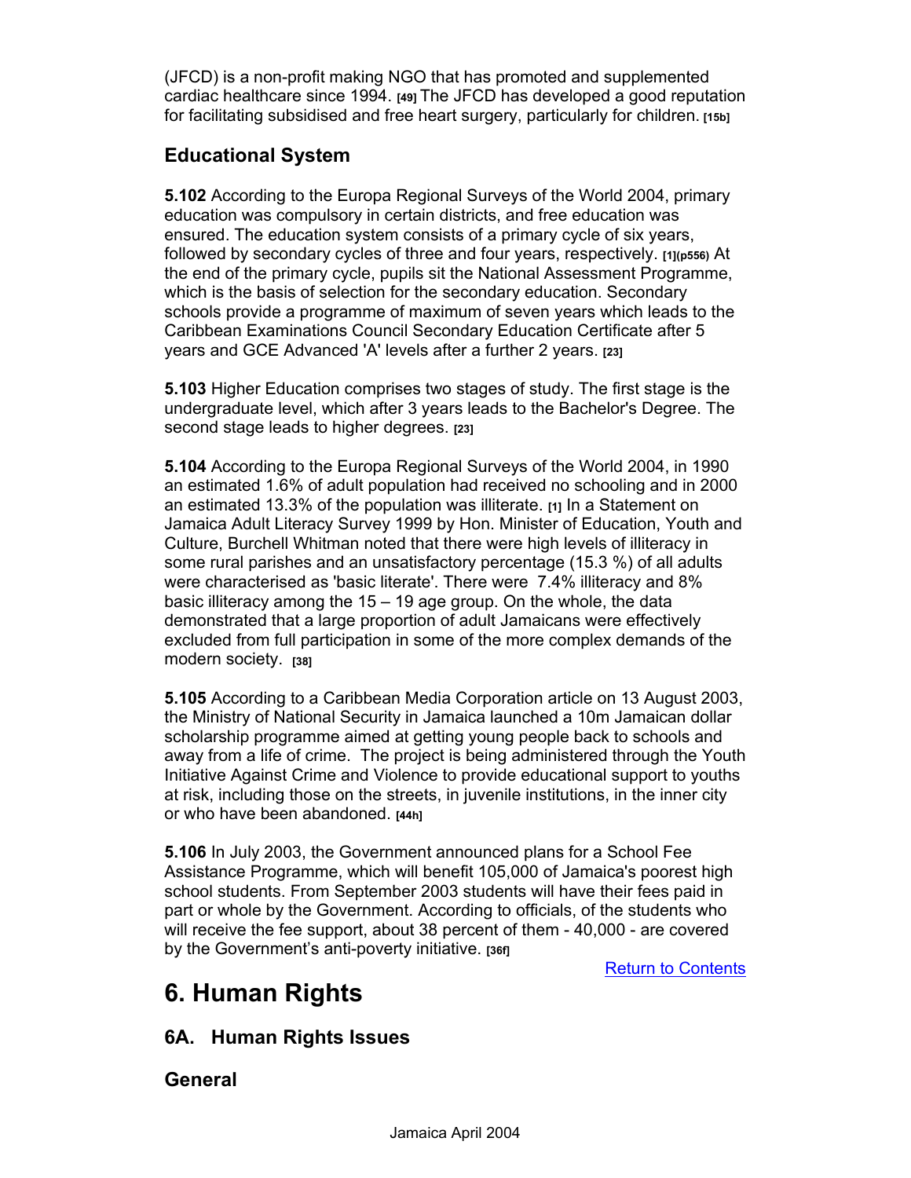(JFCD) is a non-profit making NGO that has promoted and supplemented cardiac healthcare since 1994. [49] The JFCD has developed a good reputation for facilitating subsidised and free heart surgery, particularly for children. [15b]

### Educational System

**5.102** According to the Europa Regional Surveys of the World 2004, primary education was compulsory in certain districts, and free education was ensured. The education system consists of a primary cycle of six years, followed by secondary cycles of three and four years, respectively. [1](p556) At the end of the primary cycle, pupils sit the National Assessment Programme, which is the basis of selection for the secondary education. Secondary schools provide a programme of maximum of seven years which leads to the Caribbean Examinations Council Secondary Education Certificate after 5 years and GCE Advanced 'A' levels after a further 2 years. [23]

**5.103** Higher Education comprises two stages of study. The first stage is the undergraduate level, which after 3 years leads to the Bachelor's Degree. The second stage leads to higher degrees. [23]

**5.104** According to the Europa Regional Surveys of the World 2004, in 1990 an estimated 1.6% of adult population had received no schooling and in 2000 an estimated 13.3% of the population was illiterate. [1] In a Statement on Jamaica Adult Literacy Survey 1999 by Hon. Minister of Education, Youth and Culture, Burchell Whitman noted that there were high levels of illiteracy in some rural parishes and an unsatisfactory percentage (15.3 %) of all adults were characterised as 'basic literate'. There were 7.4% illiteracy and 8% basic illiteracy among the 15 – 19 age group. On the whole, the data demonstrated that a large proportion of adult Jamaicans were effectively excluded from full participation in some of the more complex demands of the modern society. [38]

**5.105** According to a Caribbean Media Corporation article on 13 August 2003, the Ministry of National Security in Jamaica launched a 10m Jamaican dollar scholarship programme aimed at getting young people back to schools and away from a life of crime. The project is being administered through the Youth Initiative Against Crime and Violence to provide educational support to youths at risk, including those on the streets, in juvenile institutions, in the inner city or who have been abandoned. [44h]

**5.106** In July 2003, the Government announced plans for a School Fee Assistance Programme, which will benefit 105,000 of Jamaica's poorest high school students. From September 2003 students will have their fees paid in part or whole by the Government. According to officials, of the students who will receive the fee support, about 38 percent of them - 40,000 - are covered by the Government's anti-poverty initiative. [36f]

Return to Contents

# 6. Human Rights

## 6A. Human Rights Issues

### General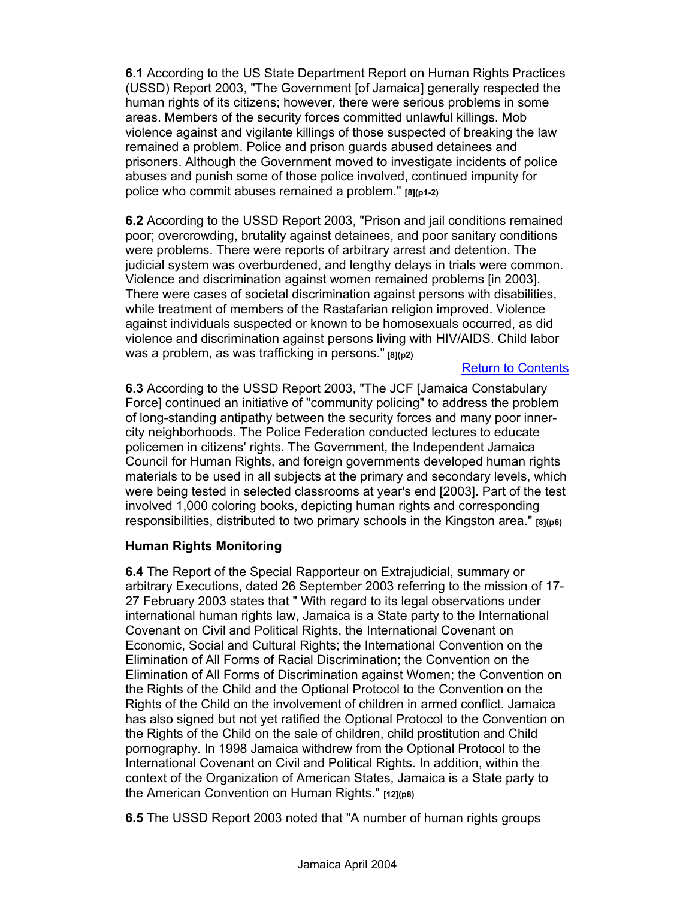**6.1** According to the US State Department Report on Human Rights Practices (USSD) Report 2003, "The Government [of Jamaica] generally respected the human rights of its citizens; however, there were serious problems in some areas. Members of the security forces committed unlawful killings. Mob violence against and vigilante killings of those suspected of breaking the law remained a problem. Police and prison guards abused detainees and prisoners. Although the Government moved to investigate incidents of police abuses and punish some of those police involved, continued impunity for police who commit abuses remained a problem." **[8](p1-2)**

**6.2** According to the USSD Report 2003, "Prison and jail conditions remained poor; overcrowding, brutality against detainees, and poor sanitary conditions were problems. There were reports of arbitrary arrest and detention. The judicial system was overburdened, and lengthy delays in trials were common. Violence and discrimination against women remained problems [in 2003]. There were cases of societal discrimination against persons with disabilities, while treatment of members of the Rastafarian religion improved. Violence against individuals suspected or known to be homosexuals occurred, as did violence and discrimination against persons living with HIV/AIDS. Child labor was a problem, as was trafficking in persons." **[8](p2)**

Return to Contents

**6.3** According to the USSD Report 2003, "The JCF [Jamaica Constabulary Force] continued an initiative of "community policing" to address the problem of long-standing antipathy between the security forces and many poor inner-city neighborhoods. The Police Federation conducted lectures to educate policemen in citizens' rights. The Government, the Independent Jamaica Council for Human Rights, and foreign governments developed human rights materials to be used in all subjects at the primary and secondary levels, which were being tested in selected classrooms at year's end [2003]. Part of the test involved 1,000 coloring books, depicting human rights and corresponding responsibilities, distributed to two primary schools in the Kingston area." **[8](p6)**

### Human Rights Monitoring

**6.4** The Report of the Special Rapporteur on Extrajudicial, summary or arbitrary Executions, dated 26 September 2003 referring to the mission of 17-27 February 2003 states that " With regard to its legal observations under international human rights law, Jamaica is a State party to the International Covenant on Civil and Political Rights, the International Covenant on Economic, Social and Cultural Rights; the International Convention on the Elimination of All Forms of Racial Discrimination; the Convention on the Elimination of All Forms of Discrimination against Women; the Convention on the Rights of the Child and the Optional Protocol to the Convention on the Rights of the Child on the involvement of children in armed conflict. Jamaica has also signed but not yet ratified the Optional Protocol to the Convention on the Rights of the Child on the sale of children, child prostitution and Child pornography. In 1998 Jamaica withdrew from the Optional Protocol to the International Covenant on Civil and Political Rights. In addition, within the context of the Organization of American States, Jamaica is a State party to the American Convention on Human Rights." **[12](p8)**

**6.5** The USSD Report 2003 noted that "A number of human rights groups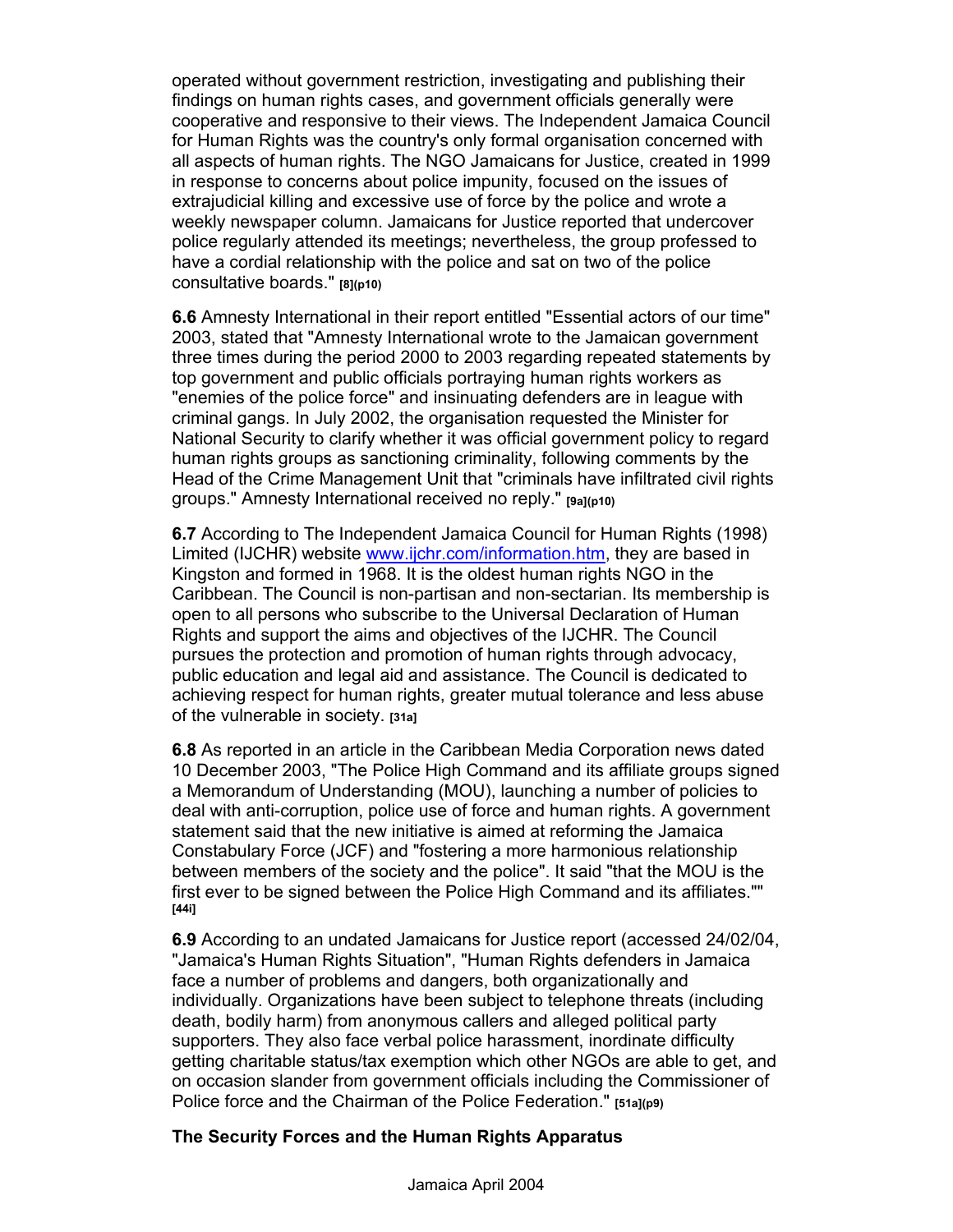operated without government restriction, investigating and publishing their findings on human rights cases, and government officials generally were cooperative and responsive to their views. The Independent Jamaica Council for Human Rights was the country's only formal organisation concerned with all aspects of human rights. The NGO Jamaicans for Justice, created in 1999 in response to concerns about police impunity, focused on the issues of extrajudicial killing and excessive use of force by the police and wrote a weekly newspaper column. Jamaicans for Justice reported that undercover police regularly attended its meetings; nevertheless, the group professed to have a cordial relationship with the police and sat on two of the police consultative boards." **[8](p10)**

**6.6** Amnesty International in their report entitled "Essential actors of our time" 2003, stated that "Amnesty International wrote to the Jamaican government three times during the period 2000 to 2003 regarding repeated statements by top government and public officials portraying human rights workers as "enemies of the police force" and insinuating defenders are in league with criminal gangs. In July 2002, the organisation requested the Minister for National Security to clarify whether it was official government policy to regard human rights groups as sanctioning criminality, following comments by the Head of the Crime Management Unit that "criminals have infiltrated civil rights groups." Amnesty International received no reply." **[9a](p10)**

**6.7** According to The Independent Jamaica Council for Human Rights (1998) Limited (IJCHR) website www.ijchr.com/information.htm, they are based in Kingston and formed in 1968. It is the oldest human rights NGO in the Caribbean. The Council is non-partisan and non-sectarian. Its membership is open to all persons who subscribe to the Universal Declaration of Human Rights and support the aims and objectives of the IJCHR. The Council pursues the protection and promotion of human rights through advocacy, public education and legal aid and assistance. The Council is dedicated to achieving respect for human rights, greater mutual tolerance and less abuse of the vulnerable in society. **[31a]**

**6.8** As reported in an article in the Caribbean Media Corporation news dated 10 December 2003, "The Police High Command and its affiliate groups signed a Memorandum of Understanding (MOU), launching a number of policies to deal with anti-corruption, police use of force and human rights. A government statement said that the new initiative is aimed at reforming the Jamaica Constabulary Force (JCF) and "fostering a more harmonious relationship between members of the society and the police". It said "that the MOU is the first ever to be signed between the Police High Command and its affiliates."" **[44i]**

**6.9** According to an undated Jamaicans for Justice report (accessed 24/02/04, "Jamaica's Human Rights Situation", "Human Rights defenders in Jamaica face a number of problems and dangers, both organizationally and individually. Organizations have been subject to telephone threats (including death, bodily harm) from anonymous callers and alleged political party supporters. They also face verbal police harassment, inordinate difficulty getting charitable status/tax exemption which other NGOs are able to get, and on occasion slander from government officials including the Commissioner of Police force and the Chairman of the Police Federation." **[51a](p9)**

**The Security Forces and the Human Rights Apparatus**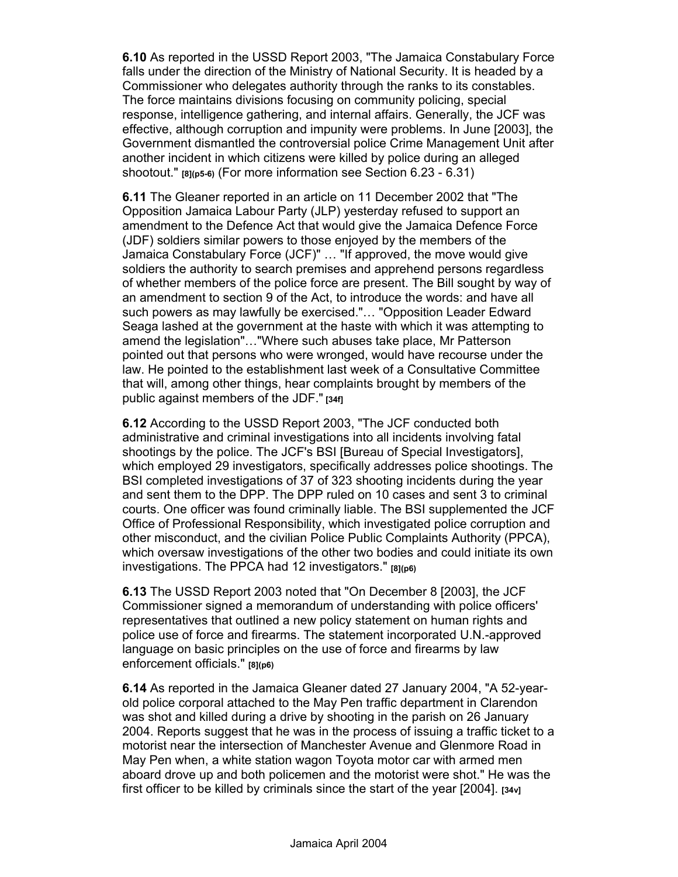**6.10** As reported in the USSD Report 2003, "The Jamaica Constabulary Force falls under the direction of the Ministry of National Security. It is headed by a Commissioner who delegates authority through the ranks to its constables. The force maintains divisions focusing on community policing, special response, intelligence gathering, and internal affairs. Generally, the JCF was effective, although corruption and impunity were problems. In June [2003], the Government dismantled the controversial police Crime Management Unit after another incident in which citizens were killed by police during an alleged shootout." **[8](p5-6)** (For more information see Section 6.23 - 6.31)

**6.11** The Gleaner reported in an article on 11 December 2002 that "The Opposition Jamaica Labour Party (JLP) yesterday refused to support an amendment to the Defence Act that would give the Jamaica Defence Force (JDF) soldiers similar powers to those enjoyed by the members of the Jamaica Constabulary Force (JCF)" … "If approved, the move would give soldiers the authority to search premises and apprehend persons regardless of whether members of the police force are present. The Bill sought by way of an amendment to section 9 of the Act, to introduce the words: and have all such powers as may lawfully be exercised."… "Opposition Leader Edward Seaga lashed at the government at the haste with which it was attempting to amend the legislation"…"Where such abuses take place, Mr Patterson pointed out that persons who were wronged, would have recourse under the law. He pointed to the establishment last week of a Consultative Committee that will, among other things, hear complaints brought by members of the public against members of the JDF." **[34f]**

**6.12** According to the USSD Report 2003, "The JCF conducted both administrative and criminal investigations into all incidents involving fatal shootings by the police. The JCF's BSI [Bureau of Special Investigators], which employed 29 investigators, specifically addresses police shootings. The BSI completed investigations of 37 of 323 shooting incidents during the year and sent them to the DPP. The DPP ruled on 10 cases and sent 3 to criminal courts. One officer was found criminally liable. The BSI supplemented the JCF Office of Professional Responsibility, which investigated police corruption and other misconduct, and the civilian Police Public Complaints Authority (PPCA), which oversaw investigations of the other two bodies and could initiate its own investigations. The PPCA had 12 investigators." **[8](p6)**

**6.13** The USSD Report 2003 noted that "On December 8 [2003], the JCF Commissioner signed a memorandum of understanding with police officers' representatives that outlined a new policy statement on human rights and police use of force and firearms. The statement incorporated U.N.-approved language on basic principles on the use of force and firearms by law enforcement officials." **[8](p6)**

**6.14** As reported in the Jamaica Gleaner dated 27 January 2004, "A 52-year-old police corporal attached to the May Pen traffic department in Clarendon was shot and killed during a drive by shooting in the parish on 26 January 2004. Reports suggest that he was in the process of issuing a traffic ticket to a motorist near the intersection of Manchester Avenue and Glenmore Road in May Pen when, a white station wagon Toyota motor car with armed men aboard drove up and both policemen and the motorist were shot." He was the first officer to be killed by criminals since the start of the year [2004]. **[34v]**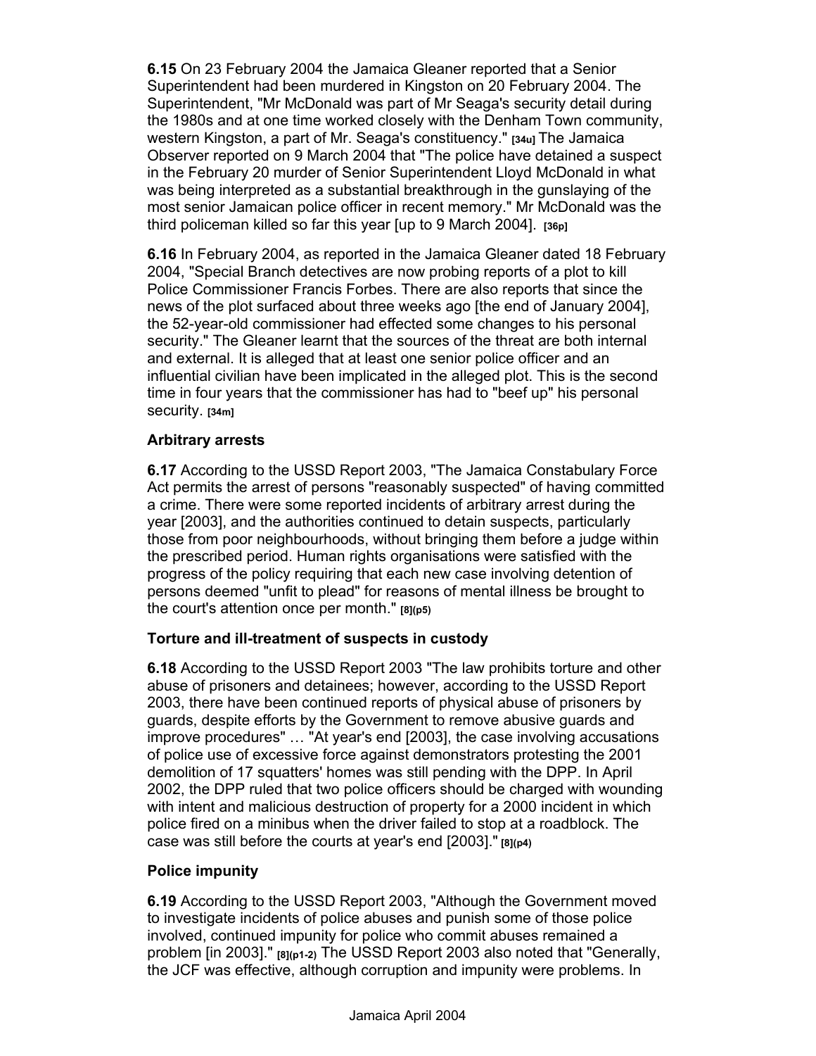**6.15** On 23 February 2004 the Jamaica Gleaner reported that a Senior Superintendent had been murdered in Kingston on 20 February 2004. The Superintendent, "Mr McDonald was part of Mr Seaga's security detail during the 1980s and at one time worked closely with the Denham Town community, western Kingston, a part of Mr. Seaga's constituency." **[34u]** The Jamaica Observer reported on 9 March 2004 that "The police have detained a suspect in the February 20 murder of Senior Superintendent Lloyd McDonald in what was being interpreted as a substantial breakthrough in the gunslaying of the most senior Jamaican police officer in recent memory." Mr McDonald was the third policeman killed so far this year [up to 9 March 2004]. **[36p]**

**6.16** In February 2004, as reported in the Jamaica Gleaner dated 18 February 2004, "Special Branch detectives are now probing reports of a plot to kill Police Commissioner Francis Forbes. There are also reports that since the news of the plot surfaced about three weeks ago [the end of January 2004], the 52-year-old commissioner had effected some changes to his personal security." The Gleaner learnt that the sources of the threat are both internal and external. It is alleged that at least one senior police officer and an influential civilian have been implicated in the alleged plot. This is the second time in four years that the commissioner has had to "beef up" his personal security. **[34m]**

### Arbitrary arrests

**6.17** According to the USSD Report 2003, "The Jamaica Constabulary Force Act permits the arrest of persons "reasonably suspected" of having committed a crime. There were some reported incidents of arbitrary arrest during the year [2003], and the authorities continued to detain suspects, particularly those from poor neighbourhoods, without bringing them before a judge within the prescribed period. Human rights organisations were satisfied with the progress of the policy requiring that each new case involving detention of persons deemed "unfit to plead" for reasons of mental illness be brought to the court's attention once per month." **[8](p5)**

### Torture and ill-treatment of suspects in custody

**6.18** According to the USSD Report 2003 "The law prohibits torture and other abuse of prisoners and detainees; however, according to the USSD Report 2003, there have been continued reports of physical abuse of prisoners by guards, despite efforts by the Government to remove abusive guards and improve procedures" … "At year's end [2003], the case involving accusations of police use of excessive force against demonstrators protesting the 2001 demolition of 17 squatters' homes was still pending with the DPP. In April 2002, the DPP ruled that two police officers should be charged with wounding with intent and malicious destruction of property for a 2000 incident in which police fired on a minibus when the driver failed to stop at a roadblock. The case was still before the courts at year's end [2003]." **[8](p4)**

### Police impunity

**6.19** According to the USSD Report 2003, "Although the Government moved to investigate incidents of police abuses and punish some of those police involved, continued impunity for police who commit abuses remained a problem [in 2003]." **[8](p1-2)** The USSD Report 2003 also noted that "Generally, the JCF was effective, although corruption and impunity were problems. In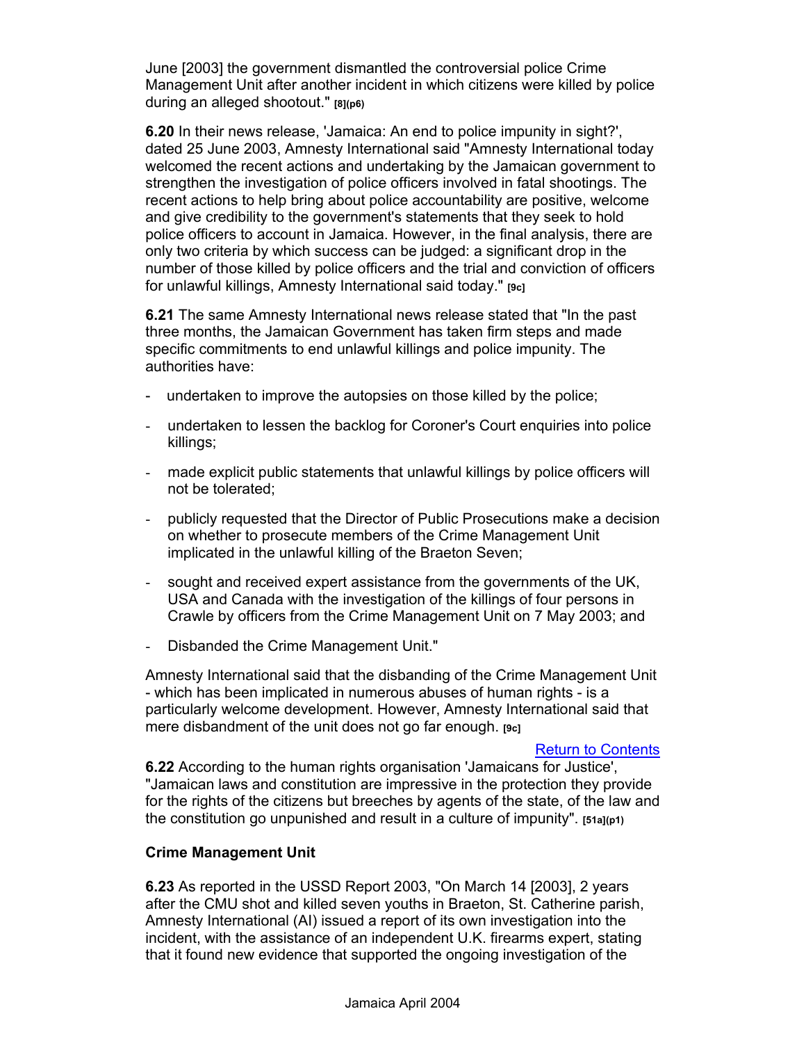June [2003] the government dismantled the controversial police Crime Management Unit after another incident in which citizens were killed by police during an alleged shootout." [8](p6)

**6.20** In their news release, 'Jamaica: An end to police impunity in sight?', dated 25 June 2003, Amnesty International said "Amnesty International today welcomed the recent actions and undertaking by the Jamaican government to strengthen the investigation of police officers involved in fatal shootings. The recent actions to help bring about police accountability are positive, welcome and give credibility to the government's statements that they seek to hold police officers to account in Jamaica. However, in the final analysis, there are only two criteria by which success can be judged: a significant drop in the number of those killed by police officers and the trial and conviction of officers for unlawful killings, Amnesty International said today." [9c]

**6.21** The same Amnesty International news release stated that "In the past three months, the Jamaican Government has taken firm steps and made specific commitments to end unlawful killings and police impunity. The authorities have:

- undertaken to improve the autopsies on those killed by the police;
- undertaken to lessen the backlog for Coroner's Court enquiries into police killings;
- made explicit public statements that unlawful killings by police officers will not be tolerated;
- publicly requested that the Director of Public Prosecutions make a decision on whether to prosecute members of the Crime Management Unit implicated in the unlawful killing of the Braeton Seven;
- sought and received expert assistance from the governments of the UK, USA and Canada with the investigation of the killings of four persons in Crawle by officers from the Crime Management Unit on 7 May 2003; and
- Disbanded the Crime Management Unit."

Amnesty International said that the disbanding of the Crime Management Unit - which has been implicated in numerous abuses of human rights - is a particularly welcome development. However, Amnesty International said that mere disbandment of the unit does not go far enough. [9c]

Return to Contents

**6.22** According to the human rights organisation 'Jamaicans for Justice', "Jamaican laws and constitution are impressive in the protection they provide for the rights of the citizens but breeches by agents of the state, of the law and the constitution go unpunished and result in a culture of impunity". [51a](p1)

**Crime Management Unit**

**6.23** As reported in the USSD Report 2003, "On March 14 [2003], 2 years after the CMU shot and killed seven youths in Braeton, St. Catherine parish, Amnesty International (AI) issued a report of its own investigation into the incident, with the assistance of an independent U.K. firearms expert, stating that it found new evidence that supported the ongoing investigation of the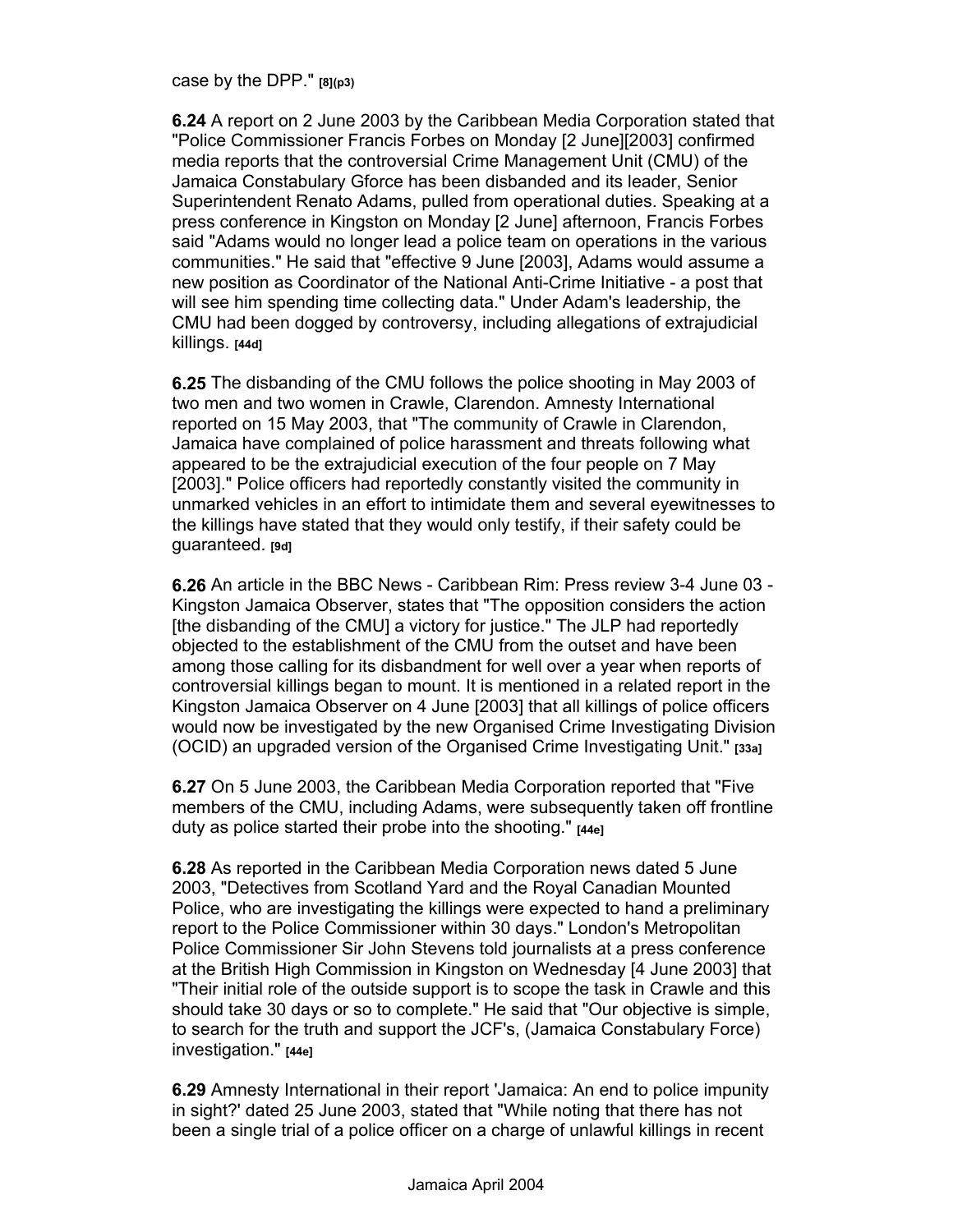case by the DPP." [8](p3)

**6.24** A report on 2 June 2003 by the Caribbean Media Corporation stated that "Police Commissioner Francis Forbes on Monday [2 June][2003] confirmed media reports that the controversial Crime Management Unit (CMU) of the Jamaica Constabulary Gforce has been disbanded and its leader, Senior Superintendent Renato Adams, pulled from operational duties. Speaking at a press conference in Kingston on Monday [2 June] afternoon, Francis Forbes said "Adams would no longer lead a police team on operations in the various communities." He said that "effective 9 June [2003], Adams would assume a new position as Coordinator of the National Anti-Crime Initiative - a post that will see him spending time collecting data." Under Adam's leadership, the CMU had been dogged by controversy, including allegations of extrajudicial killings. [44d]

**6.25** The disbanding of the CMU follows the police shooting in May 2003 of two men and two women in Crawle, Clarendon. Amnesty International reported on 15 May 2003, that "The community of Crawle in Clarendon, Jamaica have complained of police harassment and threats following what appeared to be the extrajudicial execution of the four people on 7 May [2003]." Police officers had reportedly constantly visited the community in unmarked vehicles in an effort to intimidate them and several eyewitnesses to the killings have stated that they would only testify, if their safety could be guaranteed. [9d]

**6.26** An article in the BBC News - Caribbean Rim: Press review 3-4 June 03 - Kingston Jamaica Observer, states that "The opposition considers the action [the disbanding of the CMU] a victory for justice." The JLP had reportedly objected to the establishment of the CMU from the outset and have been among those calling for its disbandment for well over a year when reports of controversial killings began to mount. It is mentioned in a related report in the Kingston Jamaica Observer on 4 June [2003] that all killings of police officers would now be investigated by the new Organised Crime Investigating Division (OCID) an upgraded version of the Organised Crime Investigating Unit." [33a]

**6.27** On 5 June 2003, the Caribbean Media Corporation reported that "Five members of the CMU, including Adams, were subsequently taken off frontline duty as police started their probe into the shooting." [44e]

**6.28** As reported in the Caribbean Media Corporation news dated 5 June 2003, "Detectives from Scotland Yard and the Royal Canadian Mounted Police, who are investigating the killings were expected to hand a preliminary report to the Police Commissioner within 30 days." London's Metropolitan Police Commissioner Sir John Stevens told journalists at a press conference at the British High Commission in Kingston on Wednesday [4 June 2003] that "Their initial role of the outside support is to scope the task in Crawle and this should take 30 days or so to complete." He said that "Our objective is simple, to search for the truth and support the JCF's, (Jamaica Constabulary Force) investigation." [44e]

**6.29** Amnesty International in their report 'Jamaica: An end to police impunity in sight?' dated 25 June 2003, stated that "While noting that there has not been a single trial of a police officer on a charge of unlawful killings in recent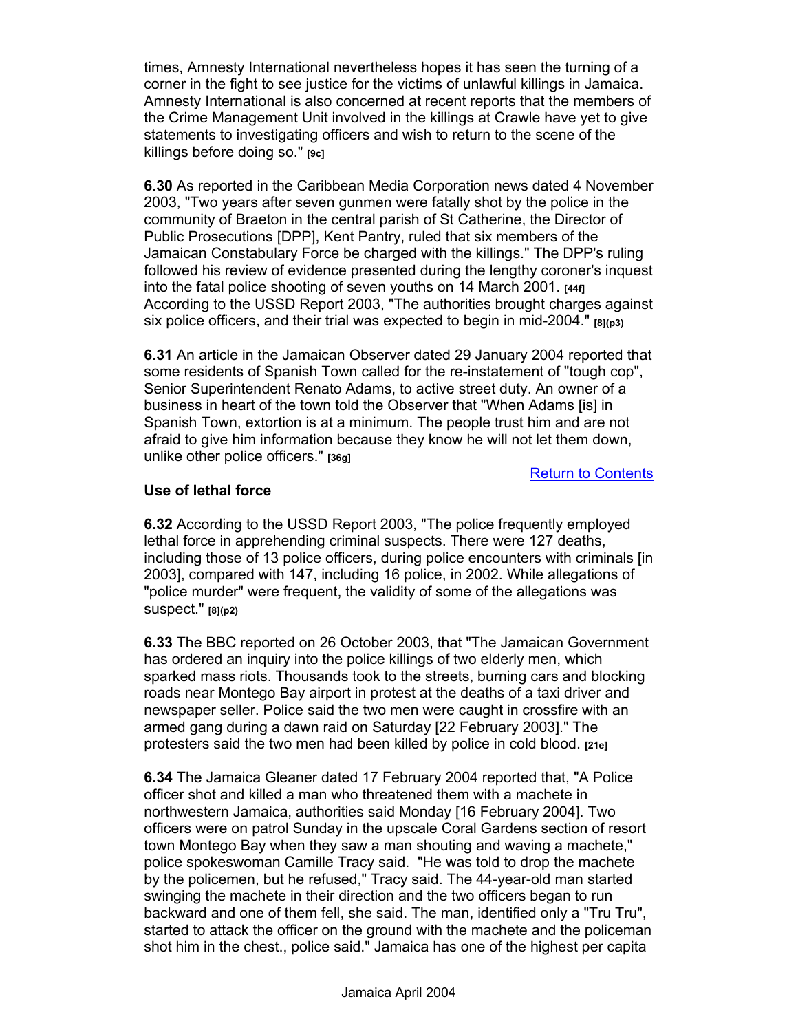times, Amnesty International nevertheless hopes it has seen the turning of a corner in the fight to see justice for the victims of unlawful killings in Jamaica. Amnesty International is also concerned at recent reports that the members of the Crime Management Unit involved in the killings at Crawle have yet to give statements to investigating officers and wish to return to the scene of the killings before doing so." [9c]

**6.30** As reported in the Caribbean Media Corporation news dated 4 November 2003, "Two years after seven gunmen were fatally shot by the police in the community of Braeton in the central parish of St Catherine, the Director of Public Prosecutions [DPP], Kent Pantry, ruled that six members of the Jamaican Constabulary Force be charged with the killings." The DPP's ruling followed his review of evidence presented during the lengthy coroner's inquest into the fatal police shooting of seven youths on 14 March 2001. [44f] According to the USSD Report 2003, "The authorities brought charges against six police officers, and their trial was expected to begin in mid-2004." [8](p3)

**6.31** An article in the Jamaican Observer dated 29 January 2004 reported that some residents of Spanish Town called for the re-instatement of "tough cop", Senior Superintendent Renato Adams, to active street duty. An owner of a business in heart of the town told the Observer that "When Adams [is] in Spanish Town, extortion is at a minimum. The people trust him and are not afraid to give him information because they know he will not let them down, unlike other police officers." [36g]

Return to Contents

### Use of lethal force

**6.32** According to the USSD Report 2003, "The police frequently employed lethal force in apprehending criminal suspects. There were 127 deaths, including those of 13 police officers, during police encounters with criminals [in 2003], compared with 147, including 16 police, in 2002. While allegations of "police murder" were frequent, the validity of some of the allegations was suspect." [8](p2)

**6.33** The BBC reported on 26 October 2003, that "The Jamaican Government has ordered an inquiry into the police killings of two elderly men, which sparked mass riots. Thousands took to the streets, burning cars and blocking roads near Montego Bay airport in protest at the deaths of a taxi driver and newspaper seller. Police said the two men were caught in crossfire with an armed gang during a dawn raid on Saturday [22 February 2003]." The protesters said the two men had been killed by police in cold blood. [21e]

**6.34** The Jamaica Gleaner dated 17 February 2004 reported that, "A Police officer shot and killed a man who threatened them with a machete in northwestern Jamaica, authorities said Monday [16 February 2004]. Two officers were on patrol Sunday in the upscale Coral Gardens section of resort town Montego Bay when they saw a man shouting and waving a machete," police spokeswoman Camille Tracy said. "He was told to drop the machete by the policemen, but he refused," Tracy said. The 44-year-old man started swinging the machete in their direction and the two officers began to run backward and one of them fell, she said. The man, identified only a "Tru Tru", started to attack the officer on the ground with the machete and the policeman shot him in the chest., police said." Jamaica has one of the highest per capita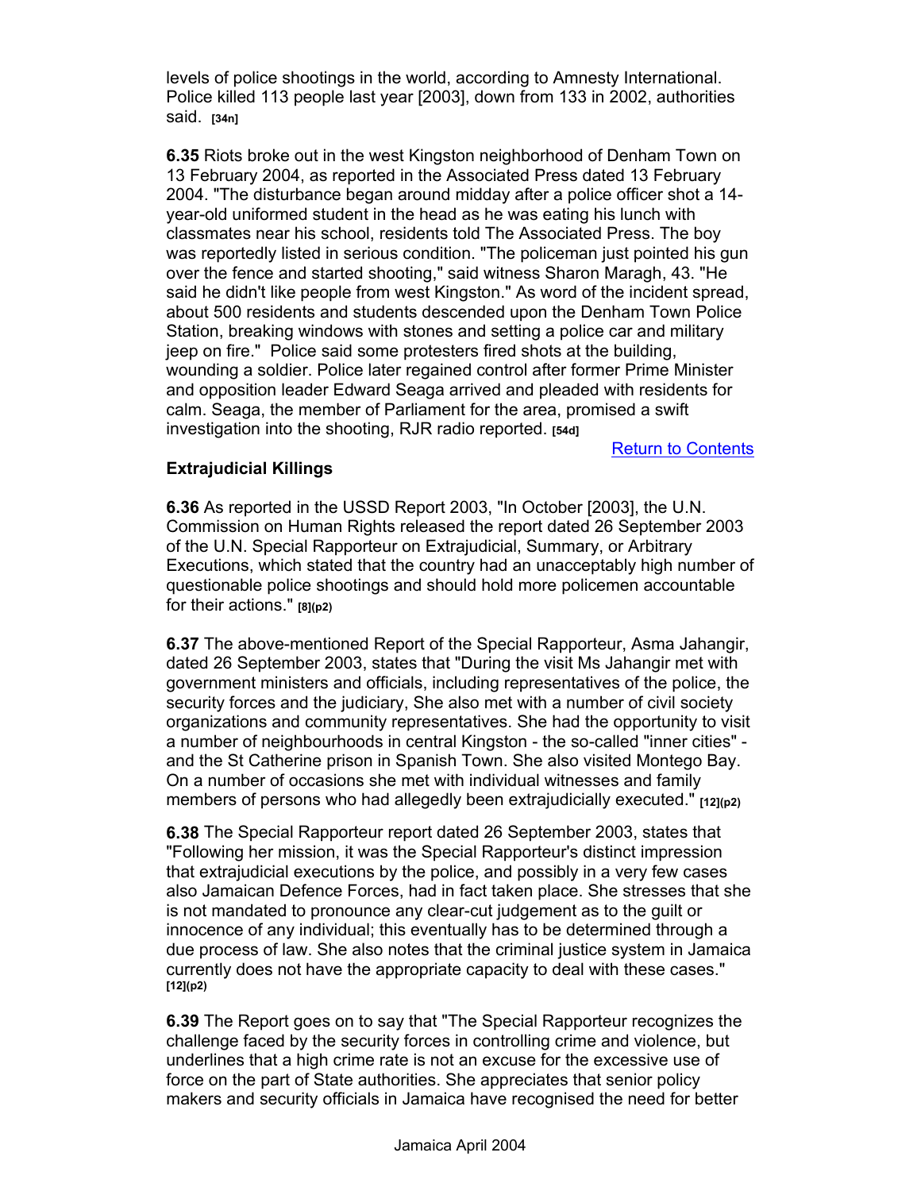levels of police shootings in the world, according to Amnesty International. Police killed 113 people last year [2003], down from 133 in 2002, authorities said. **[34n]**

**6.35** Riots broke out in the west Kingston neighborhood of Denham Town on 13 February 2004, as reported in the Associated Press dated 13 February 2004. "The disturbance began around midday after a police officer shot a 14-year-old uniformed student in the head as he was eating his lunch with classmates near his school, residents told The Associated Press. The boy was reportedly listed in serious condition. "The policeman just pointed his gun over the fence and started shooting," said witness Sharon Maragh, 43. "He said he didn't like people from west Kingston." As word of the incident spread, about 500 residents and students descended upon the Denham Town Police Station, breaking windows with stones and setting a police car and military jeep on fire." Police said some protesters fired shots at the building, wounding a soldier. Police later regained control after former Prime Minister and opposition leader Edward Seaga arrived and pleaded with residents for calm. Seaga, the member of Parliament for the area, promised a swift investigation into the shooting, RJR radio reported. **[54d]**

Return to Contents

### Extrajudicial Killings

**6.36** As reported in the USSD Report 2003, "In October [2003], the U.N. Commission on Human Rights released the report dated 26 September 2003 of the U.N. Special Rapporteur on Extrajudicial, Summary, or Arbitrary Executions, which stated that the country had an unacceptably high number of questionable police shootings and should hold more policemen accountable for their actions." **[8](p2)**

**6.37** The above-mentioned Report of the Special Rapporteur, Asma Jahangir, dated 26 September 2003, states that "During the visit Ms Jahangir met with government ministers and officials, including representatives of the police, the security forces and the judiciary, She also met with a number of civil society organizations and community representatives. She had the opportunity to visit a number of neighbourhoods in central Kingston - the so-called "inner cities" - and the St Catherine prison in Spanish Town. She also visited Montego Bay. On a number of occasions she met with individual witnesses and family members of persons who had allegedly been extrajudicially executed." **[12](p2)**

**6.38** The Special Rapporteur report dated 26 September 2003, states that "Following her mission, it was the Special Rapporteur's distinct impression that extrajudicial executions by the police, and possibly in a very few cases also Jamaican Defence Forces, had in fact taken place. She stresses that she is not mandated to pronounce any clear-cut judgement as to the guilt or innocence of any individual; this eventually has to be determined through a due process of law. She also notes that the criminal justice system in Jamaica currently does not have the appropriate capacity to deal with these cases." **[12](p2)**

**6.39** The Report goes on to say that "The Special Rapporteur recognizes the challenge faced by the security forces in controlling crime and violence, but underlines that a high crime rate is not an excuse for the excessive use of force on the part of State authorities. She appreciates that senior policy makers and security officials in Jamaica have recognised the need for better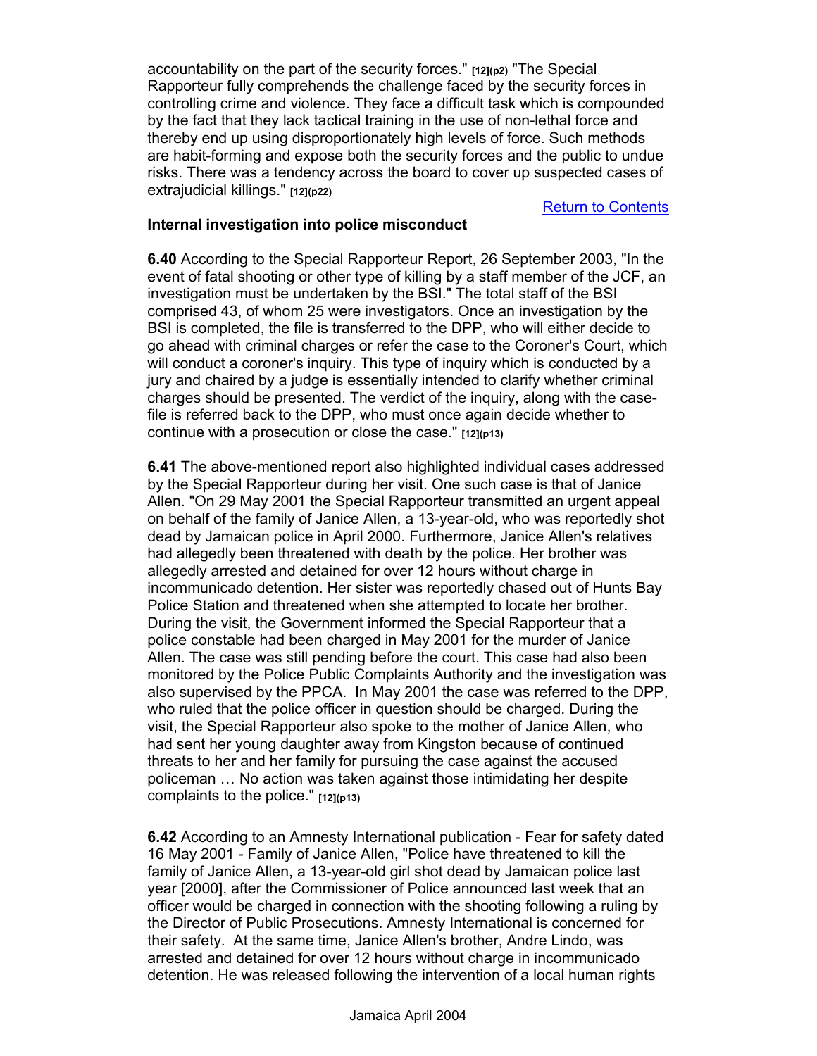accountability on the part of the security forces." [12](p2) "The Special Rapporteur fully comprehends the challenge faced by the security forces in controlling crime and violence. They face a difficult task which is compounded by the fact that they lack tactical training in the use of non-lethal force and thereby end up using disproportionately high levels of force. Such methods are habit-forming and expose both the security forces and the public to undue risks. There was a tendency across the board to cover up suspected cases of extrajudicial killings." [12](p22)

Return to Contents

### Internal investigation into police misconduct

**6.40** According to the Special Rapporteur Report, 26 September 2003, "In the event of fatal shooting or other type of killing by a staff member of the JCF, an investigation must be undertaken by the BSI." The total staff of the BSI comprised 43, of whom 25 were investigators. Once an investigation by the BSI is completed, the file is transferred to the DPP, who will either decide to go ahead with criminal charges or refer the case to the Coroner's Court, which will conduct a coroner's inquiry. This type of inquiry which is conducted by a jury and chaired by a judge is essentially intended to clarify whether criminal charges should be presented. The verdict of the inquiry, along with the case-file is referred back to the DPP, who must once again decide whether to continue with a prosecution or close the case." [12](p13)

**6.41** The above-mentioned report also highlighted individual cases addressed by the Special Rapporteur during her visit. One such case is that of Janice Allen. "On 29 May 2001 the Special Rapporteur transmitted an urgent appeal on behalf of the family of Janice Allen, a 13-year-old, who was reportedly shot dead by Jamaican police in April 2000. Furthermore, Janice Allen's relatives had allegedly been threatened with death by the police. Her brother was allegedly arrested and detained for over 12 hours without charge in incommunicado detention. Her sister was reportedly chased out of Hunts Bay Police Station and threatened when she attempted to locate her brother. During the visit, the Government informed the Special Rapporteur that a police constable had been charged in May 2001 for the murder of Janice Allen. The case was still pending before the court. This case had also been monitored by the Police Public Complaints Authority and the investigation was also supervised by the PPCA. In May 2001 the case was referred to the DPP, who ruled that the police officer in question should be charged. During the visit, the Special Rapporteur also spoke to the mother of Janice Allen, who had sent her young daughter away from Kingston because of continued threats to her and her family for pursuing the case against the accused policeman … No action was taken against those intimidating her despite complaints to the police." [12](p13)

**6.42** According to an Amnesty International publication - Fear for safety dated 16 May 2001 - Family of Janice Allen, "Police have threatened to kill the family of Janice Allen, a 13-year-old girl shot dead by Jamaican police last year [2000], after the Commissioner of Police announced last week that an officer would be charged in connection with the shooting following a ruling by the Director of Public Prosecutions. Amnesty International is concerned for their safety. At the same time, Janice Allen's brother, Andre Lindo, was arrested and detained for over 12 hours without charge in incommunicado detention. He was released following the intervention of a local human rights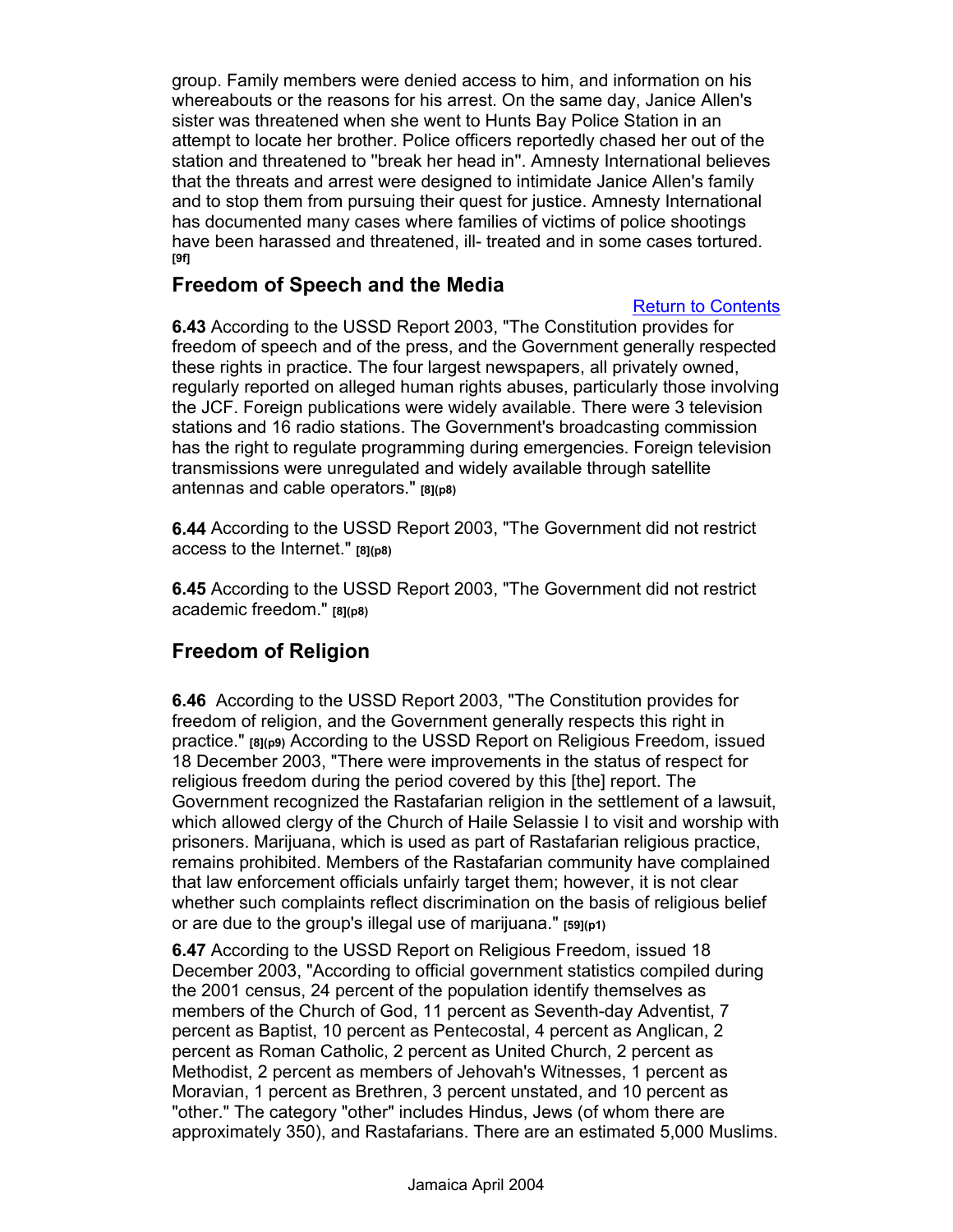group. Family members were denied access to him, and information on his whereabouts or the reasons for his arrest. On the same day, Janice Allen's sister was threatened when she went to Hunts Bay Police Station in an attempt to locate her brother. Police officers reportedly chased her out of the station and threatened to "break her head in". Amnesty International believes that the threats and arrest were designed to intimidate Janice Allen's family and to stop them from pursuing their quest for justice. Amnesty International has documented many cases where families of victims of police shootings have been harassed and threatened, ill- treated and in some cases tortured. [9f]

## Freedom of Speech and the Media

Return to Contents

**6.43** According to the USSD Report 2003, "The Constitution provides for freedom of speech and of the press, and the Government generally respected these rights in practice. The four largest newspapers, all privately owned, regularly reported on alleged human rights abuses, particularly those involving the JCF. Foreign publications were widely available. There were 3 television stations and 16 radio stations. The Government's broadcasting commission has the right to regulate programming during emergencies. Foreign television transmissions were unregulated and widely available through satellite antennas and cable operators." [8](p8)

**6.44** According to the USSD Report 2003, "The Government did not restrict access to the Internet." [8](p8)

**6.45** According to the USSD Report 2003, "The Government did not restrict academic freedom." [8](p8)

## Freedom of Religion

**6.46** According to the USSD Report 2003, "The Constitution provides for freedom of religion, and the Government generally respects this right in practice." [8](p9) According to the USSD Report on Religious Freedom, issued 18 December 2003, "There were improvements in the status of respect for religious freedom during the period covered by this [the] report. The Government recognized the Rastafarian religion in the settlement of a lawsuit, which allowed clergy of the Church of Haile Selassie I to visit and worship with prisoners. Marijuana, which is used as part of Rastafarian religious practice, remains prohibited. Members of the Rastafarian community have complained that law enforcement officials unfairly target them; however, it is not clear whether such complaints reflect discrimination on the basis of religious belief or are due to the group's illegal use of marijuana." [59](p1)

**6.47** According to the USSD Report on Religious Freedom, issued 18 December 2003, "According to official government statistics compiled during the 2001 census, 24 percent of the population identify themselves as members of the Church of God, 11 percent as Seventh-day Adventist, 7 percent as Baptist, 10 percent as Pentecostal, 4 percent as Anglican, 2 percent as Roman Catholic, 2 percent as United Church, 2 percent as Methodist, 2 percent as members of Jehovah's Witnesses, 1 percent as Moravian, 1 percent as Brethren, 3 percent unstated, and 10 percent as "other." The category "other" includes Hindus, Jews (of whom there are approximately 350), and Rastafarians. There are an estimated 5,000 Muslims.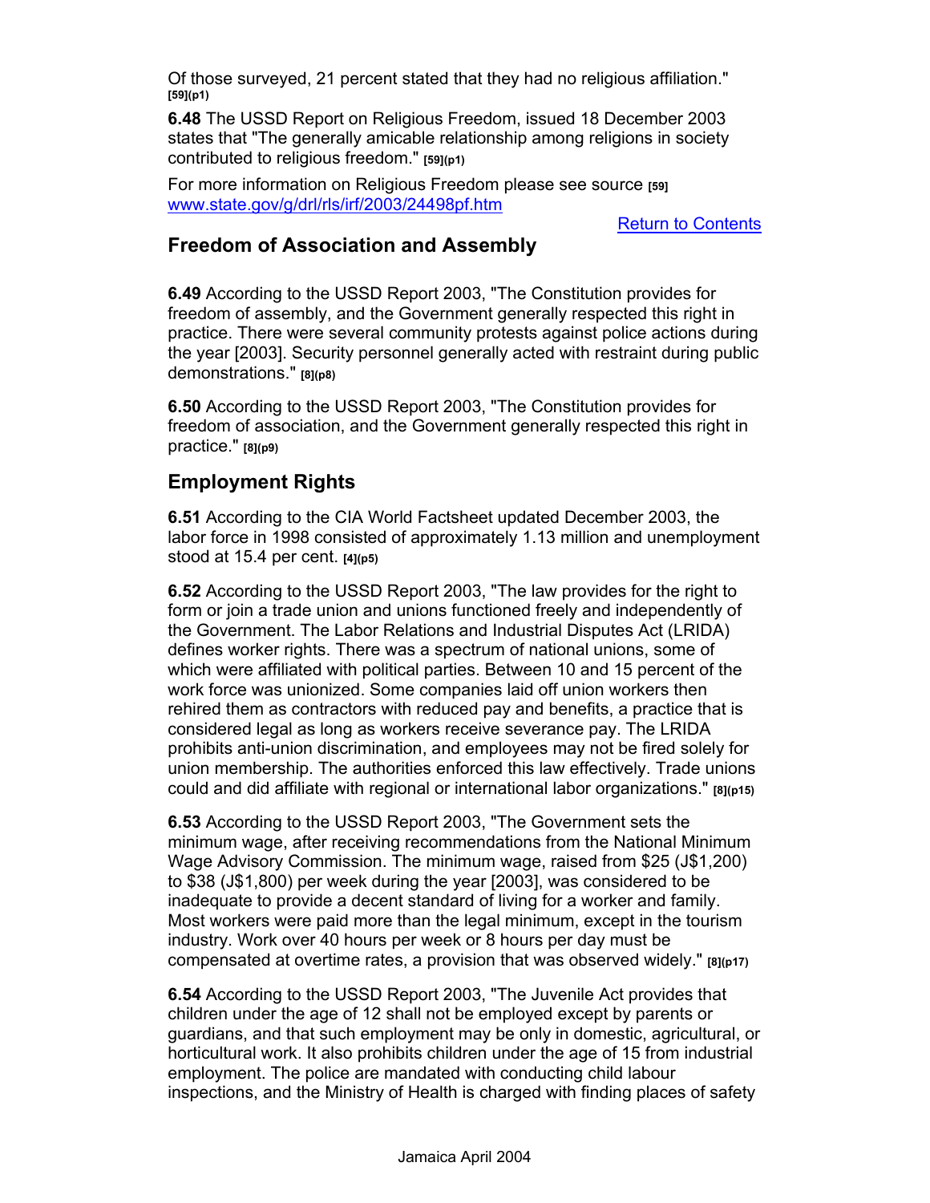Of those surveyed, 21 percent stated that they had no religious affiliation." [59](p1)

**6.48** The USSD Report on Religious Freedom, issued 18 December 2003 states that "The generally amicable relationship among religions in society contributed to religious freedom." [59](p1)

For more information on Religious Freedom please see source [59] www.state.gov/g/drl/rls/irf/2003/24498pf.htm

Return to Contents

## Freedom of Association and Assembly

**6.49** According to the USSD Report 2003, "The Constitution provides for freedom of assembly, and the Government generally respected this right in practice. There were several community protests against police actions during the year [2003]. Security personnel generally acted with restraint during public demonstrations." [8](p8)

**6.50** According to the USSD Report 2003, "The Constitution provides for freedom of association, and the Government generally respected this right in practice." [8](p9)

## Employment Rights

**6.51** According to the CIA World Factsheet updated December 2003, the labor force in 1998 consisted of approximately 1.13 million and unemployment stood at 15.4 per cent. [4](p5)

**6.52** According to the USSD Report 2003, "The law provides for the right to form or join a trade union and unions functioned freely and independently of the Government. The Labor Relations and Industrial Disputes Act (LRIDA) defines worker rights. There was a spectrum of national unions, some of which were affiliated with political parties. Between 10 and 15 percent of the work force was unionized. Some companies laid off union workers then rehired them as contractors with reduced pay and benefits, a practice that is considered legal as long as workers receive severance pay. The LRIDA prohibits anti-union discrimination, and employees may not be fired solely for union membership. The authorities enforced this law effectively. Trade unions could and did affiliate with regional or international labor organizations." [8](p15)

**6.53** According to the USSD Report 2003, "The Government sets the minimum wage, after receiving recommendations from the National Minimum Wage Advisory Commission. The minimum wage, raised from $25 (J$1,200) to $38 (J$1,800) per week during the year [2003], was considered to be inadequate to provide a decent standard of living for a worker and family. Most workers were paid more than the legal minimum, except in the tourism industry. Work over 40 hours per week or 8 hours per day must be compensated at overtime rates, a provision that was observed widely." [8](p17)

**6.54** According to the USSD Report 2003, "The Juvenile Act provides that children under the age of 12 shall not be employed except by parents or guardians, and that such employment may be only in domestic, agricultural, or horticultural work. It also prohibits children under the age of 15 from industrial employment. The police are mandated with conducting child labour inspections, and the Ministry of Health is charged with finding places of safety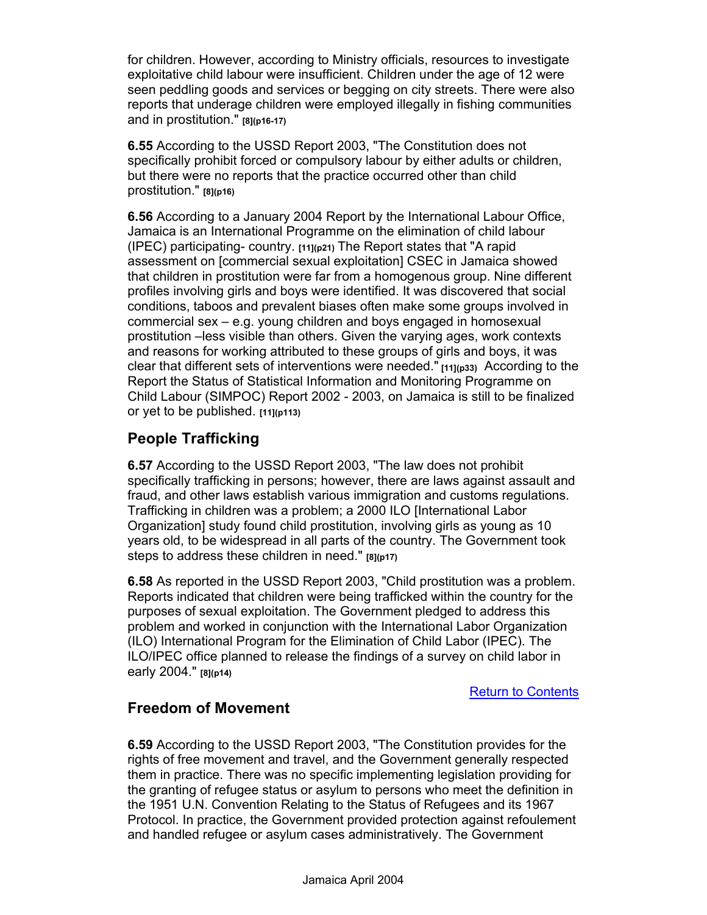for children. However, according to Ministry officials, resources to investigate exploitative child labour were insufficient. Children under the age of 12 were seen peddling goods and services or begging on city streets. There were also reports that underage children were employed illegally in fishing communities and in prostitution." [8](p16-17)

**6.55** According to the USSD Report 2003, "The Constitution does not specifically prohibit forced or compulsory labour by either adults or children, but there were no reports that the practice occurred other than child prostitution." [8](p16)

**6.56** According to a January 2004 Report by the International Labour Office, Jamaica is an International Programme on the elimination of child labour (IPEC) participating- country. [11](p21) The Report states that "A rapid assessment on [commercial sexual exploitation] CSEC in Jamaica showed that children in prostitution were far from a homogenous group. Nine different profiles involving girls and boys were identified. It was discovered that social conditions, taboos and prevalent biases often make some groups involved in commercial sex – e.g. young children and boys engaged in homosexual prostitution –less visible than others. Given the varying ages, work contexts and reasons for working attributed to these groups of girls and boys, it was clear that different sets of interventions were needed." [11](p33) According to the Report the Status of Statistical Information and Monitoring Programme on Child Labour (SIMPOC) Report 2002 - 2003, on Jamaica is still to be finalized or yet to be published. [11](p113)

## People Trafficking

**6.57** According to the USSD Report 2003, "The law does not prohibit specifically trafficking in persons; however, there are laws against assault and fraud, and other laws establish various immigration and customs regulations. Trafficking in children was a problem; a 2000 ILO [International Labor Organization] study found child prostitution, involving girls as young as 10 years old, to be widespread in all parts of the country. The Government took steps to address these children in need." [8](p17)

**6.58** As reported in the USSD Report 2003, "Child prostitution was a problem. Reports indicated that children were being trafficked within the country for the purposes of sexual exploitation. The Government pledged to address this problem and worked in conjunction with the International Labor Organization (ILO) International Program for the Elimination of Child Labor (IPEC). The ILO/IPEC office planned to release the findings of a survey on child labor in early 2004." [8](p14)

Return to Contents

## Freedom of Movement

**6.59** According to the USSD Report 2003, "The Constitution provides for the rights of free movement and travel, and the Government generally respected them in practice. There was no specific implementing legislation providing for the granting of refugee status or asylum to persons who meet the definition in the 1951 U.N. Convention Relating to the Status of Refugees and its 1967 Protocol. In practice, the Government provided protection against refoulement and handled refugee or asylum cases administratively. The Government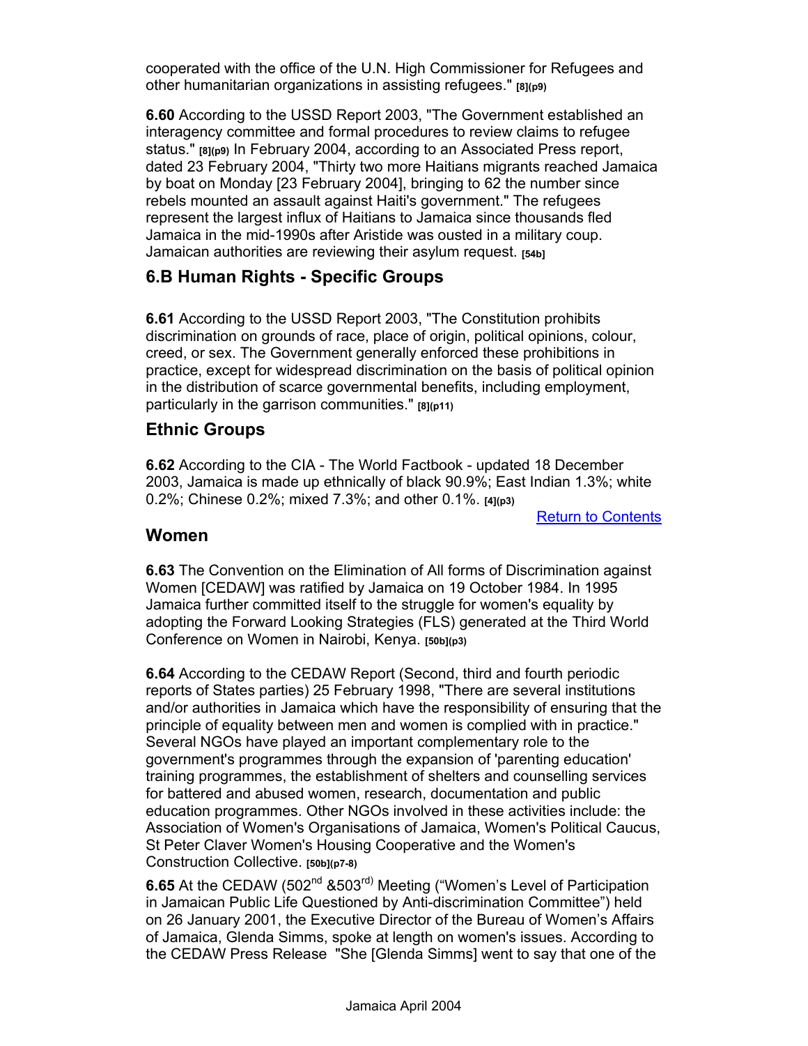cooperated with the office of the U.N. High Commissioner for Refugees and other humanitarian organizations in assisting refugees." [8](p9)

**6.60** According to the USSD Report 2003, "The Government established an interagency committee and formal procedures to review claims to refugee status." [8](p9) In February 2004, according to an Associated Press report, dated 23 February 2004, "Thirty two more Haitians migrants reached Jamaica by boat on Monday [23 February 2004], bringing to 62 the number since rebels mounted an assault against Haiti's government." The refugees represent the largest influx of Haitians to Jamaica since thousands fled Jamaica in the mid-1990s after Aristide was ousted in a military coup. Jamaican authorities are reviewing their asylum request. [54b]

## 6.B Human Rights - Specific Groups

**6.61** According to the USSD Report 2003, "The Constitution prohibits discrimination on grounds of race, place of origin, political opinions, colour, creed, or sex. The Government generally enforced these prohibitions in practice, except for widespread discrimination on the basis of political opinion in the distribution of scarce governmental benefits, including employment, particularly in the garrison communities." [8](p11)

### Ethnic Groups

**6.62** According to the CIA - The World Factbook - updated 18 December 2003, Jamaica is made up ethnically of black 90.9%; East Indian 1.3%; white 0.2%; Chinese 0.2%; mixed 7.3%; and other 0.1%. [4](p3)

Return to Contents

### Women

**6.63** The Convention on the Elimination of All forms of Discrimination against Women [CEDAW] was ratified by Jamaica on 19 October 1984. In 1995 Jamaica further committed itself to the struggle for women's equality by adopting the Forward Looking Strategies (FLS) generated at the Third World Conference on Women in Nairobi, Kenya. [50b](p3)

**6.64** According to the CEDAW Report (Second, third and fourth periodic reports of States parties) 25 February 1998, "There are several institutions and/or authorities in Jamaica which have the responsibility of ensuring that the principle of equality between men and women is complied with in practice." Several NGOs have played an important complementary role to the government's programmes through the expansion of 'parenting education' training programmes, the establishment of shelters and counselling services for battered and abused women, research, documentation and public education programmes. Other NGOs involved in these activities include: the Association of Women's Organisations of Jamaica, Women's Political Caucus, St Peter Claver Women's Housing Cooperative and the Women's Construction Collective. [50b](p7-8)

**6.65** At the CEDAW (502nd &503rd) Meeting ("Women's Level of Participation in Jamaican Public Life Questioned by Anti-discrimination Committee") held on 26 January 2001, the Executive Director of the Bureau of Women's Affairs of Jamaica, Glenda Simms, spoke at length on women's issues. According to the CEDAW Press Release "She [Glenda Simms] went to say that one of the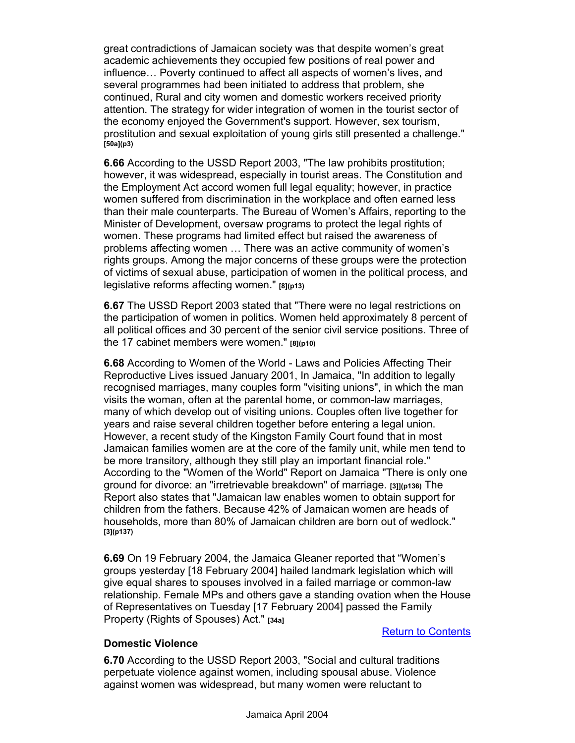great contradictions of Jamaican society was that despite women's great academic achievements they occupied few positions of real power and influence… Poverty continued to affect all aspects of women's lives, and several programmes had been initiated to address that problem, she continued, Rural and city women and domestic workers received priority attention. The strategy for wider integration of women in the tourist sector of the economy enjoyed the Government's support. However, sex tourism, prostitution and sexual exploitation of young girls still presented a challenge." **[50a](p3)**

**6.66** According to the USSD Report 2003, "The law prohibits prostitution; however, it was widespread, especially in tourist areas. The Constitution and the Employment Act accord women full legal equality; however, in practice women suffered from discrimination in the workplace and often earned less than their male counterparts. The Bureau of Women's Affairs, reporting to the Minister of Development, oversaw programs to protect the legal rights of women. These programs had limited effect but raised the awareness of problems affecting women … There was an active community of women's rights groups. Among the major concerns of these groups were the protection of victims of sexual abuse, participation of women in the political process, and legislative reforms affecting women." **[8](p13)**

**6.67** The USSD Report 2003 stated that "There were no legal restrictions on the participation of women in politics. Women held approximately 8 percent of all political offices and 30 percent of the senior civil service positions. Three of the 17 cabinet members were women." **[8](p10)**

**6.68** According to Women of the World - Laws and Policies Affecting Their Reproductive Lives issued January 2001, In Jamaica, "In addition to legally recognised marriages, many couples form "visiting unions", in which the man visits the woman, often at the parental home, or common-law marriages, many of which develop out of visiting unions. Couples often live together for years and raise several children together before entering a legal union. However, a recent study of the Kingston Family Court found that in most Jamaican families women are at the core of the family unit, while men tend to be more transitory, although they still play an important financial role." According to the "Women of the World" Report on Jamaica "There is only one ground for divorce: an "irretrievable breakdown" of marriage. **[3]](p136)** The Report also states that "Jamaican law enables women to obtain support for children from the fathers. Because 42% of Jamaican women are heads of households, more than 80% of Jamaican children are born out of wedlock." **[3](p137)**

**6.69** On 19 February 2004, the Jamaica Gleaner reported that "Women's groups yesterday [18 February 2004] hailed landmark legislation which will give equal shares to spouses involved in a failed marriage or common-law relationship. Female MPs and others gave a standing ovation when the House of Representatives on Tuesday [17 February 2004] passed the Family Property (Rights of Spouses) Act." **[34a]**

Return to Contents

**Domestic Violence**

**6.70** According to the USSD Report 2003, "Social and cultural traditions perpetuate violence against women, including spousal abuse. Violence against women was widespread, but many women were reluctant to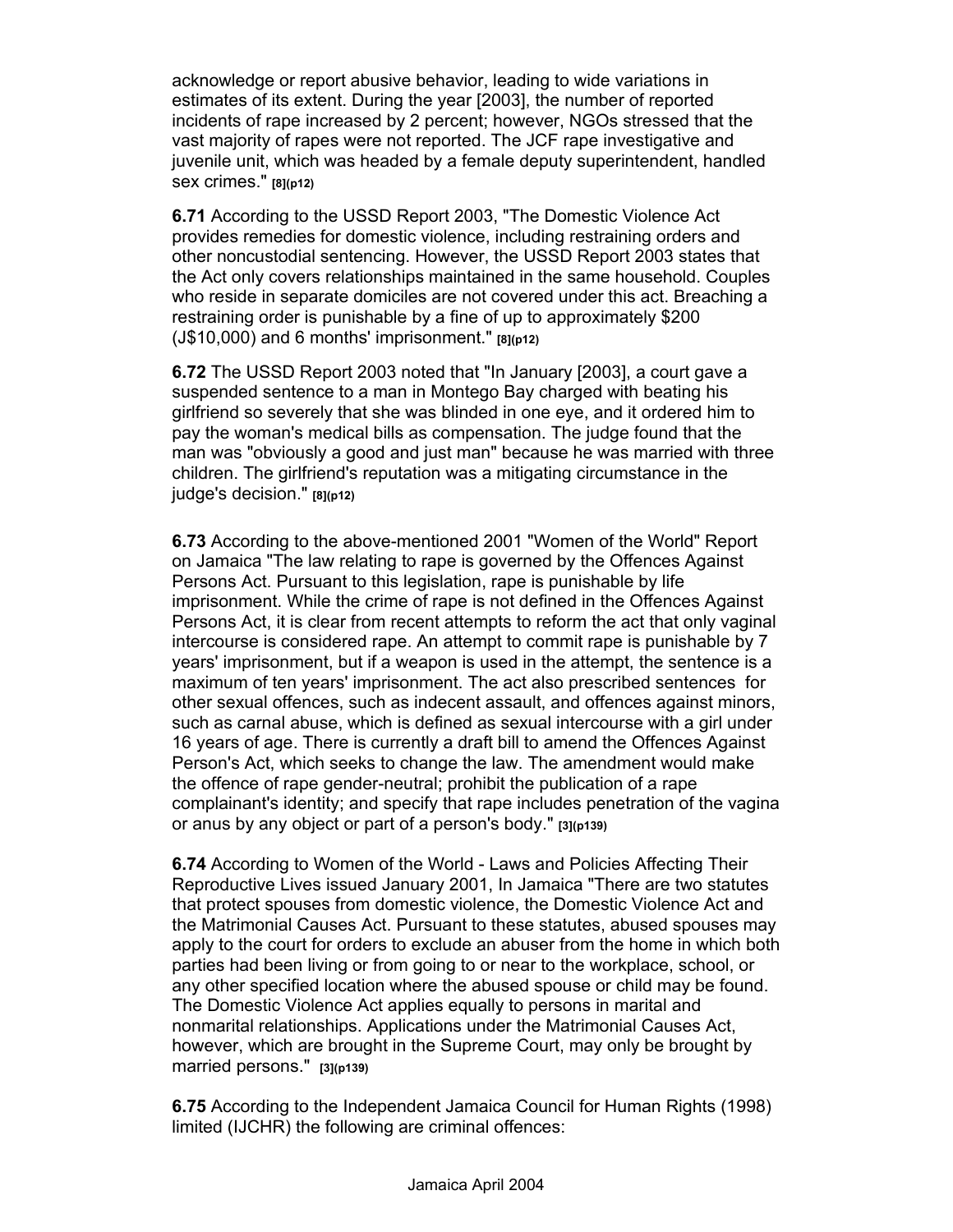acknowledge or report abusive behavior, leading to wide variations in estimates of its extent. During the year [2003], the number of reported incidents of rape increased by 2 percent; however, NGOs stressed that the vast majority of rapes were not reported. The JCF rape investigative and juvenile unit, which was headed by a female deputy superintendent, handled sex crimes." **[8](p12)**

**6.71** According to the USSD Report 2003, "The Domestic Violence Act provides remedies for domestic violence, including restraining orders and other noncustodial sentencing. However, the USSD Report 2003 states that the Act only covers relationships maintained in the same household. Couples who reside in separate domiciles are not covered under this act. Breaching a restraining order is punishable by a fine of up to approximately $200 (J$10,000) and 6 months' imprisonment." **[8](p12)**

**6.72** The USSD Report 2003 noted that "In January [2003], a court gave a suspended sentence to a man in Montego Bay charged with beating his girlfriend so severely that she was blinded in one eye, and it ordered him to pay the woman's medical bills as compensation. The judge found that the man was "obviously a good and just man" because he was married with three children. The girlfriend's reputation was a mitigating circumstance in the judge's decision." **[8](p12)**

**6.73** According to the above-mentioned 2001 "Women of the World" Report on Jamaica "The law relating to rape is governed by the Offences Against Persons Act. Pursuant to this legislation, rape is punishable by life imprisonment. While the crime of rape is not defined in the Offences Against Persons Act, it is clear from recent attempts to reform the act that only vaginal intercourse is considered rape. An attempt to commit rape is punishable by 7 years' imprisonment, but if a weapon is used in the attempt, the sentence is a maximum of ten years' imprisonment. The act also prescribed sentences for other sexual offences, such as indecent assault, and offences against minors, such as carnal abuse, which is defined as sexual intercourse with a girl under 16 years of age. There is currently a draft bill to amend the Offences Against Person's Act, which seeks to change the law. The amendment would make the offence of rape gender-neutral; prohibit the publication of a rape complainant's identity; and specify that rape includes penetration of the vagina or anus by any object or part of a person's body." **[3](p139)**

**6.74** According to Women of the World - Laws and Policies Affecting Their Reproductive Lives issued January 2001, In Jamaica "There are two statutes that protect spouses from domestic violence, the Domestic Violence Act and the Matrimonial Causes Act. Pursuant to these statutes, abused spouses may apply to the court for orders to exclude an abuser from the home in which both parties had been living or from going to or near to the workplace, school, or any other specified location where the abused spouse or child may be found. The Domestic Violence Act applies equally to persons in marital and nonmarital relationships. Applications under the Matrimonial Causes Act, however, which are brought in the Supreme Court, may only be brought by married persons." **[3](p139)**

**6.75** According to the Independent Jamaica Council for Human Rights (1998) limited (IJCHR) the following are criminal offences: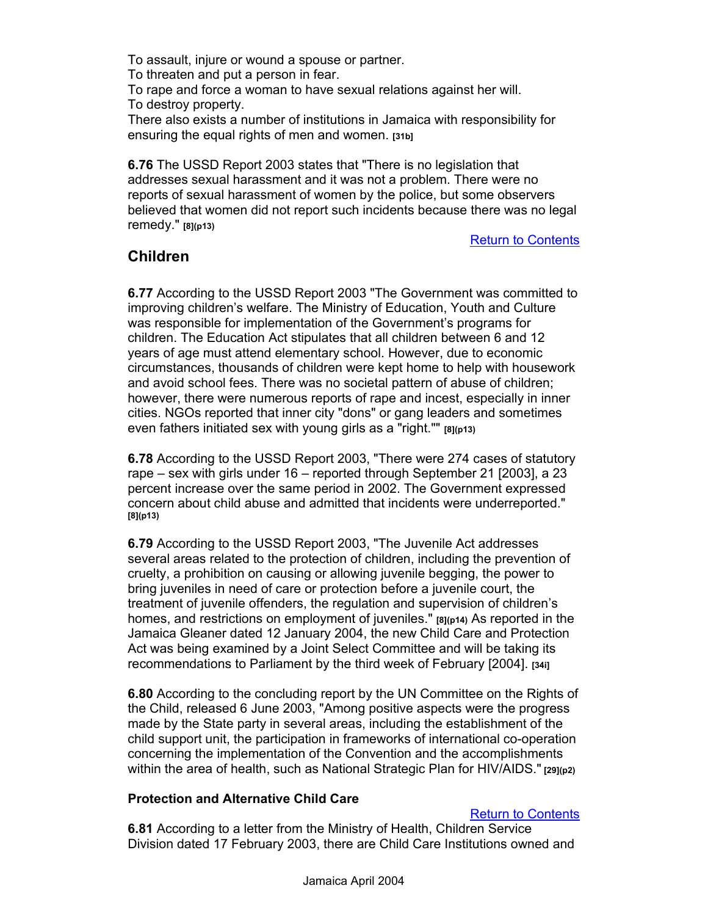To assault, injure or wound a spouse or partner.
To threaten and put a person in fear.
To rape and force a woman to have sexual relations against her will.
To destroy property.
There also exists a number of institutions in Jamaica with responsibility for ensuring the equal rights of men and women. **[31b]**

**6.76** The USSD Report 2003 states that "There is no legislation that addresses sexual harassment and it was not a problem. There were no reports of sexual harassment of women by the police, but some observers believed that women did not report such incidents because there was no legal remedy." **[8](p13)**

Return to Contents

## Children

**6.77** According to the USSD Report 2003 "The Government was committed to improving children's welfare. The Ministry of Education, Youth and Culture was responsible for implementation of the Government's programs for children. The Education Act stipulates that all children between 6 and 12 years of age must attend elementary school. However, due to economic circumstances, thousands of children were kept home to help with housework and avoid school fees. There was no societal pattern of abuse of children; however, there were numerous reports of rape and incest, especially in inner cities. NGOs reported that inner city "dons" or gang leaders and sometimes even fathers initiated sex with young girls as a "right."" **[8](p13)**

**6.78** According to the USSD Report 2003, "There were 274 cases of statutory rape – sex with girls under 16 – reported through September 21 [2003], a 23 percent increase over the same period in 2002. The Government expressed concern about child abuse and admitted that incidents were underreported." **[8](p13)**

**6.79** According to the USSD Report 2003, "The Juvenile Act addresses several areas related to the protection of children, including the prevention of cruelty, a prohibition on causing or allowing juvenile begging, the power to bring juveniles in need of care or protection before a juvenile court, the treatment of juvenile offenders, the regulation and supervision of children's homes, and restrictions on employment of juveniles." **[8](p14)** As reported in the Jamaica Gleaner dated 12 January 2004, the new Child Care and Protection Act was being examined by a Joint Select Committee and will be taking its recommendations to Parliament by the third week of February [2004]. **[34i]**

**6.80** According to the concluding report by the UN Committee on the Rights of the Child, released 6 June 2003, "Among positive aspects were the progress made by the State party in several areas, including the establishment of the child support unit, the participation in frameworks of international co-operation concerning the implementation of the Convention and the accomplishments within the area of health, such as National Strategic Plan for HIV/AIDS." **[29](p2)**

### Protection and Alternative Child Care

Return to Contents

**6.81** According to a letter from the Ministry of Health, Children Service Division dated 17 February 2003, there are Child Care Institutions owned and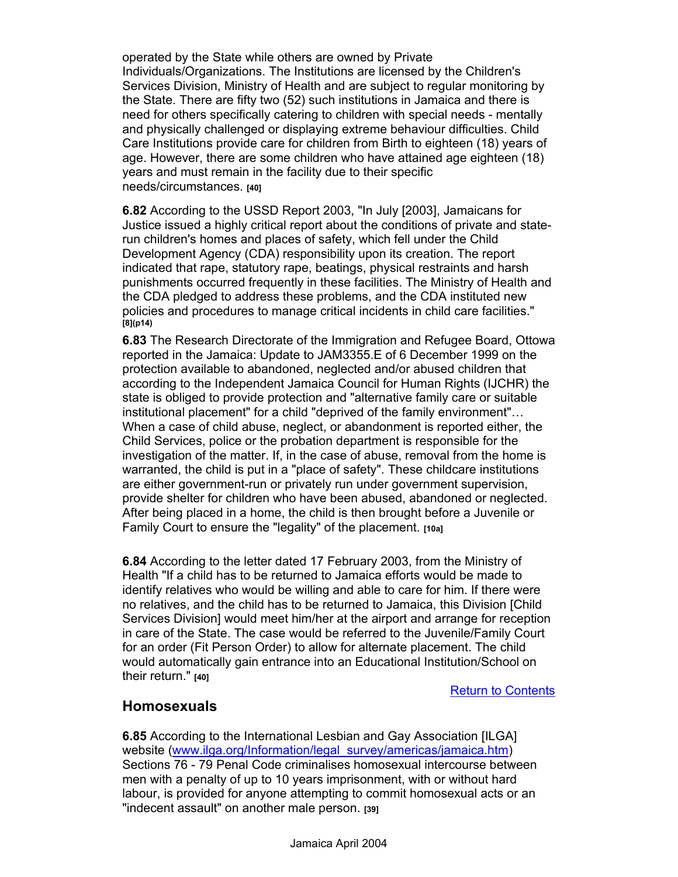operated by the State while others are owned by Private Individuals/Organizations. The Institutions are licensed by the Children's Services Division, Ministry of Health and are subject to regular monitoring by the State. There are fifty two (52) such institutions in Jamaica and there is need for others specifically catering to children with special needs - mentally and physically challenged or displaying extreme behaviour difficulties. Child Care Institutions provide care for children from Birth to eighteen (18) years of age. However, there are some children who have attained age eighteen (18) years and must remain in the facility due to their specific needs/circumstances. **[40]**

**6.82** According to the USSD Report 2003, "In July [2003], Jamaicans for Justice issued a highly critical report about the conditions of private and state-run children's homes and places of safety, which fell under the Child Development Agency (CDA) responsibility upon its creation. The report indicated that rape, statutory rape, beatings, physical restraints and harsh punishments occurred frequently in these facilities. The Ministry of Health and the CDA pledged to address these problems, and the CDA instituted new policies and procedures to manage critical incidents in child care facilities." **[8](p14)**

**6.83** The Research Directorate of the Immigration and Refugee Board, Ottowa reported in the Jamaica: Update to JAM3355.E of 6 December 1999 on the protection available to abandoned, neglected and/or abused children that according to the Independent Jamaica Council for Human Rights (IJCHR) the state is obliged to provide protection and "alternative family care or suitable institutional placement" for a child "deprived of the family environment"… When a case of child abuse, neglect, or abandonment is reported either, the Child Services, police or the probation department is responsible for the investigation of the matter. If, in the case of abuse, removal from the home is warranted, the child is put in a "place of safety". These childcare institutions are either government-run or privately run under government supervision, provide shelter for children who have been abused, abandoned or neglected. After being placed in a home, the child is then brought before a Juvenile or Family Court to ensure the "legality" of the placement. **[10a]**

**6.84** According to the letter dated 17 February 2003, from the Ministry of Health "If a child has to be returned to Jamaica efforts would be made to identify relatives who would be willing and able to care for him. If there were no relatives, and the child has to be returned to Jamaica, this Division [Child Services Division] would meet him/her at the airport and arrange for reception in care of the State. The case would be referred to the Juvenile/Family Court for an order (Fit Person Order) to allow for alternate placement. The child would automatically gain entrance into an Educational Institution/School on their return." **[40]**

Return to Contents

## Homosexuals

**6.85** According to the International Lesbian and Gay Association [ILGA] website (www.ilga.org/Information/legal_survey/americas/jamaica.htm) Sections 76 - 79 Penal Code criminalises homosexual intercourse between men with a penalty of up to 10 years imprisonment, with or without hard labour, is provided for anyone attempting to commit homosexual acts or an "indecent assault" on another male person. **[39]**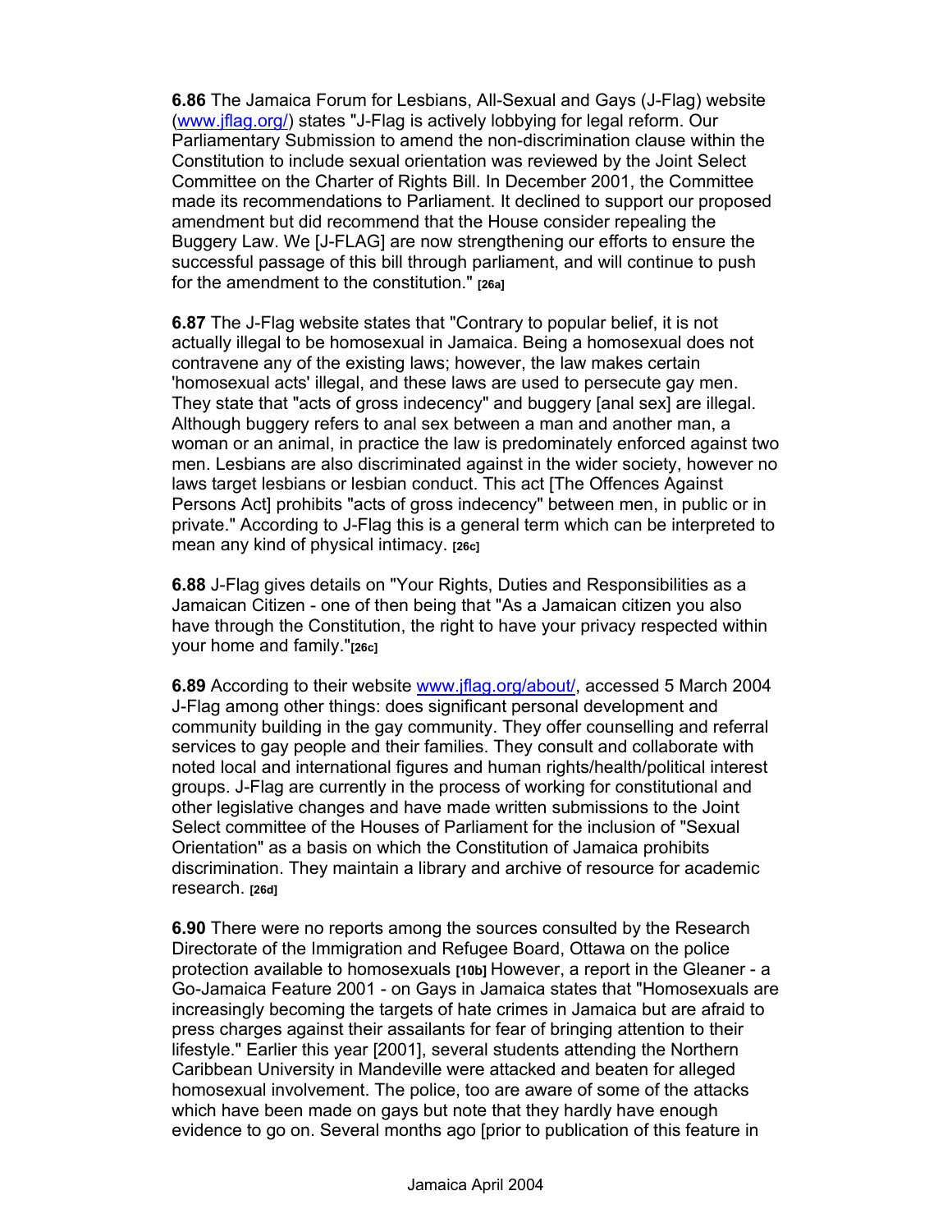**6.86** The Jamaica Forum for Lesbians, All-Sexual and Gays (J-Flag) website (www.jflag.org/) states "J-Flag is actively lobbying for legal reform. Our Parliamentary Submission to amend the non-discrimination clause within the Constitution to include sexual orientation was reviewed by the Joint Select Committee on the Charter of Rights Bill. In December 2001, the Committee made its recommendations to Parliament. It declined to support our proposed amendment but did recommend that the House consider repealing the Buggery Law. We [J-FLAG] are now strengthening our efforts to ensure the successful passage of this bill through parliament, and will continue to push for the amendment to the constitution." **[26a]**

**6.87** The J-Flag website states that "Contrary to popular belief, it is not actually illegal to be homosexual in Jamaica. Being a homosexual does not contravene any of the existing laws; however, the law makes certain 'homosexual acts' illegal, and these laws are used to persecute gay men. They state that "acts of gross indecency" and buggery [anal sex] are illegal. Although buggery refers to anal sex between a man and another man, a woman or an animal, in practice the law is predominately enforced against two men. Lesbians are also discriminated against in the wider society, however no laws target lesbians or lesbian conduct. This act [The Offences Against Persons Act] prohibits "acts of gross indecency" between men, in public or in private." According to J-Flag this is a general term which can be interpreted to mean any kind of physical intimacy. **[26c]**

**6.88** J-Flag gives details on "Your Rights, Duties and Responsibilities as a Jamaican Citizen - one of then being that "As a Jamaican citizen you also have through the Constitution, the right to have your privacy respected within your home and family."**[26c]**

**6.89** According to their website www.jflag.org/about/, accessed 5 March 2004 J-Flag among other things: does significant personal development and community building in the gay community. They offer counselling and referral services to gay people and their families. They consult and collaborate with noted local and international figures and human rights/health/political interest groups. J-Flag are currently in the process of working for constitutional and other legislative changes and have made written submissions to the Joint Select committee of the Houses of Parliament for the inclusion of "Sexual Orientation" as a basis on which the Constitution of Jamaica prohibits discrimination. They maintain a library and archive of resource for academic research. **[26d]**

**6.90** There were no reports among the sources consulted by the Research Directorate of the Immigration and Refugee Board, Ottawa on the police protection available to homosexuals **[10b]** However, a report in the Gleaner - a Go-Jamaica Feature 2001 - on Gays in Jamaica states that "Homosexuals are increasingly becoming the targets of hate crimes in Jamaica but are afraid to press charges against their assailants for fear of bringing attention to their lifestyle." Earlier this year [2001], several students attending the Northern Caribbean University in Mandeville were attacked and beaten for alleged homosexual involvement. The police, too are aware of some of the attacks which have been made on gays but note that they hardly have enough evidence to go on. Several months ago [prior to publication of this feature in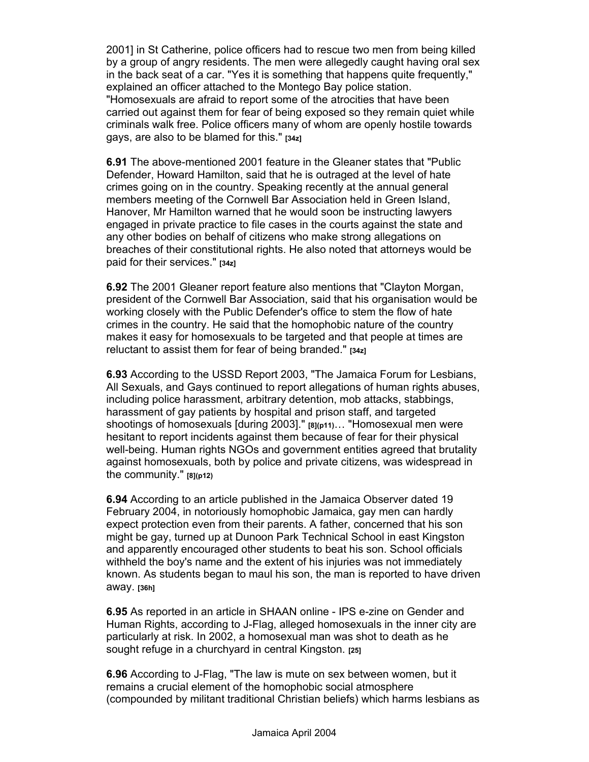2001] in St Catherine, police officers had to rescue two men from being killed by a group of angry residents. The men were allegedly caught having oral sex in the back seat of a car. "Yes it is something that happens quite frequently," explained an officer attached to the Montego Bay police station. "Homosexuals are afraid to report some of the atrocities that have been carried out against them for fear of being exposed so they remain quiet while criminals walk free. Police officers many of whom are openly hostile towards gays, are also to be blamed for this." **[34z]**

**6.91** The above-mentioned 2001 feature in the Gleaner states that "Public Defender, Howard Hamilton, said that he is outraged at the level of hate crimes going on in the country. Speaking recently at the annual general members meeting of the Cornwell Bar Association held in Green Island, Hanover, Mr Hamilton warned that he would soon be instructing lawyers engaged in private practice to file cases in the courts against the state and any other bodies on behalf of citizens who make strong allegations on breaches of their constitutional rights. He also noted that attorneys would be paid for their services." **[34z]**

**6.92** The 2001 Gleaner report feature also mentions that "Clayton Morgan, president of the Cornwell Bar Association, said that his organisation would be working closely with the Public Defender's office to stem the flow of hate crimes in the country. He said that the homophobic nature of the country makes it easy for homosexuals to be targeted and that people at times are reluctant to assist them for fear of being branded." **[34z]**

**6.93** According to the USSD Report 2003, "The Jamaica Forum for Lesbians, All Sexuals, and Gays continued to report allegations of human rights abuses, including police harassment, arbitrary detention, mob attacks, stabbings, harassment of gay patients by hospital and prison staff, and targeted shootings of homosexuals [during 2003]." **[8](p11)**… "Homosexual men were hesitant to report incidents against them because of fear for their physical well-being. Human rights NGOs and government entities agreed that brutality against homosexuals, both by police and private citizens, was widespread in the community." **[8](p12)**

**6.94** According to an article published in the Jamaica Observer dated 19 February 2004, in notoriously homophobic Jamaica, gay men can hardly expect protection even from their parents. A father, concerned that his son might be gay, turned up at Dunoon Park Technical School in east Kingston and apparently encouraged other students to beat his son. School officials withheld the boy's name and the extent of his injuries was not immediately known. As students began to maul his son, the man is reported to have driven away. **[36h]**

**6.95** As reported in an article in SHAAN online - IPS e-zine on Gender and Human Rights, according to J-Flag, alleged homosexuals in the inner city are particularly at risk. In 2002, a homosexual man was shot to death as he sought refuge in a churchyard in central Kingston. **[25]**

**6.96** According to J-Flag, "The law is mute on sex between women, but it remains a crucial element of the homophobic social atmosphere (compounded by militant traditional Christian beliefs) which harms lesbians as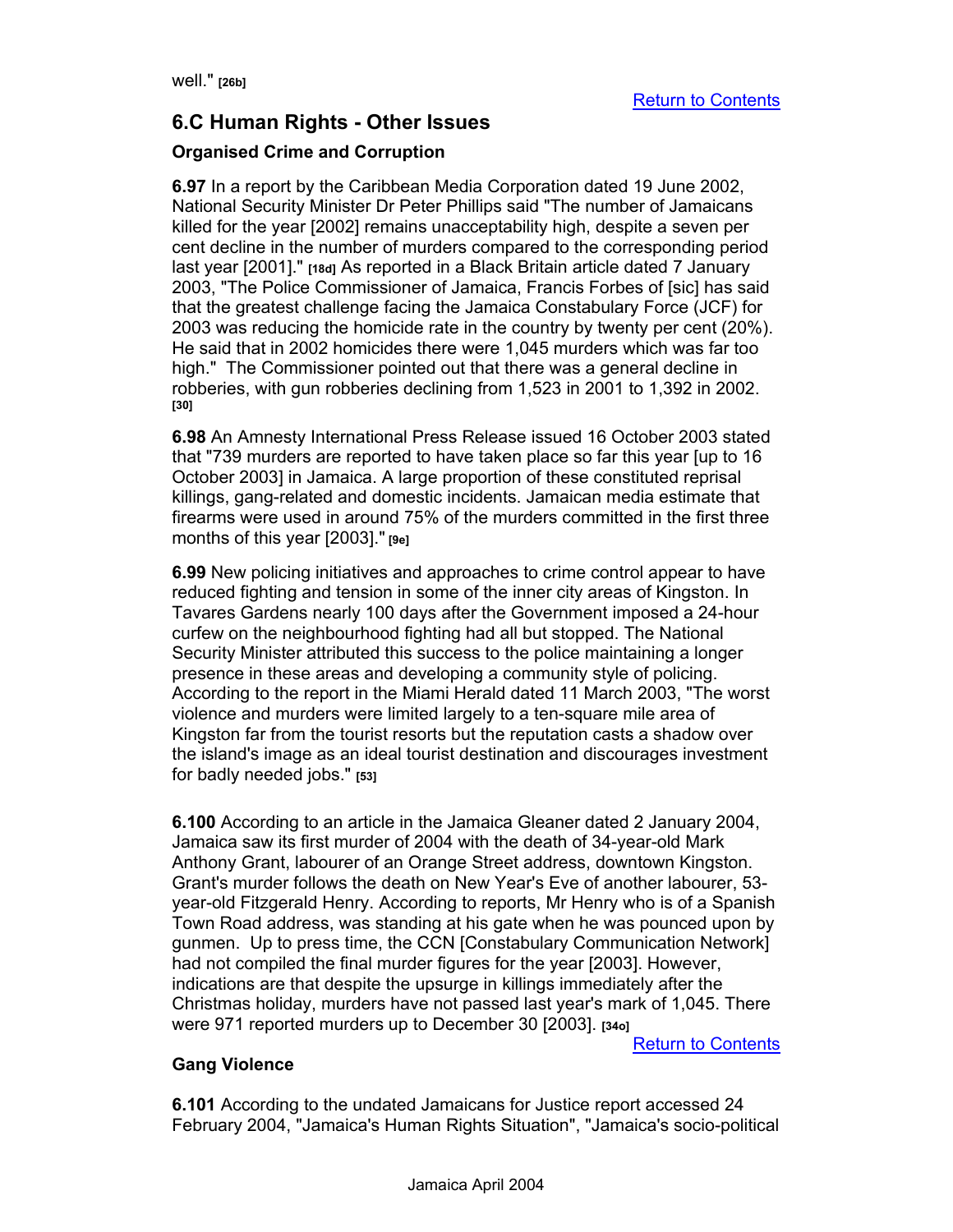well." **[26b]**

Return to Contents

## 6.C Human Rights - Other Issues

### Organised Crime and Corruption

**6.97** In a report by the Caribbean Media Corporation dated 19 June 2002, National Security Minister Dr Peter Phillips said "The number of Jamaicans killed for the year [2002] remains unacceptability high, despite a seven per cent decline in the number of murders compared to the corresponding period last year [2001]." **[18d]** As reported in a Black Britain article dated 7 January 2003, "The Police Commissioner of Jamaica, Francis Forbes of [sic] has said that the greatest challenge facing the Jamaica Constabulary Force (JCF) for 2003 was reducing the homicide rate in the country by twenty per cent (20%). He said that in 2002 homicides there were 1,045 murders which was far too high." The Commissioner pointed out that there was a general decline in robberies, with gun robberies declining from 1,523 in 2001 to 1,392 in 2002. **[30]**

**6.98** An Amnesty International Press Release issued 16 October 2003 stated that "739 murders are reported to have taken place so far this year [up to 16 October 2003] in Jamaica. A large proportion of these constituted reprisal killings, gang-related and domestic incidents. Jamaican media estimate that firearms were used in around 75% of the murders committed in the first three months of this year [2003]." **[9e]**

**6.99** New policing initiatives and approaches to crime control appear to have reduced fighting and tension in some of the inner city areas of Kingston. In Tavares Gardens nearly 100 days after the Government imposed a 24-hour curfew on the neighbourhood fighting had all but stopped. The National Security Minister attributed this success to the police maintaining a longer presence in these areas and developing a community style of policing. According to the report in the Miami Herald dated 11 March 2003, "The worst violence and murders were limited largely to a ten-square mile area of Kingston far from the tourist resorts but the reputation casts a shadow over the island's image as an ideal tourist destination and discourages investment for badly needed jobs." **[53]**

**6.100** According to an article in the Jamaica Gleaner dated 2 January 2004, Jamaica saw its first murder of 2004 with the death of 34-year-old Mark Anthony Grant, labourer of an Orange Street address, downtown Kingston. Grant's murder follows the death on New Year's Eve of another labourer, 53-year-old Fitzgerald Henry. According to reports, Mr Henry who is of a Spanish Town Road address, was standing at his gate when he was pounced upon by gunmen. Up to press time, the CCN [Constabulary Communication Network] had not compiled the final murder figures for the year [2003]. However, indications are that despite the upsurge in killings immediately after the Christmas holiday, murders have not passed last year's mark of 1,045. There were 971 reported murders up to December 30 [2003]. **[34o]**

Return to Contents

### Gang Violence

**6.101** According to the undated Jamaicans for Justice report accessed 24 February 2004, "Jamaica's Human Rights Situation", "Jamaica's socio-political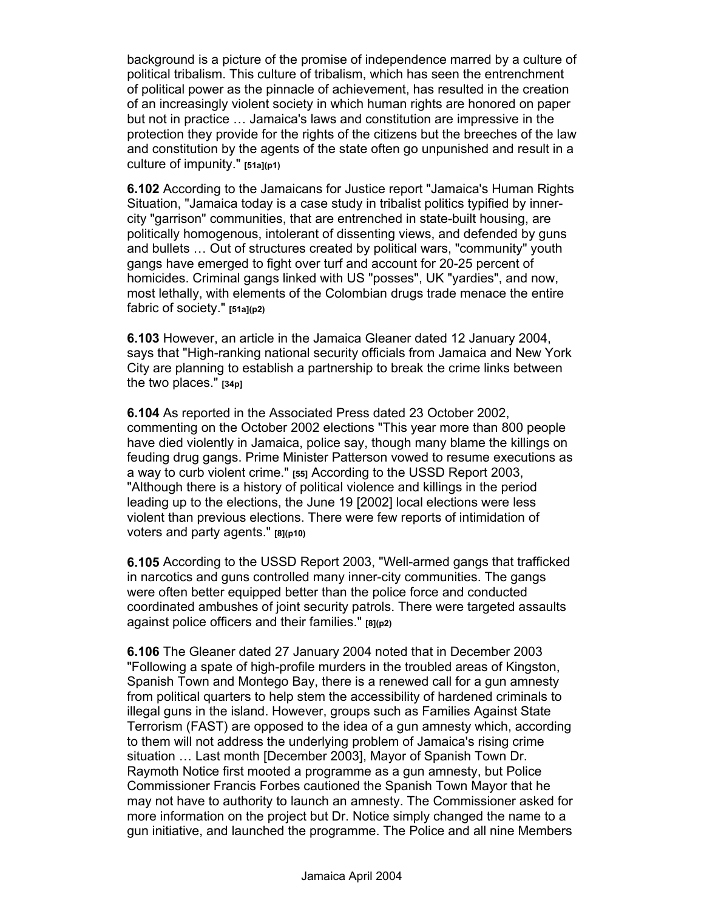background is a picture of the promise of independence marred by a culture of political tribalism. This culture of tribalism, which has seen the entrenchment of political power as the pinnacle of achievement, has resulted in the creation of an increasingly violent society in which human rights are honored on paper but not in practice … Jamaica's laws and constitution are impressive in the protection they provide for the rights of the citizens but the breeches of the law and constitution by the agents of the state often go unpunished and result in a culture of impunity." **[51a](p1)**

**6.102** According to the Jamaicans for Justice report "Jamaica's Human Rights Situation, "Jamaica today is a case study in tribalist politics typified by inner-city "garrison" communities, that are entrenched in state-built housing, are politically homogenous, intolerant of dissenting views, and defended by guns and bullets … Out of structures created by political wars, "community" youth gangs have emerged to fight over turf and account for 20-25 percent of homicides. Criminal gangs linked with US "posses", UK "yardies", and now, most lethally, with elements of the Colombian drugs trade menace the entire fabric of society." **[51a](p2)**

**6.103** However, an article in the Jamaica Gleaner dated 12 January 2004, says that "High-ranking national security officials from Jamaica and New York City are planning to establish a partnership to break the crime links between the two places." **[34p]**

**6.104** As reported in the Associated Press dated 23 October 2002, commenting on the October 2002 elections "This year more than 800 people have died violently in Jamaica, police say, though many blame the killings on feuding drug gangs. Prime Minister Patterson vowed to resume executions as a way to curb violent crime." **[55]** According to the USSD Report 2003, "Although there is a history of political violence and killings in the period leading up to the elections, the June 19 [2002] local elections were less violent than previous elections. There were few reports of intimidation of voters and party agents." **[8](p10)**

**6.105** According to the USSD Report 2003, "Well-armed gangs that trafficked in narcotics and guns controlled many inner-city communities. The gangs were often better equipped better than the police force and conducted coordinated ambushes of joint security patrols. There were targeted assaults against police officers and their families." **[8](p2)**

**6.106** The Gleaner dated 27 January 2004 noted that in December 2003 "Following a spate of high-profile murders in the troubled areas of Kingston, Spanish Town and Montego Bay, there is a renewed call for a gun amnesty from political quarters to help stem the accessibility of hardened criminals to illegal guns in the island. However, groups such as Families Against State Terrorism (FAST) are opposed to the idea of a gun amnesty which, according to them will not address the underlying problem of Jamaica's rising crime situation … Last month [December 2003], Mayor of Spanish Town Dr. Raymoth Notice first mooted a programme as a gun amnesty, but Police Commissioner Francis Forbes cautioned the Spanish Town Mayor that he may not have to authority to launch an amnesty. The Commissioner asked for more information on the project but Dr. Notice simply changed the name to a gun initiative, and launched the programme. The Police and all nine Members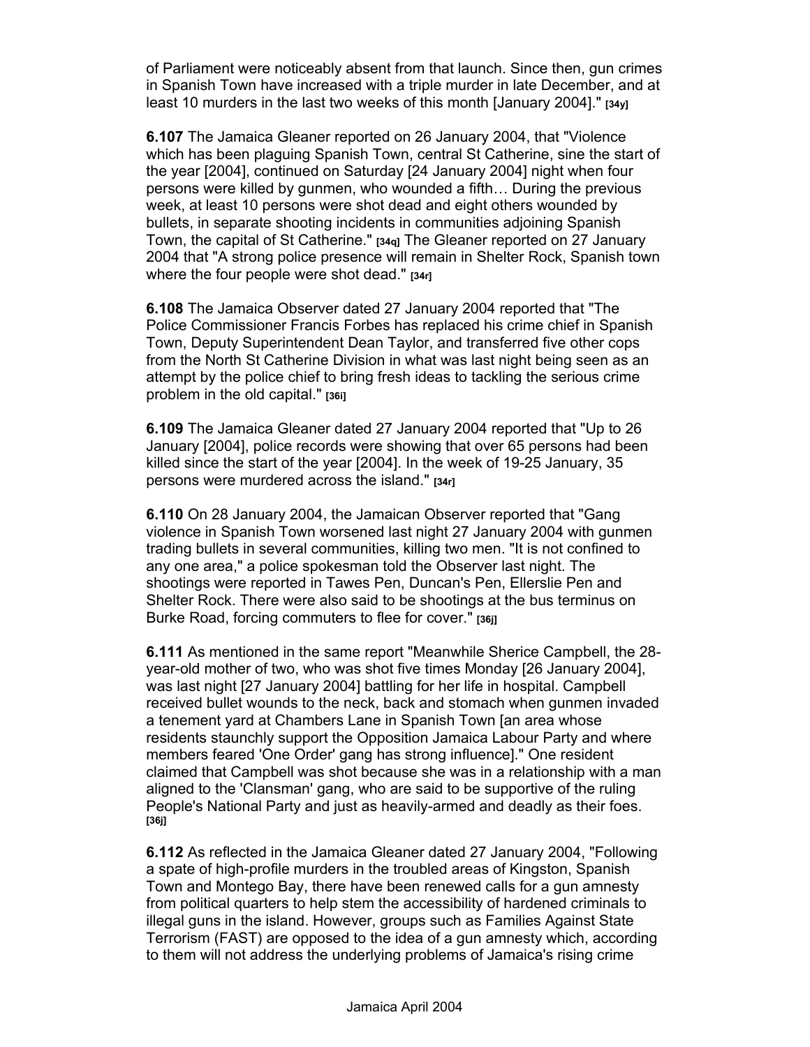of Parliament were noticeably absent from that launch. Since then, gun crimes in Spanish Town have increased with a triple murder in late December, and at least 10 murders in the last two weeks of this month [January 2004]." [34y]

**6.107** The Jamaica Gleaner reported on 26 January 2004, that "Violence which has been plaguing Spanish Town, central St Catherine, sine the start of the year [2004], continued on Saturday [24 January 2004] night when four persons were killed by gunmen, who wounded a fifth… During the previous week, at least 10 persons were shot dead and eight others wounded by bullets, in separate shooting incidents in communities adjoining Spanish Town, the capital of St Catherine." [34q] The Gleaner reported on 27 January 2004 that "A strong police presence will remain in Shelter Rock, Spanish town where the four people were shot dead." [34r]

**6.108** The Jamaica Observer dated 27 January 2004 reported that "The Police Commissioner Francis Forbes has replaced his crime chief in Spanish Town, Deputy Superintendent Dean Taylor, and transferred five other cops from the North St Catherine Division in what was last night being seen as an attempt by the police chief to bring fresh ideas to tackling the serious crime problem in the old capital." [36i]

**6.109** The Jamaica Gleaner dated 27 January 2004 reported that "Up to 26 January [2004], police records were showing that over 65 persons had been killed since the start of the year [2004]. In the week of 19-25 January, 35 persons were murdered across the island." [34r]

**6.110** On 28 January 2004, the Jamaican Observer reported that "Gang violence in Spanish Town worsened last night 27 January 2004 with gunmen trading bullets in several communities, killing two men. "It is not confined to any one area," a police spokesman told the Observer last night. The shootings were reported in Tawes Pen, Duncan's Pen, Ellerslie Pen and Shelter Rock. There were also said to be shootings at the bus terminus on Burke Road, forcing commuters to flee for cover." [36j]

**6.111** As mentioned in the same report "Meanwhile Sherice Campbell, the 28-year-old mother of two, who was shot five times Monday [26 January 2004], was last night [27 January 2004] battling for her life in hospital. Campbell received bullet wounds to the neck, back and stomach when gunmen invaded a tenement yard at Chambers Lane in Spanish Town [an area whose residents staunchly support the Opposition Jamaica Labour Party and where members feared 'One Order' gang has strong influence]." One resident claimed that Campbell was shot because she was in a relationship with a man aligned to the 'Clansman' gang, who are said to be supportive of the ruling People's National Party and just as heavily-armed and deadly as their foes. [36j]

**6.112** As reflected in the Jamaica Gleaner dated 27 January 2004, "Following a spate of high-profile murders in the troubled areas of Kingston, Spanish Town and Montego Bay, there have been renewed calls for a gun amnesty from political quarters to help stem the accessibility of hardened criminals to illegal guns in the island. However, groups such as Families Against State Terrorism (FAST) are opposed to the idea of a gun amnesty which, according to them will not address the underlying problems of Jamaica's rising crime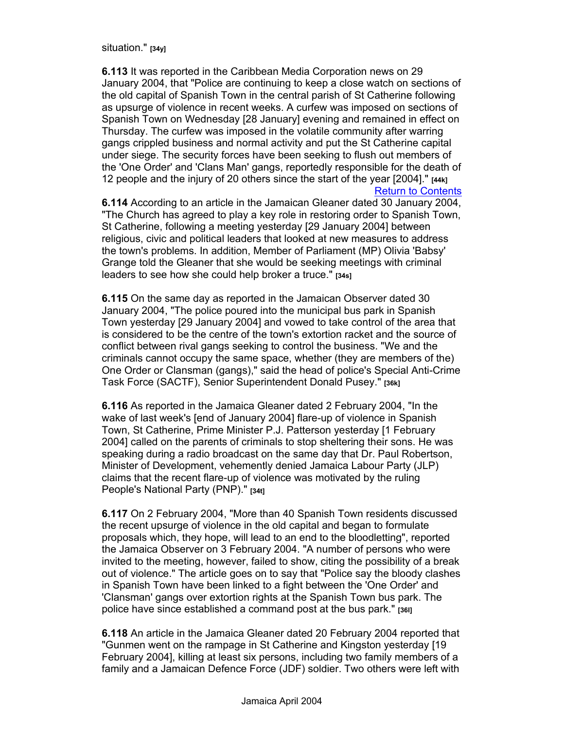situation." [34y]

**6.113** It was reported in the Caribbean Media Corporation news on 29 January 2004, that "Police are continuing to keep a close watch on sections of the old capital of Spanish Town in the central parish of St Catherine following as upsurge of violence in recent weeks. A curfew was imposed on sections of Spanish Town on Wednesday [28 January] evening and remained in effect on Thursday. The curfew was imposed in the volatile community after warring gangs crippled business and normal activity and put the St Catherine capital under siege. The security forces have been seeking to flush out members of the 'One Order' and 'Clans Man' gangs, reportedly responsible for the death of 12 people and the injury of 20 others since the start of the year [2004]." [44k]

Return to Contents

**6.114** According to an article in the Jamaican Gleaner dated 30 January 2004, "The Church has agreed to play a key role in restoring order to Spanish Town, St Catherine, following a meeting yesterday [29 January 2004] between religious, civic and political leaders that looked at new measures to address the town's problems. In addition, Member of Parliament (MP) Olivia 'Babsy' Grange told the Gleaner that she would be seeking meetings with criminal leaders to see how she could help broker a truce." [34s]

**6.115** On the same day as reported in the Jamaican Observer dated 30 January 2004, "The police poured into the municipal bus park in Spanish Town yesterday [29 January 2004] and vowed to take control of the area that is considered to be the centre of the town's extortion racket and the source of conflict between rival gangs seeking to control the business. "We and the criminals cannot occupy the same space, whether (they are members of the) One Order or Clansman (gangs)," said the head of police's Special Anti-Crime Task Force (SACTF), Senior Superintendent Donald Pusey." [36k]

**6.116** As reported in the Jamaica Gleaner dated 2 February 2004, "In the wake of last week's [end of January 2004] flare-up of violence in Spanish Town, St Catherine, Prime Minister P.J. Patterson yesterday [1 February 2004] called on the parents of criminals to stop sheltering their sons. He was speaking during a radio broadcast on the same day that Dr. Paul Robertson, Minister of Development, vehemently denied Jamaica Labour Party (JLP) claims that the recent flare-up of violence was motivated by the ruling People's National Party (PNP)." [34t]

**6.117** On 2 February 2004, "More than 40 Spanish Town residents discussed the recent upsurge of violence in the old capital and began to formulate proposals which, they hope, will lead to an end to the bloodletting", reported the Jamaica Observer on 3 February 2004. "A number of persons who were invited to the meeting, however, failed to show, citing the possibility of a break out of violence." The article goes on to say that "Police say the bloody clashes in Spanish Town have been linked to a fight between the 'One Order' and 'Clansman' gangs over extortion rights at the Spanish Town bus park. The police have since established a command post at the bus park." [36l]

**6.118** An article in the Jamaica Gleaner dated 20 February 2004 reported that "Gunmen went on the rampage in St Catherine and Kingston yesterday [19 February 2004], killing at least six persons, including two family members of a family and a Jamaican Defence Force (JDF) soldier. Two others were left with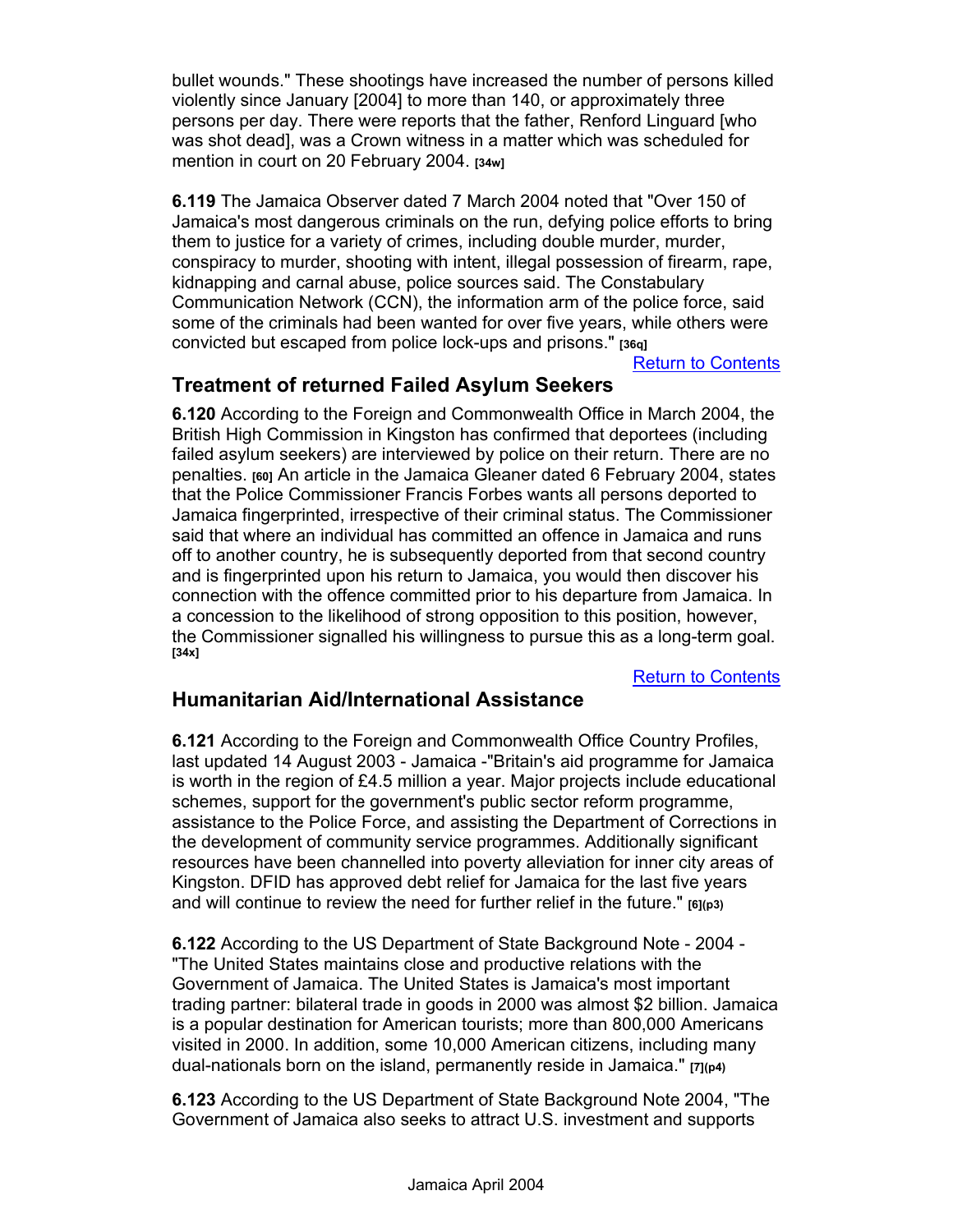bullet wounds." These shootings have increased the number of persons killed violently since January [2004] to more than 140, or approximately three persons per day. There were reports that the father, Renford Linguard [who was shot dead], was a Crown witness in a matter which was scheduled for mention in court on 20 February 2004. [34w]

**6.119** The Jamaica Observer dated 7 March 2004 noted that "Over 150 of Jamaica's most dangerous criminals on the run, defying police efforts to bring them to justice for a variety of crimes, including double murder, murder, conspiracy to murder, shooting with intent, illegal possession of firearm, rape, kidnapping and carnal abuse, police sources said. The Constabulary Communication Network (CCN), the information arm of the police force, said some of the criminals had been wanted for over five years, while others were convicted but escaped from police lock-ups and prisons." [36q]

Return to Contents

## Treatment of returned Failed Asylum Seekers

**6.120** According to the Foreign and Commonwealth Office in March 2004, the British High Commission in Kingston has confirmed that deportees (including failed asylum seekers) are interviewed by police on their return. There are no penalties. [60] An article in the Jamaica Gleaner dated 6 February 2004, states that the Police Commissioner Francis Forbes wants all persons deported to Jamaica fingerprinted, irrespective of their criminal status. The Commissioner said that where an individual has committed an offence in Jamaica and runs off to another country, he is subsequently deported from that second country and is fingerprinted upon his return to Jamaica, you would then discover his connection with the offence committed prior to his departure from Jamaica. In a concession to the likelihood of strong opposition to this position, however, the Commissioner signalled his willingness to pursue this as a long-term goal. [34x]

Return to Contents

## Humanitarian Aid/International Assistance

**6.121** According to the Foreign and Commonwealth Office Country Profiles, last updated 14 August 2003 - Jamaica -"Britain's aid programme for Jamaica is worth in the region of £4.5 million a year. Major projects include educational schemes, support for the government's public sector reform programme, assistance to the Police Force, and assisting the Department of Corrections in the development of community service programmes. Additionally significant resources have been channelled into poverty alleviation for inner city areas of Kingston. DFID has approved debt relief for Jamaica for the last five years and will continue to review the need for further relief in the future." [6](p3)

**6.122** According to the US Department of State Background Note - 2004 - "The United States maintains close and productive relations with the Government of Jamaica. The United States is Jamaica's most important trading partner: bilateral trade in goods in 2000 was almost $2 billion. Jamaica is a popular destination for American tourists; more than 800,000 Americans visited in 2000. In addition, some 10,000 American citizens, including many dual-nationals born on the island, permanently reside in Jamaica." [7](p4)

**6.123** According to the US Department of State Background Note 2004, "The Government of Jamaica also seeks to attract U.S. investment and supports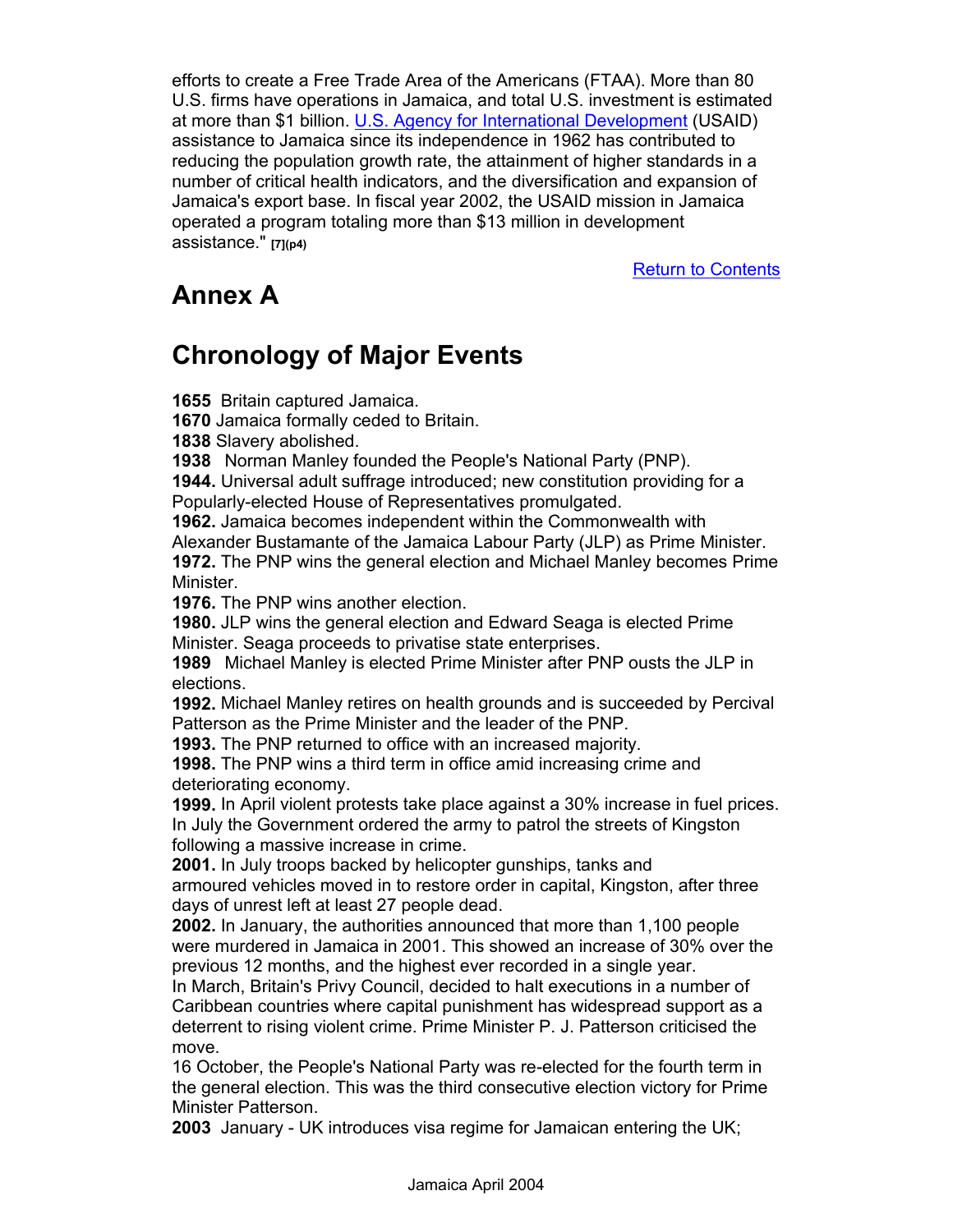efforts to create a Free Trade Area of the Americans (FTAA). More than 80 U.S. firms have operations in Jamaica, and total U.S. investment is estimated at more than $1 billion. U.S. Agency for International Development (USAID) assistance to Jamaica since its independence in 1962 has contributed to reducing the population growth rate, the attainment of higher standards in a number of critical health indicators, and the diversification and expansion of Jamaica's export base. In fiscal year 2002, the USAID mission in Jamaica operated a program totaling more than $13 million in development assistance." **[7](p4)**

Return to Contents

# Annex A

# Chronology of Major Events

**1655** Britain captured Jamaica.
**1670** Jamaica formally ceded to Britain.
**1838** Slavery abolished.
**1938** Norman Manley founded the People's National Party (PNP).
**1944.** Universal adult suffrage introduced; new constitution providing for a Popularly-elected House of Representatives promulgated.
**1962.** Jamaica becomes independent within the Commonwealth with Alexander Bustamante of the Jamaica Labour Party (JLP) as Prime Minister.
**1972.** The PNP wins the general election and Michael Manley becomes Prime Minister.
**1976.** The PNP wins another election.
**1980.** JLP wins the general election and Edward Seaga is elected Prime Minister. Seaga proceeds to privatise state enterprises.
**1989** Michael Manley is elected Prime Minister after PNP ousts the JLP in elections.
**1992.** Michael Manley retires on health grounds and is succeeded by Percival Patterson as the Prime Minister and the leader of the PNP.
**1993.** The PNP returned to office with an increased majority.
**1998.** The PNP wins a third term in office amid increasing crime and deteriorating economy.
**1999.** In April violent protests take place against a 30% increase in fuel prices. In July the Government ordered the army to patrol the streets of Kingston following a massive increase in crime.
**2001.** In July troops backed by helicopter gunships, tanks and armoured vehicles moved in to restore order in capital, Kingston, after three days of unrest left at least 27 people dead.
**2002.** In January, the authorities announced that more than 1,100 people were murdered in Jamaica in 2001. This showed an increase of 30% over the previous 12 months, and the highest ever recorded in a single year.
In March, Britain's Privy Council, decided to halt executions in a number of Caribbean countries where capital punishment has widespread support as a deterrent to rising violent crime. Prime Minister P. J. Patterson criticised the move.
16 October, the People's National Party was re-elected for the fourth term in the general election. This was the third consecutive election victory for Prime Minister Patterson.
**2003** January - UK introduces visa regime for Jamaican entering the UK;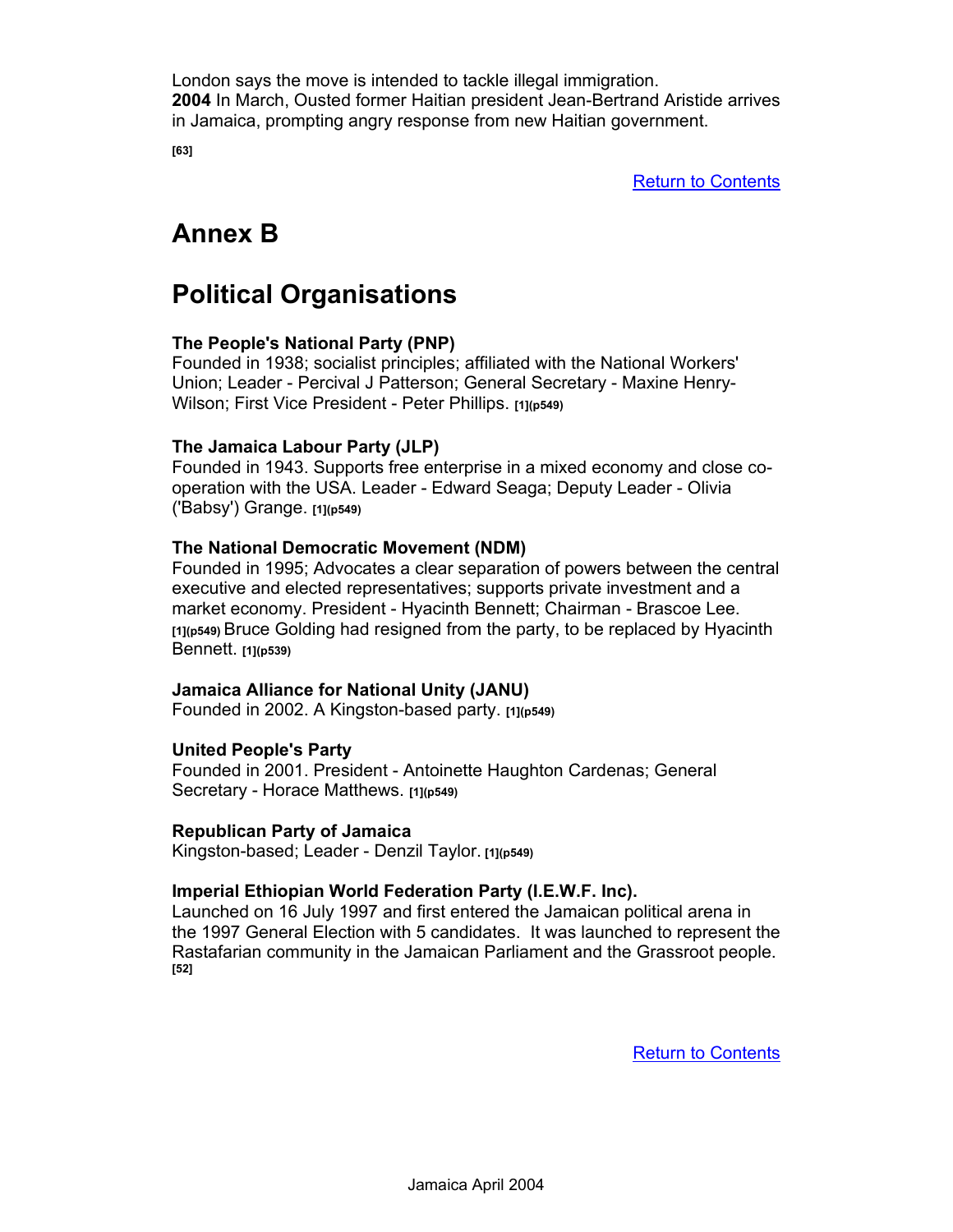London says the move is intended to tackle illegal immigration.
**2004** In March, Ousted former Haitian president Jean-Bertrand Aristide arrives in Jamaica, prompting angry response from new Haitian government.

**[63]**

Return to Contents

# Annex B

# Political Organisations

**The People's National Party (PNP)**
Founded in 1938; socialist principles; affiliated with the National Workers' Union; Leader - Percival J Patterson; General Secretary - Maxine Henry-Wilson; First Vice President - Peter Phillips. **[1](p549)**

**The Jamaica Labour Party (JLP)**
Founded in 1943. Supports free enterprise in a mixed economy and close co-operation with the USA. Leader - Edward Seaga; Deputy Leader - Olivia ('Babsy') Grange. **[1](p549)**

**The National Democratic Movement (NDM)**
Founded in 1995; Advocates a clear separation of powers between the central executive and elected representatives; supports private investment and a market economy. President - Hyacinth Bennett; Chairman - Brascoe Lee. **[1](p549)** Bruce Golding had resigned from the party, to be replaced by Hyacinth Bennett. **[1](p539)**

**Jamaica Alliance for National Unity (JANU)**
Founded in 2002. A Kingston-based party. **[1](p549)**

**United People's Party**
Founded in 2001. President - Antoinette Haughton Cardenas; General Secretary - Horace Matthews. **[1](p549)**

**Republican Party of Jamaica**
Kingston-based; Leader - Denzil Taylor. **[1](p549)**

**Imperial Ethiopian World Federation Party (I.E.W.F. Inc).**
Launched on 16 July 1997 and first entered the Jamaican political arena in the 1997 General Election with 5 candidates. It was launched to represent the Rastafarian community in the Jamaican Parliament and the Grassroot people. **[52]**

Return to Contents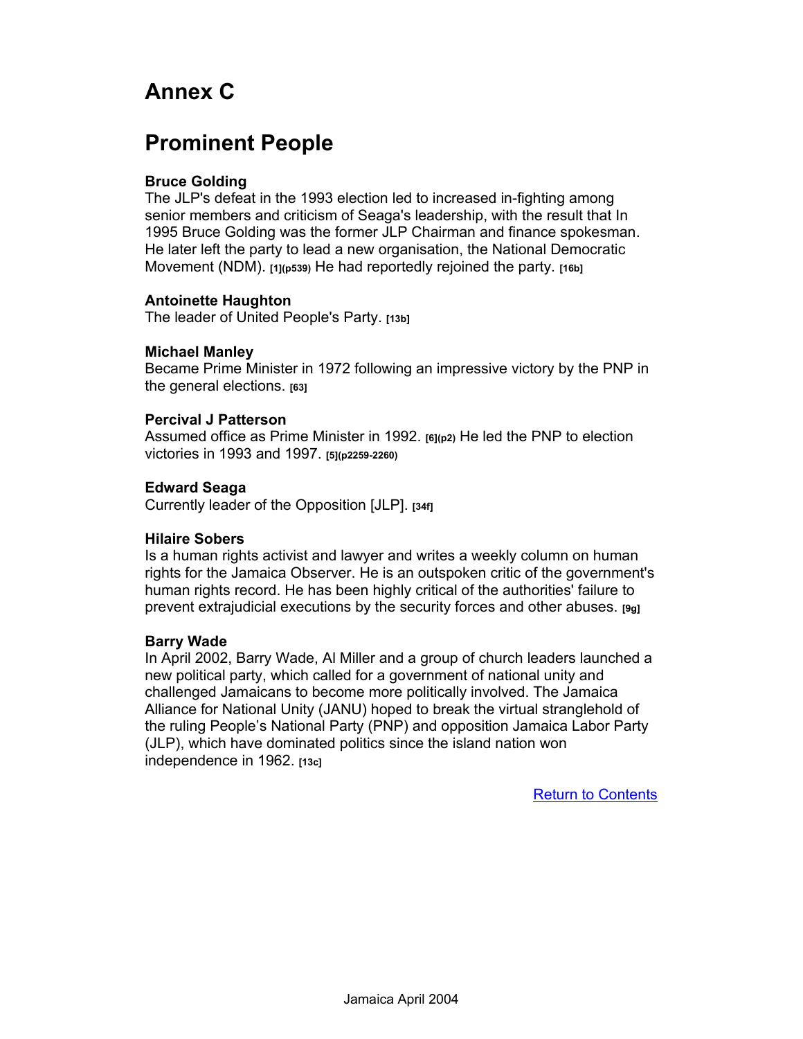# Annex C

## Prominent People

**Bruce Golding**
The JLP's defeat in the 1993 election led to increased in-fighting among senior members and criticism of Seaga's leadership, with the result that In 1995 Bruce Golding was the former JLP Chairman and finance spokesman. He later left the party to lead a new organisation, the National Democratic Movement (NDM). [1](p539) He had reportedly rejoined the party. [16b]

**Antoinette Haughton**
The leader of United People's Party. [13b]

**Michael Manley**
Became Prime Minister in 1972 following an impressive victory by the PNP in the general elections. [63]

**Percival J Patterson**
Assumed office as Prime Minister in 1992. [6](p2) He led the PNP to election victories in 1993 and 1997. [5](p2259-2260)

**Edward Seaga**
Currently leader of the Opposition [JLP]. [34f]

**Hilaire Sobers**
Is a human rights activist and lawyer and writes a weekly column on human rights for the Jamaica Observer. He is an outspoken critic of the government's human rights record. He has been highly critical of the authorities' failure to prevent extrajudicial executions by the security forces and other abuses. [9g]

**Barry Wade**
In April 2002, Barry Wade, Al Miller and a group of church leaders launched a new political party, which called for a government of national unity and challenged Jamaicans to become more politically involved. The Jamaica Alliance for National Unity (JANU) hoped to break the virtual stranglehold of the ruling People's National Party (PNP) and opposition Jamaica Labor Party (JLP), which have dominated politics since the island nation won independence in 1962. [13c]

Return to Contents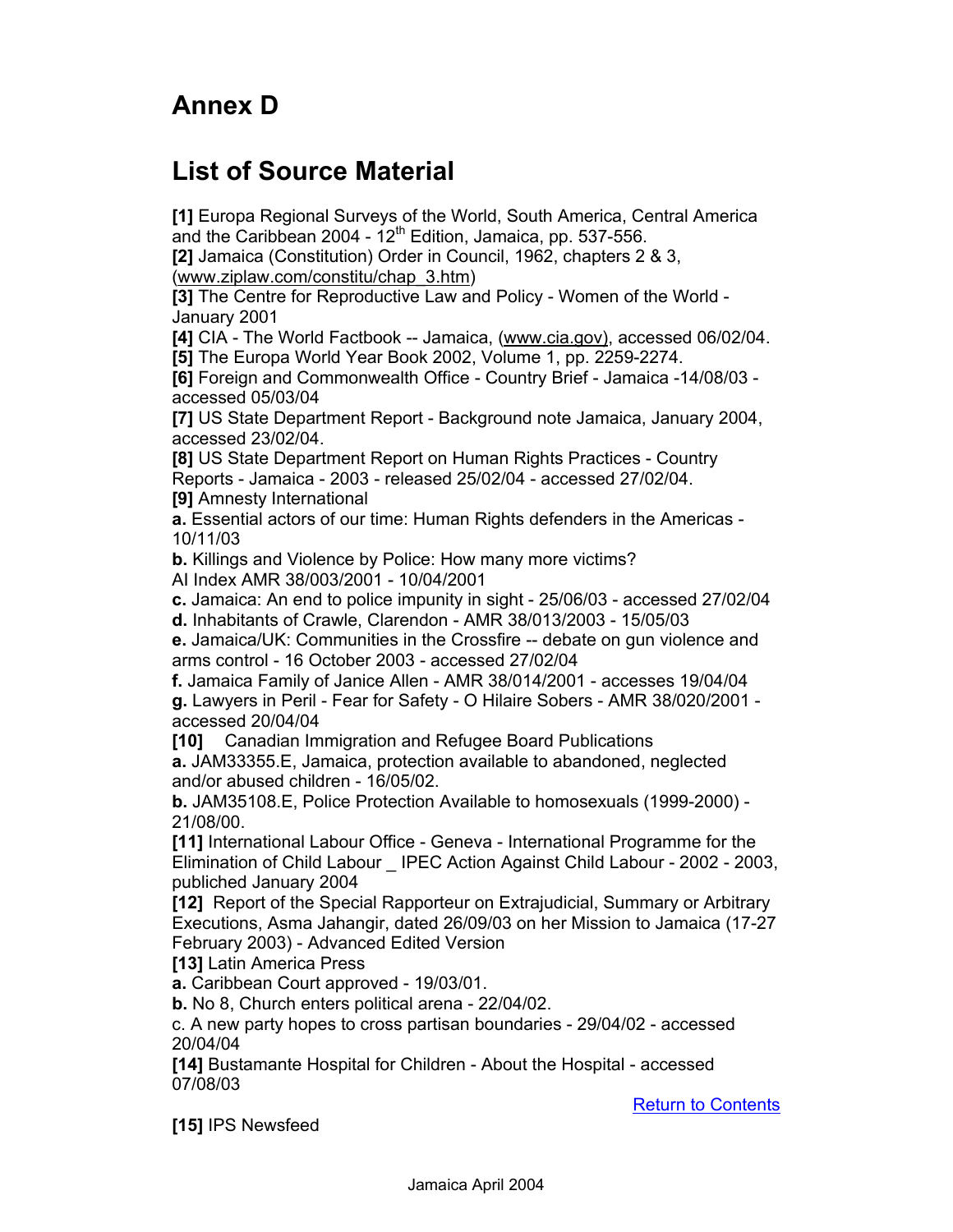# Annex D

## List of Source Material

**[1]** Europa Regional Surveys of the World, South America, Central America and the Caribbean 2004 - 12th Edition, Jamaica, pp. 537-556.
**[2]** Jamaica (Constitution) Order in Council, 1962, chapters 2 & 3, (www.ziplaw.com/constitu/chap_3.htm)
**[3]** The Centre for Reproductive Law and Policy - Women of the World - January 2001
**[4]** CIA - The World Factbook -- Jamaica, (www.cia.gov), accessed 06/02/04.
**[5]** The Europa World Year Book 2002, Volume 1, pp. 2259-2274.
**[6]** Foreign and Commonwealth Office - Country Brief - Jamaica -14/08/03 - accessed 05/03/04
**[7]** US State Department Report - Background note Jamaica, January 2004, accessed 23/02/04.
**[8]** US State Department Report on Human Rights Practices - Country Reports - Jamaica - 2003 - released 25/02/04 - accessed 27/02/04.
**[9]** Amnesty International
**a.** Essential actors of our time: Human Rights defenders in the Americas - 10/11/03
**b.** Killings and Violence by Police: How many more victims? AI Index AMR 38/003/2001 - 10/04/2001
**c.** Jamaica: An end to police impunity in sight - 25/06/03 - accessed 27/02/04
**d.** Inhabitants of Crawle, Clarendon - AMR 38/013/2003 - 15/05/03
**e.** Jamaica/UK: Communities in the Crossfire -- debate on gun violence and arms control - 16 October 2003 - accessed 27/02/04
**f.** Jamaica Family of Janice Allen - AMR 38/014/2001 - accesses 19/04/04
**g.** Lawyers in Peril - Fear for Safety - O Hilaire Sobers - AMR 38/020/2001 - accessed 20/04/04
**[10]** Canadian Immigration and Refugee Board Publications
**a.** JAM33355.E, Jamaica, protection available to abandoned, neglected and/or abused children - 16/05/02.
**b.** JAM35108.E, Police Protection Available to homosexuals (1999-2000) - 21/08/00.
**[11]** International Labour Office - Geneva - International Programme for the Elimination of Child Labour _ IPEC Action Against Child Labour - 2002 - 2003, published January 2004
**[12]** Report of the Special Rapporteur on Extrajudicial, Summary or Arbitrary Executions, Asma Jahangir, dated 26/09/03 on her Mission to Jamaica (17-27 February 2003) - Advanced Edited Version
**[13]** Latin America Press
**a.** Caribbean Court approved - 19/03/01.
**b.** No 8, Church enters political arena - 22/04/02.
c. A new party hopes to cross partisan boundaries - 29/04/02 - accessed 20/04/04
**[14]** Bustamante Hospital for Children - About the Hospital - accessed 07/08/03

Return to Contents

**[15]** IPS Newsfeed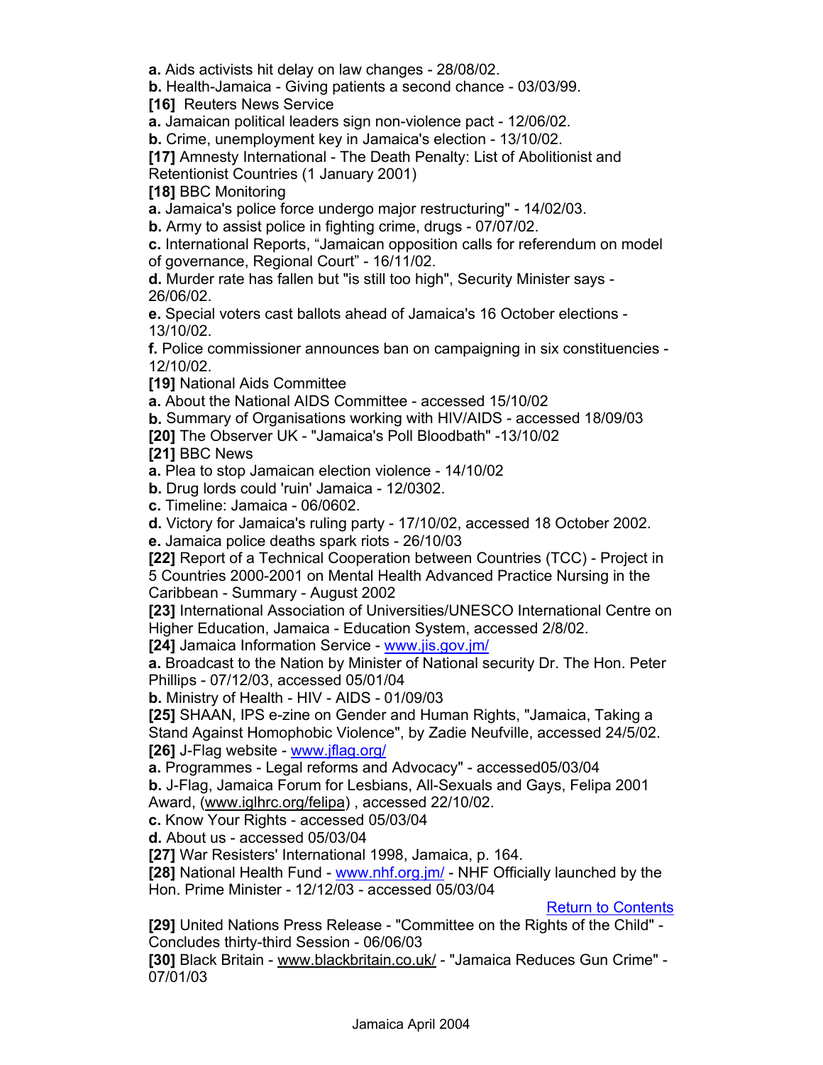**a.** Aids activists hit delay on law changes - 28/08/02.
**b.** Health-Jamaica - Giving patients a second chance - 03/03/99.
**[16]** Reuters News Service
**a.** Jamaican political leaders sign non-violence pact - 12/06/02.
**b.** Crime, unemployment key in Jamaica's election - 13/10/02.
**[17]** Amnesty International - The Death Penalty: List of Abolitionist and Retentionist Countries (1 January 2001)
**[18]** BBC Monitoring
**a.** Jamaica's police force undergo major restructuring" - 14/02/03.
**b.** Army to assist police in fighting crime, drugs - 07/07/02.
**c.** International Reports, "Jamaican opposition calls for referendum on model of governance, Regional Court" - 16/11/02.
**d.** Murder rate has fallen but "is still too high", Security Minister says - 26/06/02.
**e.** Special voters cast ballots ahead of Jamaica's 16 October elections - 13/10/02.
**f.** Police commissioner announces ban on campaigning in six constituencies - 12/10/02.
**[19]** National Aids Committee
**a.** About the National AIDS Committee - accessed 15/10/02
**b.** Summary of Organisations working with HIV/AIDS - accessed 18/09/03
**[20]** The Observer UK - "Jamaica's Poll Bloodbath" -13/10/02
**[21]** BBC News
**a.** Plea to stop Jamaican election violence - 14/10/02
**b.** Drug lords could 'ruin' Jamaica - 12/0302.
**c.** Timeline: Jamaica - 06/0602.
**d.** Victory for Jamaica's ruling party - 17/10/02, accessed 18 October 2002.
**e.** Jamaica police deaths spark riots - 26/10/03
**[22]** Report of a Technical Cooperation between Countries (TCC) - Project in 5 Countries 2000-2001 on Mental Health Advanced Practice Nursing in the Caribbean - Summary - August 2002
**[23]** International Association of Universities/UNESCO International Centre on Higher Education, Jamaica - Education System, accessed 2/8/02.
**[24]** Jamaica Information Service - www.jis.gov.jm/
**a.** Broadcast to the Nation by Minister of National security Dr. The Hon. Peter Phillips - 07/12/03, accessed 05/01/04
**b.** Ministry of Health - HIV - AIDS - 01/09/03
**[25]** SHAAN, IPS e-zine on Gender and Human Rights, "Jamaica, Taking a Stand Against Homophobic Violence", by Zadie Neufville, accessed 24/5/02.
**[26]** J-Flag website - www.jflag.org/
**a.** Programmes - Legal reforms and Advocacy" - accessed05/03/04
**b.** J-Flag, Jamaica Forum for Lesbians, All-Sexuals and Gays, Felipa 2001 Award, (www.iglhrc.org/felipa) , accessed 22/10/02.
**c.** Know Your Rights - accessed 05/03/04
**d.** About us - accessed 05/03/04
**[27]** War Resisters' International 1998, Jamaica, p. 164.
**[28]** National Health Fund - www.nhf.org.jm/ - NHF Officially launched by the Hon. Prime Minister - 12/12/03 - accessed 05/03/04

Return to Contents

**[29]** United Nations Press Release - "Committee on the Rights of the Child" - Concludes thirty-third Session - 06/06/03
**[30]** Black Britain - www.blackbritain.co.uk/ - "Jamaica Reduces Gun Crime" - 07/01/03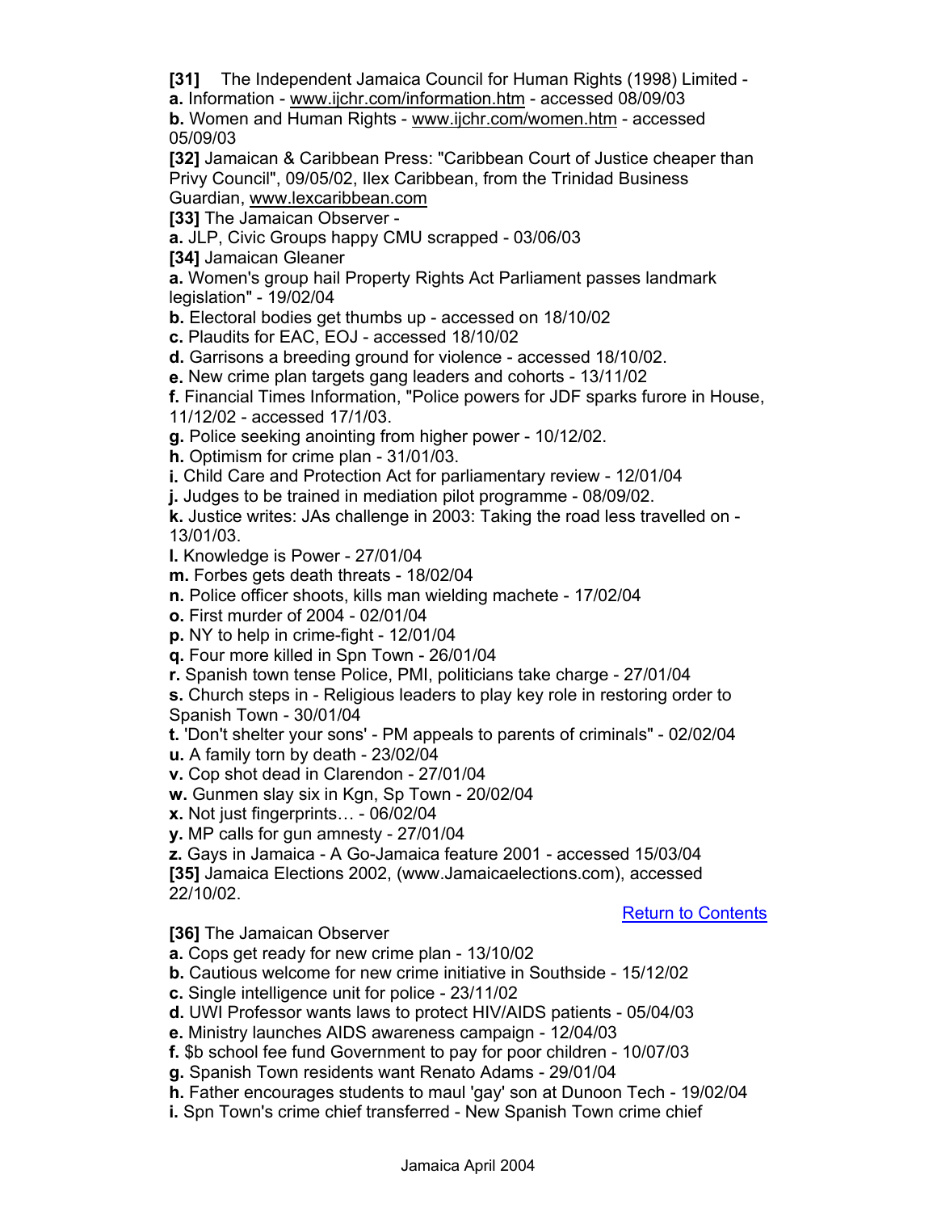**[31]** The Independent Jamaica Council for Human Rights (1998) Limited -
**a.** Information - www.ijchr.com/information.htm - accessed 08/09/03
**b.** Women and Human Rights - www.ijchr.com/women.htm - accessed 05/09/03

**[32]** Jamaican & Caribbean Press: "Caribbean Court of Justice cheaper than Privy Council", 09/05/02, Ilex Caribbean, from the Trinidad Business Guardian, www.lexcaribbean.com

**[33]** The Jamaican Observer -
**a.** JLP, Civic Groups happy CMU scrapped - 03/06/03

**[34]** Jamaican Gleaner
**a.** Women's group hail Property Rights Act Parliament passes landmark legislation" - 19/02/04
**b.** Electoral bodies get thumbs up - accessed on 18/10/02
**c.** Plaudits for EAC, EOJ - accessed 18/10/02
**d.** Garrisons a breeding ground for violence - accessed 18/10/02.
**e.** New crime plan targets gang leaders and cohorts - 13/11/02
**f.** Financial Times Information, "Police powers for JDF sparks furore in House, 11/12/02 - accessed 17/1/03.
**g.** Police seeking anointing from higher power - 10/12/02.
**h.** Optimism for crime plan - 31/01/03.
**i.** Child Care and Protection Act for parliamentary review - 12/01/04
**j.** Judges to be trained in mediation pilot programme - 08/09/02.
**k.** Justice writes: JAs challenge in 2003: Taking the road less travelled on - 13/01/03.
**l.** Knowledge is Power - 27/01/04
**m.** Forbes gets death threats - 18/02/04
**n.** Police officer shoots, kills man wielding machete - 17/02/04
**o.** First murder of 2004 - 02/01/04
**p.** NY to help in crime-fight - 12/01/04
**q.** Four more killed in Spn Town - 26/01/04
**r.** Spanish town tense Police, PMI, politicians take charge - 27/01/04
**s.** Church steps in - Religious leaders to play key role in restoring order to Spanish Town - 30/01/04
**t.** 'Don't shelter your sons' - PM appeals to parents of criminals" - 02/02/04
**u.** A family torn by death - 23/02/04
**v.** Cop shot dead in Clarendon - 27/01/04
**w.** Gunmen slay six in Kgn, Sp Town - 20/02/04
**x.** Not just fingerprints… - 06/02/04
**y.** MP calls for gun amnesty - 27/01/04
**z.** Gays in Jamaica - A Go-Jamaica feature 2001 - accessed 15/03/04

**[35]** Jamaica Elections 2002, (www.Jamaicaelections.com), accessed 22/10/02.

Return to Contents

**[36]** The Jamaican Observer
**a.** Cops get ready for new crime plan - 13/10/02
**b.** Cautious welcome for new crime initiative in Southside - 15/12/02
**c.** Single intelligence unit for police - 23/11/02
**d.** UWI Professor wants laws to protect HIV/AIDS patients - 05/04/03
**e.** Ministry launches AIDS awareness campaign - 12/04/03
**f.** $b school fee fund Government to pay for poor children - 10/07/03
**g.** Spanish Town residents want Renato Adams - 29/01/04
**h.** Father encourages students to maul 'gay' son at Dunoon Tech - 19/02/04
**i.** Spn Town's crime chief transferred - New Spanish Town crime chief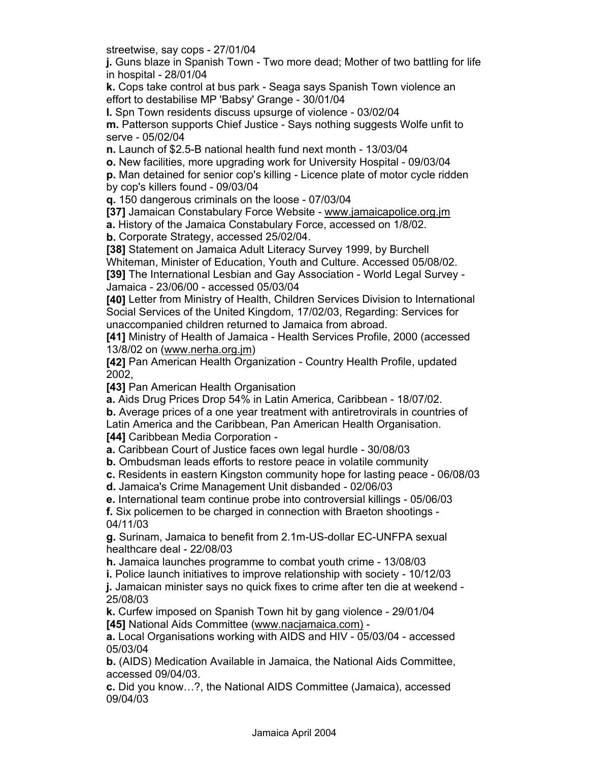streetwise, say cops - 27/01/04

**j.** Guns blaze in Spanish Town - Two more dead; Mother of two battling for life in hospital - 28/01/04

**k.** Cops take control at bus park - Seaga says Spanish Town violence an effort to destabilise MP 'Babsy' Grange - 30/01/04

**l.** Spn Town residents discuss upsurge of violence - 03/02/04

**m.** Patterson supports Chief Justice - Says nothing suggests Wolfe unfit to serve - 05/02/04

**n.** Launch of $2.5-B national health fund next month - 13/03/04

**o.** New facilities, more upgrading work for University Hospital - 09/03/04

**p.** Man detained for senior cop's killing - Licence plate of motor cycle ridden by cop's killers found - 09/03/04

**q.** 150 dangerous criminals on the loose - 07/03/04

**[37]** Jamaican Constabulary Force Website - www.jamaicapolice.org.jm

**a.** History of the Jamaica Constabulary Force, accessed on 1/8/02.

**b.** Corporate Strategy, accessed 25/02/04.

**[38]** Statement on Jamaica Adult Literacy Survey 1999, by Burchell Whiteman, Minister of Education, Youth and Culture. Accessed 05/08/02.

**[39]** The International Lesbian and Gay Association - World Legal Survey - Jamaica - 23/06/00 - accessed 05/03/04

**[40]** Letter from Ministry of Health, Children Services Division to International Social Services of the United Kingdom, 17/02/03, Regarding: Services for unaccompanied children returned to Jamaica from abroad.

**[41]** Ministry of Health of Jamaica - Health Services Profile, 2000 (accessed 13/8/02 on (www.nerha.org.jm)

**[42]** Pan American Health Organization - Country Health Profile, updated 2002,

**[43]** Pan American Health Organisation

**a.** Aids Drug Prices Drop 54% in Latin America, Caribbean - 18/07/02.

**b.** Average prices of a one year treatment with antiretrovirals in countries of Latin America and the Caribbean, Pan American Health Organisation.

**[44]** Caribbean Media Corporation -

**a.** Caribbean Court of Justice faces own legal hurdle - 30/08/03

**b.** Ombudsman leads efforts to restore peace in volatile community

**c.** Residents in eastern Kingston community hope for lasting peace - 06/08/03

**d.** Jamaica's Crime Management Unit disbanded - 02/06/03

**e.** International team continue probe into controversial killings - 05/06/03

**f.** Six policemen to be charged in connection with Braeton shootings - 04/11/03

**g.** Surinam, Jamaica to benefit from 2.1m-US-dollar EC-UNFPA sexual healthcare deal - 22/08/03

**h.** Jamaica launches programme to combat youth crime - 13/08/03

**i.** Police launch initiatives to improve relationship with society - 10/12/03

**j.** Jamaican minister says no quick fixes to crime after ten die at weekend - 25/08/03

**k.** Curfew imposed on Spanish Town hit by gang violence - 29/01/04

**[45]** National Aids Committee (www.nacjamaica.com) -

**a.** Local Organisations working with AIDS and HIV - 05/03/04 - accessed 05/03/04

**b.** (AIDS) Medication Available in Jamaica, the National Aids Committee, accessed 09/04/03.

**c.** Did you know…?, the National AIDS Committee (Jamaica), accessed 09/04/03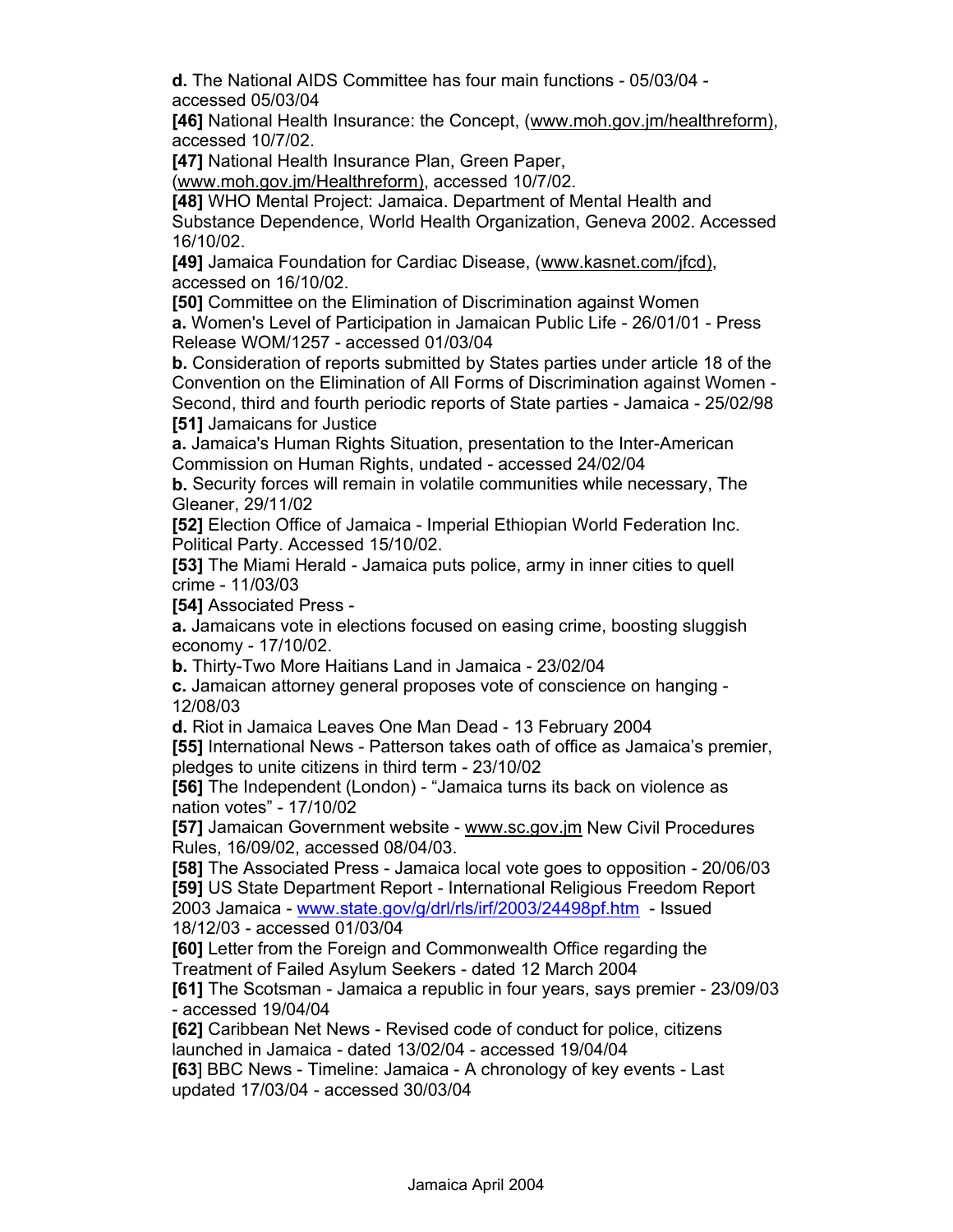**d.** The National AIDS Committee has four main functions - 05/03/04 - accessed 05/03/04

**[46]** National Health Insurance: the Concept, (www.moh.gov.jm/healthreform), accessed 10/7/02.

**[47]** National Health Insurance Plan, Green Paper, (www.moh.gov.jm/Healthreform), accessed 10/7/02.

**[48]** WHO Mental Project: Jamaica. Department of Mental Health and Substance Dependence, World Health Organization, Geneva 2002. Accessed 16/10/02.

**[49]** Jamaica Foundation for Cardiac Disease, (www.kasnet.com/jfcd), accessed on 16/10/02.

**[50]** Committee on the Elimination of Discrimination against Women

**a.** Women's Level of Participation in Jamaican Public Life - 26/01/01 - Press Release WOM/1257 - accessed 01/03/04

**b.** Consideration of reports submitted by States parties under article 18 of the Convention on the Elimination of All Forms of Discrimination against Women - Second, third and fourth periodic reports of State parties - Jamaica - 25/02/98

**[51]** Jamaicans for Justice

**a.** Jamaica's Human Rights Situation, presentation to the Inter-American Commission on Human Rights, undated - accessed 24/02/04

**b.** Security forces will remain in volatile communities while necessary, The Gleaner, 29/11/02

**[52]** Election Office of Jamaica - Imperial Ethiopian World Federation Inc. Political Party. Accessed 15/10/02.

**[53]** The Miami Herald - Jamaica puts police, army in inner cities to quell crime - 11/03/03

**[54]** Associated Press -

**a.** Jamaicans vote in elections focused on easing crime, boosting sluggish economy - 17/10/02.

**b.** Thirty-Two More Haitians Land in Jamaica - 23/02/04

**c.** Jamaican attorney general proposes vote of conscience on hanging - 12/08/03

**d.** Riot in Jamaica Leaves One Man Dead - 13 February 2004

**[55]** International News - Patterson takes oath of office as Jamaica's premier, pledges to unite citizens in third term - 23/10/02

**[56]** The Independent (London) - "Jamaica turns its back on violence as nation votes" - 17/10/02

**[57]** Jamaican Government website - www.sc.gov.jm New Civil Procedures Rules, 16/09/02, accessed 08/04/03.

**[58]** The Associated Press - Jamaica local vote goes to opposition - 20/06/03

**[59]** US State Department Report - International Religious Freedom Report 2003 Jamaica - www.state.gov/g/drl/rls/irf/2003/24498pf.htm - Issued 18/12/03 - accessed 01/03/04

**[60]** Letter from the Foreign and Commonwealth Office regarding the Treatment of Failed Asylum Seekers - dated 12 March 2004

**[61]** The Scotsman - Jamaica a republic in four years, says premier - 23/09/03 - accessed 19/04/04

**[62]** Caribbean Net News - Revised code of conduct for police, citizens launched in Jamaica - dated 13/02/04 - accessed 19/04/04

**[63]** BBC News - Timeline: Jamaica - A chronology of key events - Last updated 17/03/04 - accessed 30/03/04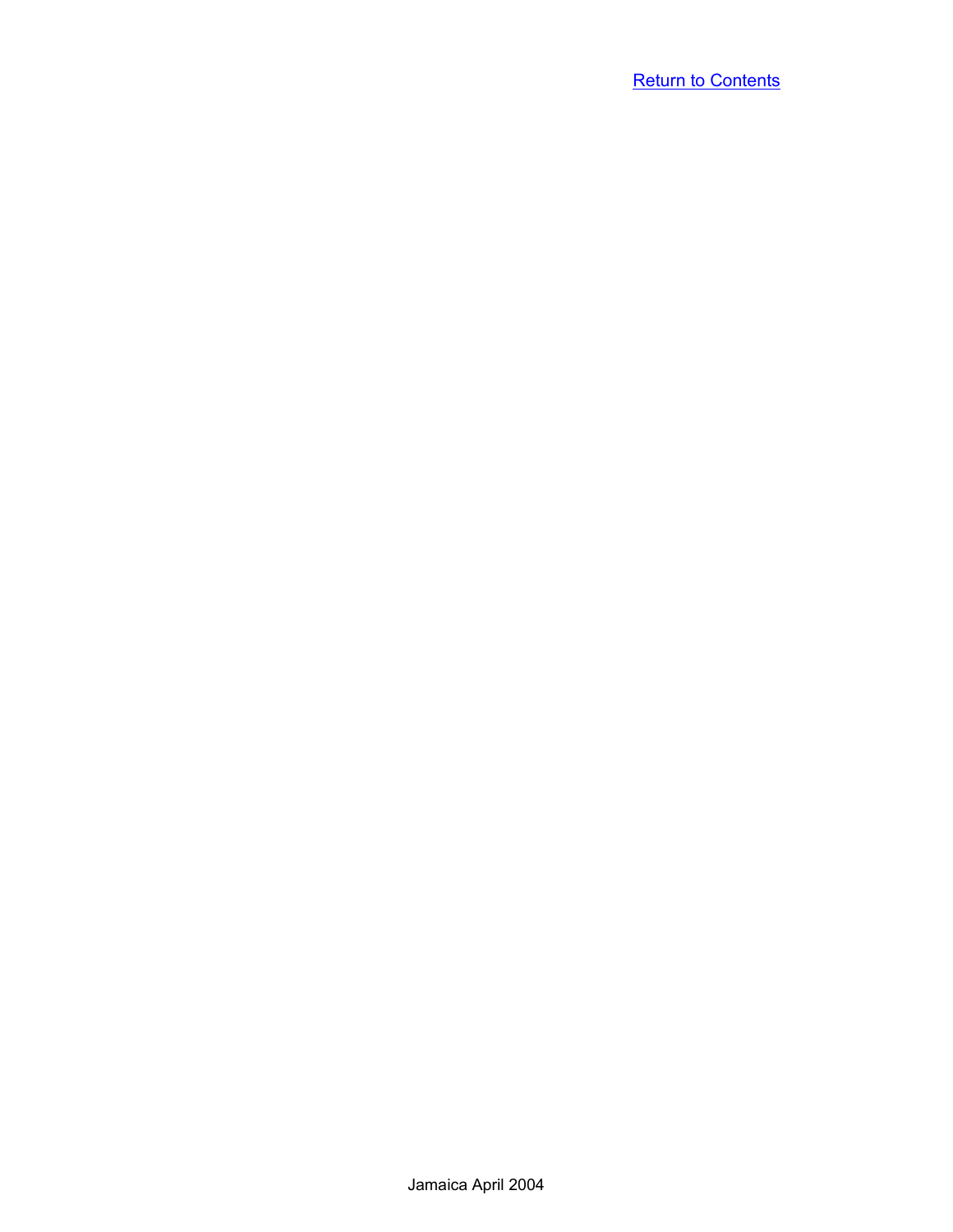Return to Contents